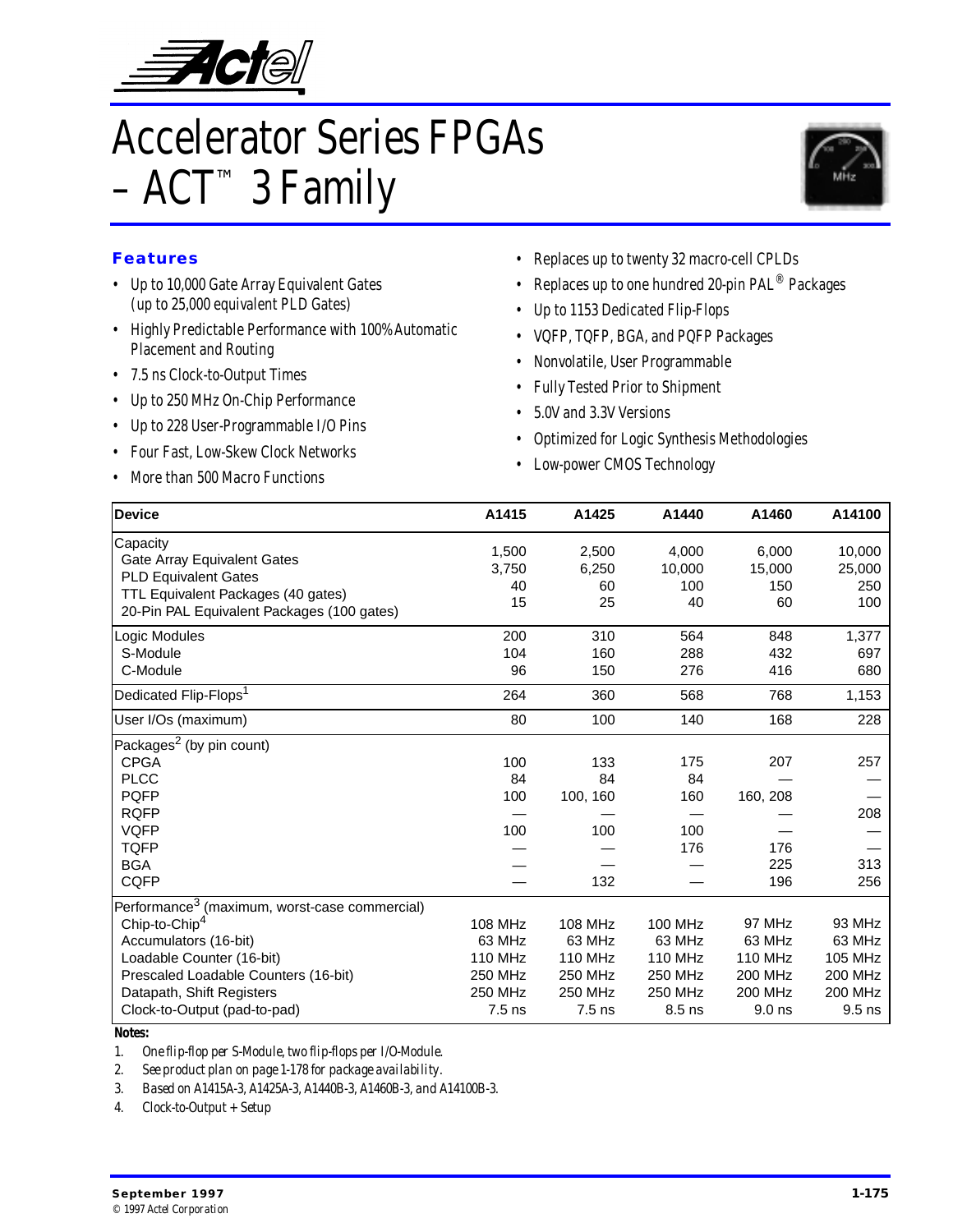# Accelerator Series FPGAs – ACT™ 3 Family

## Features

- Up to 10,000 Gate Array Equivalent Gates (up to 25,000 equivalent PLD Gates)
- Highly Predictable Performance with 100% Automatic Placement and Routing
- 7.5 ns Clock-to-Output Times
- Up to 250 MHz On-Chip Performance
- Up to 228 User-Programmable I/O Pins
- Four Fast, Low-Skew Clock Networks
- More than 500 Macro Functions
- Replaces up to twenty 32 macro-cell CPLDs
- Replaces up to one hundred 20-pin PAL® Packages
- Up to 1153 Dedicated Flip-Flops
- VQFP, TQFP, BGA, and PQFP Packages
- Nonvolatile, User Programmable
- Fully Tested Prior to Shipment
- 5.0V and 3.3V Versions
- Optimized for Logic Synthesis Methodologies
- Low-power CMOS Technology

| Device | A1415 | A1425 | A1440 | A1460 | A14100 |
|---|---|---|---|---|---|
| **Capacity** | | | | | |
| Gate Array Equivalent Gates | 1,500 | 2,500 | 4,000 | 6,000 | 10,000 |
| PLD Equivalent Gates | 3,750 | 6,250 | 10,000 | 15,000 | 25,000 |
| TTL Equivalent Packages (40 gates) | 40 | 60 | 100 | 150 | 250 |
| 20-Pin PAL Equivalent Packages (100 gates) | 15 | 25 | 40 | 60 | 100 |
| Logic Modules | 200 | 310 | 564 | 848 | 1,377 |
| S-Module | 104 | 160 | 288 | 432 | 697 |
| C-Module | 96 | 150 | 276 | 416 | 680 |
| Dedicated Flip-Flops[1] | 264 | 360 | 568 | 768 | 1,153 |
| User I/Os (maximum) | 80 | 100 | 140 | 168 | 228 |
| **Packages[2] (by pin count)** | | | | | |
| CPGA | 100 | 133 | 175 | 207 | 257 |
| PLCC | 84 | 84 | 84 | — | — |
| PQFP | 100 | 100, 160 | 160 | 160, 208 | — |
| RQFP | — | — | — | — | 208 |
| VQFP | 100 | 100 | 100 | — | — |
| TQFP | — | — | 176 | 176 | — |
| BGA | — | — | — | 225 | 313 |
| CQFP | — | 132 | — | 196 | 256 |
| **Performance[3] (maximum, worst-case commercial)** | | | | | |
| Chip-to-Chip[4] | 108 MHz | 108 MHz | 100 MHz | 97 MHz | 93 MHz |
| Accumulators (16-bit) | 63 MHz | 63 MHz | 63 MHz | 63 MHz | 63 MHz |
| Loadable Counter (16-bit) | 110 MHz | 110 MHz | 110 MHz | 110 MHz | 105 MHz |
| Prescaled Loadable Counters (16-bit) | 250 MHz | 250 MHz | 250 MHz | 200 MHz | 200 MHz |
| Datapath, Shift Registers | 250 MHz | 250 MHz | 250 MHz | 200 MHz | 200 MHz |
| Clock-to-Output (pad-to-pad) | 7.5 ns | 7.5 ns | 8.5 ns | 9.0 ns | 9.5 ns |

**Notes:**

1. *One flip-flop per S-Module, two flip-flops per I/O-Module.*
2. *See product plan on page 1-178 for package availability.*
3. *Based on A1415A-3, A1425A-3, A1440B-3, A1460B-3, and A14100B-3.*
4. *Clock-to-Output + Setup*

September 1997
© 1997 Actel Corporation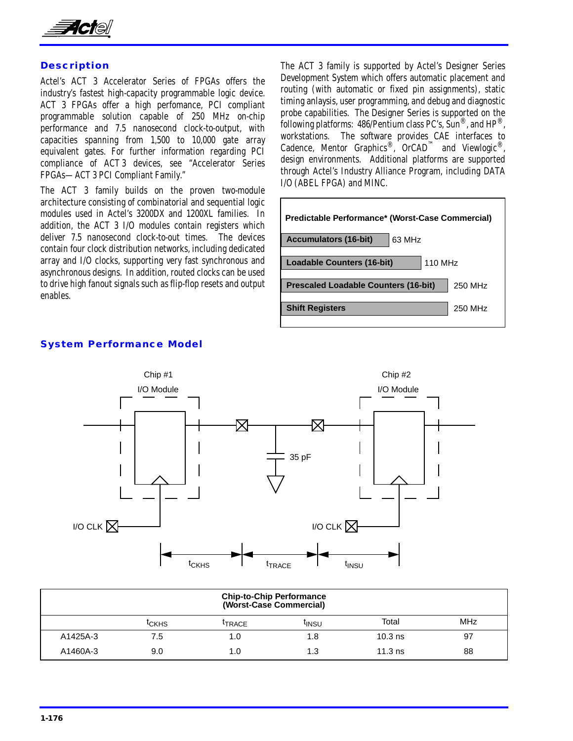## Description

Actel's ACT 3 Accelerator Series of FPGAs offers the industry's fastest high-capacity programmable logic device. ACT 3 FPGAs offer a high perfomance, PCI compliant programmable solution capable of 250 MHz on-chip performance and 7.5 nanosecond clock-to-output, with capacities spanning from 1,500 to 10,000 gate array equivalent gates. For further information regarding PCI compliance of ACT 3 devices, see "Accelerator Series FPGAs—ACT 3 PCI Compliant Family."

The ACT 3 family builds on the proven two-module architecture consisting of combinatorial and sequential logic modules used in Actel's 3200DX and 1200XL families. In addition, the ACT 3 I/O modules contain registers which deliver 7.5 nanosecond clock-to-out times. The devices contain four clock distribution networks, including dedicated array and I/O clocks, supporting very fast synchronous and asynchronous designs. In addition, routed clocks can be used to drive high fanout signals such as flip-flop resets and output enables.

The ACT 3 family is supported by Actel's Designer Series Development System which offers automatic placement and routing (with automatic or fixed pin assignments), static timing anlaysis, user programming, and debug and diagnostic probe capabilities. The Designer Series is supported on the following platforms: 486/Pentium class PC's, Sun®, and HP®, workstations. The software provides CAE interfaces to Cadence, Mentor Graphics®, OrCAD™ and Viewlogic®, design environments. Additional platforms are supported through Actel's Industry Alliance Program, including DATA I/O (ABEL FPGA) and MINC.

| Predictable Performance* (Worst-Case Commercial) | |
|---|---|
| Accumulators (16-bit) | 63 MHz |
| Loadable Counters (16-bit) | 110 MHz |
| Prescaled Loadable Counters (16-bit) | 250 MHz |
| Shift Registers | 250 MHz |

## System Performance Model

Chip #1 I/O Module — Chip #2 I/O Module — 35 pF — I/O CLK — I/O CLK — $t_{CKHS}$ — $t_{TRACE}$ — $t_{INSU}$

| Chip-to-Chip Performance (Worst-Case Commercial) | | | | | |
|---|---|---|---|---|---|
| | $t_{CKHS}$ | $t_{TRACE}$ | $t_{INSU}$ | Total | MHz |
| A1425A-3 | 7.5 | 1.0 | 1.8 | 10.3 ns | 97 |
| A1460A-3 | 9.0 | 1.0 | 1.3 | 11.3 ns | 88 |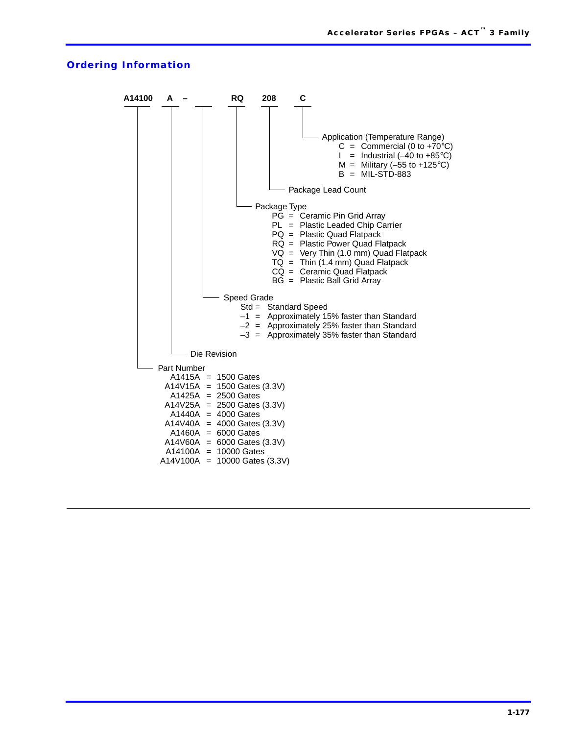## Ordering Information

```
A14100   A   –   ___   RQ   208   C
```

- **C** — Application (Temperature Range)
  - C = Commercial (0 to +70°C)
  - I = Industrial (–40 to +85°C)
  - M = Military (–55 to +125°C)
  - B = MIL-STD-883
- **208** — Package Lead Count
- **RQ** — Package Type
  - PG = Ceramic Pin Grid Array
  - PL = Plastic Leaded Chip Carrier
  - PQ = Plastic Quad Flatpack
  - RQ = Plastic Power Quad Flatpack
  - VQ = Very Thin (1.0 mm) Quad Flatpack
  - TQ = Thin (1.4 mm) Quad Flatpack
  - CQ = Ceramic Quad Flatpack
  - BG = Plastic Ball Grid Array
- **___** — Speed Grade
  - Std = Standard Speed
  - –1 = Approximately 15% faster than Standard
  - –2 = Approximately 25% faster than Standard
  - –3 = Approximately 35% faster than Standard
- **A** — Die Revision
- **A14100** — Part Number
  - A1415A = 1500 Gates
  - A14V15A = 1500 Gates (3.3V)
  - A1425A = 2500 Gates
  - A14V25A = 2500 Gates (3.3V)
  - A1440A = 4000 Gates
  - A14V40A = 4000 Gates (3.3V)
  - A1460A = 6000 Gates
  - A14V60A = 6000 Gates (3.3V)
  - A14100A = 10000 Gates
  - A14V100A = 10000 Gates (3.3V)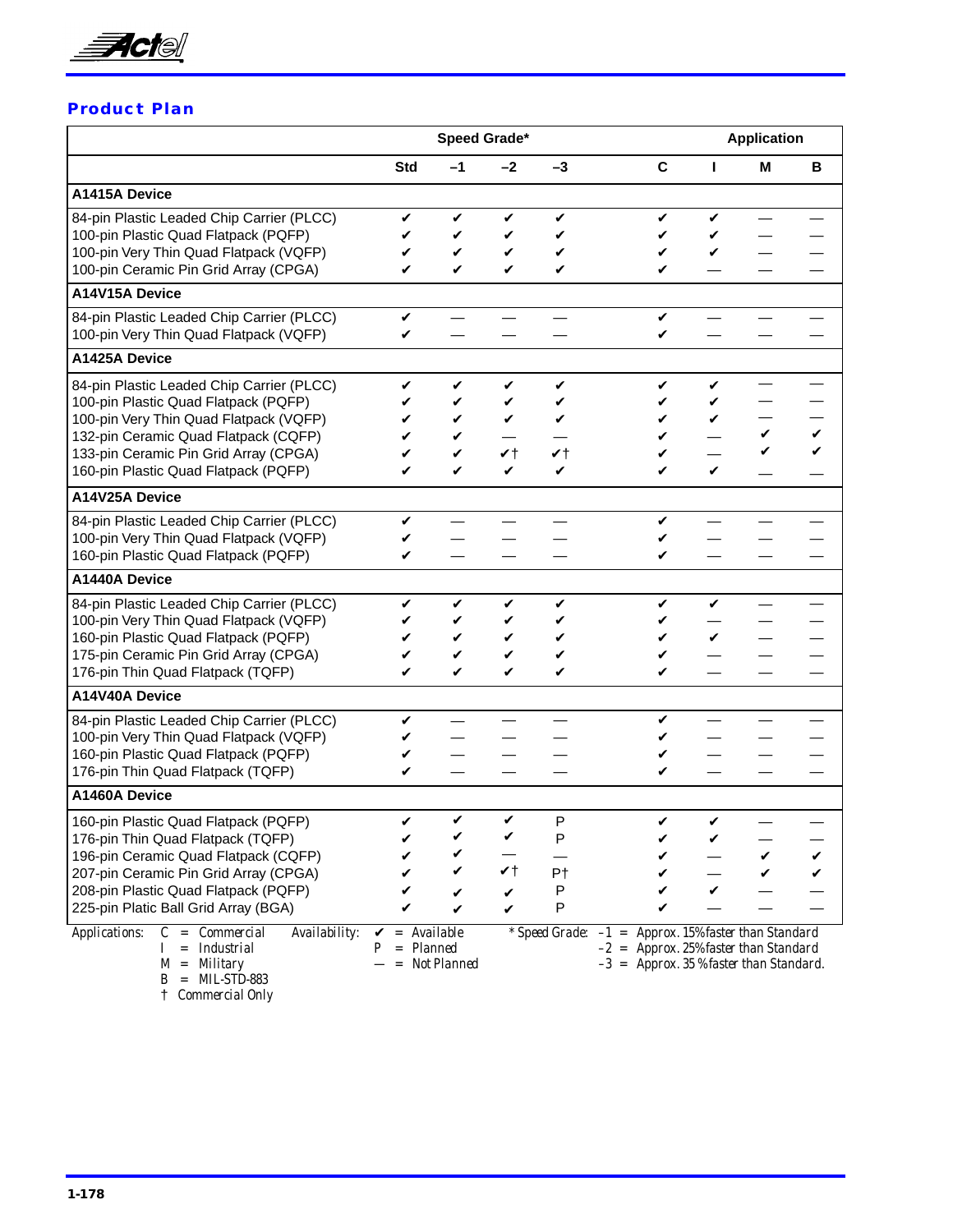## Product Plan

| | Speed Grade* | | | | Application | | | |
|---|---|---|---|---|---|---|---|---|
| | Std | –1 | –2 | –3 | C | I | M | B |
| **A1415A Device** | | | | | | | | |
| 84-pin Plastic Leaded Chip Carrier (PLCC) | ✔ | ✔ | ✔ | ✔ | ✔ | ✔ | — | — |
| 100-pin Plastic Quad Flatpack (PQFP) | ✔ | ✔ | ✔ | ✔ | ✔ | ✔ | — | — |
| 100-pin Very Thin Quad Flatpack (VQFP) | ✔ | ✔ | ✔ | ✔ | ✔ | ✔ | — | — |
| 100-pin Ceramic Pin Grid Array (CPGA) | ✔ | ✔ | ✔ | ✔ | ✔ | — | — | — |
| **A14V15A Device** | | | | | | | | |
| 84-pin Plastic Leaded Chip Carrier (PLCC) | ✔ | — | — | — | ✔ | — | — | — |
| 100-pin Very Thin Quad Flatpack (VQFP) | ✔ | — | — | — | ✔ | — | — | — |
| **A1425A Device** | | | | | | | | |
| 84-pin Plastic Leaded Chip Carrier (PLCC) | ✔ | ✔ | ✔ | ✔ | ✔ | ✔ | — | — |
| 100-pin Plastic Quad Flatpack (PQFP) | ✔ | ✔ | ✔ | ✔ | ✔ | ✔ | — | — |
| 100-pin Very Thin Quad Flatpack (VQFP) | ✔ | ✔ | ✔ | ✔ | ✔ | ✔ | — | — |
| 132-pin Ceramic Quad Flatpack (CQFP) | ✔ | ✔ | — | — | ✔ | — | ✔ | ✔ |
| 133-pin Ceramic Pin Grid Array (CPGA) | ✔ | ✔ | ✔† | ✔† | ✔ | — | ✔ | ✔ |
| 160-pin Plastic Quad Flatpack (PQFP) | ✔ | ✔ | ✔ | ✔ | ✔ | ✔ | — | — |
| **A14V25A Device** | | | | | | | | |
| 84-pin Plastic Leaded Chip Carrier (PLCC) | ✔ | — | — | — | ✔ | — | — | — |
| 100-pin Very Thin Quad Flatpack (VQFP) | ✔ | — | — | — | ✔ | — | — | — |
| 160-pin Plastic Quad Flatpack (PQFP) | ✔ | — | — | — | ✔ | — | — | — |
| **A1440A Device** | | | | | | | | |
| 84-pin Plastic Leaded Chip Carrier (PLCC) | ✔ | ✔ | ✔ | ✔ | ✔ | ✔ | — | — |
| 100-pin Very Thin Quad Flatpack (VQFP) | ✔ | ✔ | ✔ | ✔ | ✔ | — | — | — |
| 160-pin Plastic Quad Flatpack (PQFP) | ✔ | ✔ | ✔ | ✔ | ✔ | ✔ | — | — |
| 175-pin Ceramic Pin Grid Array (CPGA) | ✔ | ✔ | ✔ | ✔ | ✔ | — | — | — |
| 176-pin Thin Quad Flatpack (TQFP) | ✔ | ✔ | ✔ | ✔ | ✔ | — | — | — |
| **A14V40A Device** | | | | | | | | |
| 84-pin Plastic Leaded Chip Carrier (PLCC) | ✔ | — | — | — | ✔ | — | — | — |
| 100-pin Very Thin Quad Flatpack (VQFP) | ✔ | — | — | — | ✔ | — | — | — |
| 160-pin Plastic Quad Flatpack (PQFP) | ✔ | — | — | — | ✔ | — | — | — |
| 176-pin Thin Quad Flatpack (TQFP) | ✔ | — | — | — | ✔ | — | — | — |
| **A1460A Device** | | | | | | | | |
| 160-pin Plastic Quad Flatpack (PQFP) | ✔ | ✔ | ✔ | P | ✔ | ✔ | — | — |
| 176-pin Thin Quad Flatpack (TQFP) | ✔ | ✔ | ✔ | P | ✔ | ✔ | — | — |
| 196-pin Ceramic Quad Flatpack (CQFP) | ✔ | ✔ | — | — | ✔ | — | ✔ | ✔ |
| 207-pin Ceramic Pin Grid Array (CPGA) | ✔ | ✔ | ✔† | P† | ✔ | — | ✔ | ✔ |
| 208-pin Plastic Quad Flatpack (PQFP) | ✔ | ✔ | ✔ | P | ✔ | ✔ | — | — |
| 225-pin Platic Ball Grid Array (BGA) | ✔ | ✔ | ✔ | P | ✔ | — | — | — |

Applications: C = Commercial, I = Industrial, M = Military, B = MIL-STD-883, † Commercial Only

Availability: ✔ = Available, P = Planned, — = Not Planned

* Speed Grade: –1 = Approx. 15% faster than Standard, –2 = Approx. 25% faster than Standard, –3 = Approx. 35 % faster than Standard.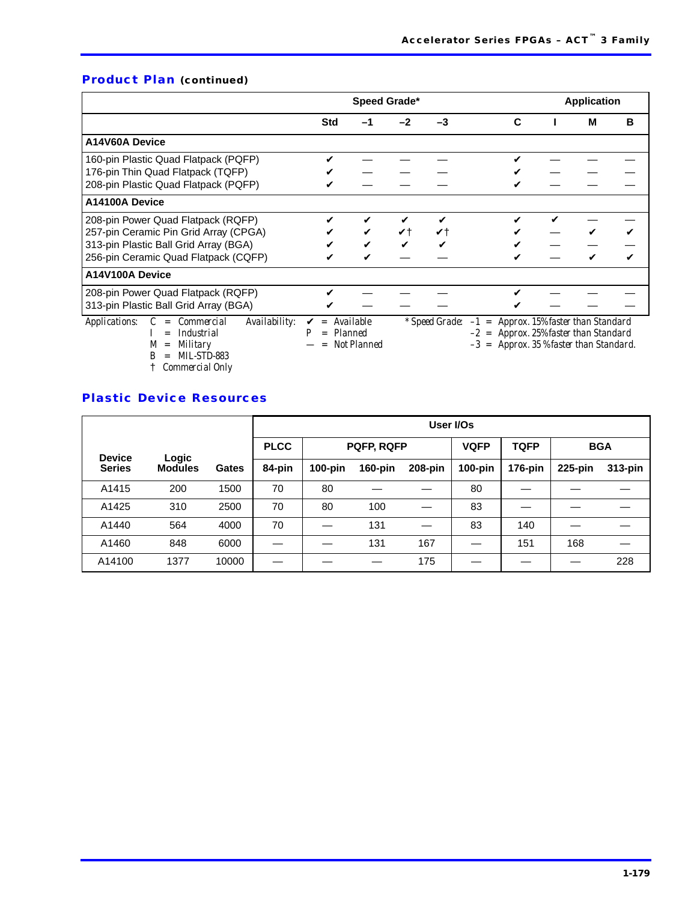## Product Plan (continued)

| | Speed Grade* | | | | Application | | | |
|---|---|---|---|---|---|---|---|---|
| | Std | –1 | –2 | –3 | C | I | M | B |
| **A14V60A Device** | | | | | | | | |
| 160-pin Plastic Quad Flatpack (PQFP) | ✔ | — | — | — | ✔ | — | — | — |
| 176-pin Thin Quad Flatpack (TQFP) | ✔ | — | — | — | ✔ | — | — | — |
| 208-pin Plastic Quad Flatpack (PQFP) | ✔ | — | — | — | ✔ | — | — | — |
| **A14100A Device** | | | | | | | | |
| 208-pin Power Quad Flatpack (RQFP) | ✔ | ✔ | ✔ | ✔ | ✔ | ✔ | — | — |
| 257-pin Ceramic Pin Grid Array (CPGA) | ✔ | ✔ | ✔† | ✔† | ✔ | — | ✔ | ✔ |
| 313-pin Plastic Ball Grid Array (BGA) | ✔ | ✔ | ✔ | ✔ | ✔ | — | — | — |
| 256-pin Ceramic Quad Flatpack (CQFP) | ✔ | ✔ | — | — | ✔ | — | ✔ | ✔ |
| **A14V100A Device** | | | | | | | | |
| 208-pin Power Quad Flatpack (RQFP) | ✔ | — | — | — | ✔ | — | — | — |
| 313-pin Plastic Ball Grid Array (BGA) | ✔ | — | — | — | ✔ | — | — | — |

*Applications:* C = Commercial; I = Industrial; M = Military; B = MIL-STD-883; † Commercial Only

*Availability:* ✔ = Available; P = Planned; — = Not Planned

*\* Speed Grade:* –1 = Approx. 15% faster than Standard; –2 = Approx. 25% faster than Standard; –3 = Approx. 35% faster than Standard.

## Plastic Device Resources

| | | | User I/Os | | | | | | | |
|---|---|---|---|---|---|---|---|---|---|---|
| | | | PLCC | PQFP, RQFP | | | VQFP | TQFP | BGA | |
| Device Series | Logic Modules | Gates | 84-pin | 100-pin | 160-pin | 208-pin | 100-pin | 176-pin | 225-pin | 313-pin |
| A1415 | 200 | 1500 | 70 | 80 | — | — | 80 | — | — | — |
| A1425 | 310 | 2500 | 70 | 80 | 100 | — | 83 | — | — | — |
| A1440 | 564 | 4000 | 70 | — | 131 | — | 83 | 140 | — | — |
| A1460 | 848 | 6000 | — | — | 131 | 167 | — | 151 | 168 | — |
| A14100 | 1377 | 10000 | — | — | — | 175 | — | — | — | 228 |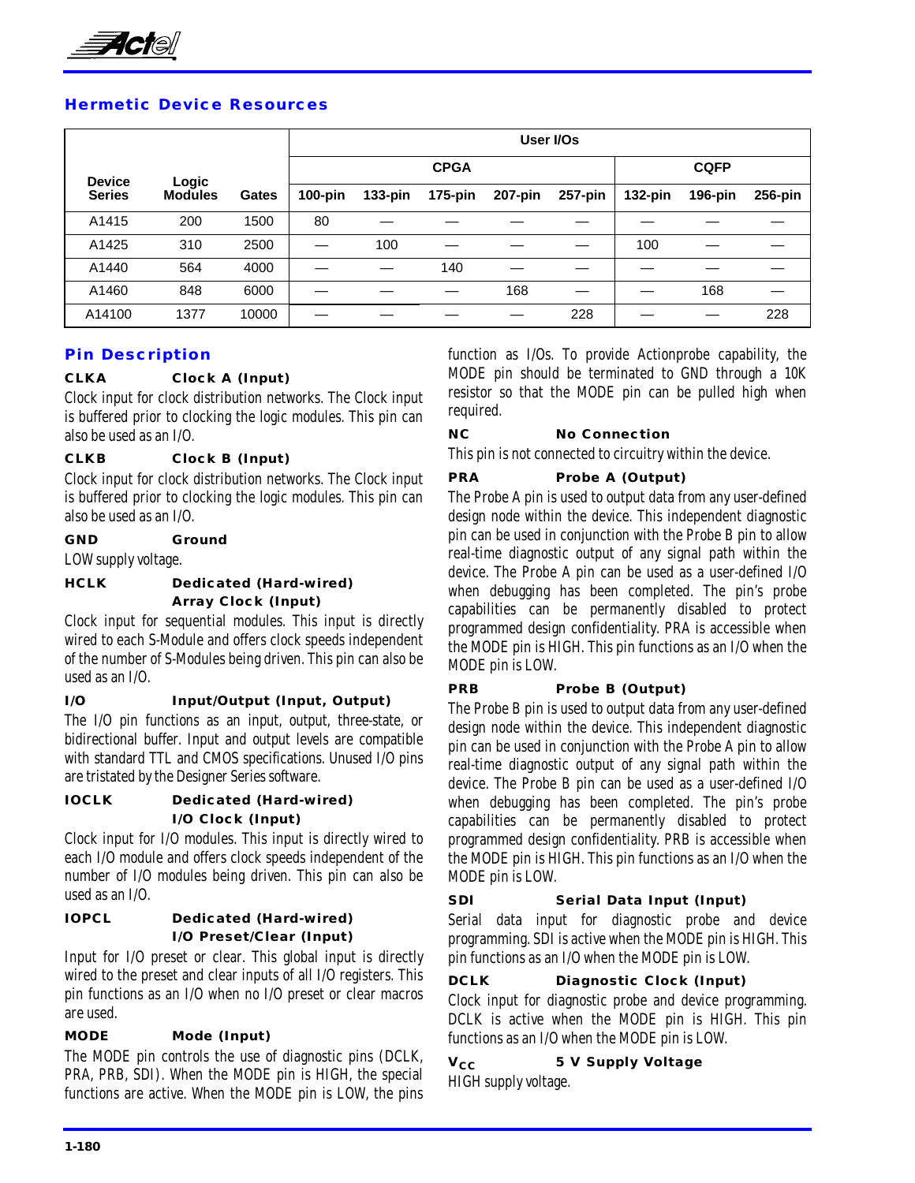## Hermetic Device Resources

| Device Series | Logic Modules | Gates | User I/Os | | | | | | | |
|---|---|---|---|---|---|---|---|---|---|---|
| | | | CPGA | | | | | CQFP | | |
| | | | 100-pin | 133-pin | 175-pin | 207-pin | 257-pin | 132-pin | 196-pin | 256-pin |
| A1415 | 200 | 1500 | 80 | — | — | — | — | — | — | — |
| A1425 | 310 | 2500 | — | 100 | — | — | — | 100 | — | — |
| A1440 | 564 | 4000 | — | — | 140 | — | — | — | — | — |
| A1460 | 848 | 6000 | — | — | — | 168 | — | — | 168 | — |
| A14100 | 1377 | 10000 | — | — | — | — | 228 | — | — | 228 |

## Pin Description

**CLKA Clock A (Input)**

Clock input for clock distribution networks. The Clock input is buffered prior to clocking the logic modules. This pin can also be used as an I/O.

**CLKB Clock B (Input)**

Clock input for clock distribution networks. The Clock input is buffered prior to clocking the logic modules. This pin can also be used as an I/O.

**GND Ground**

LOW supply voltage.

**HCLK Dedicated (Hard-wired) Array Clock (Input)**

Clock input for sequential modules. This input is directly wired to each S-Module and offers clock speeds independent of the number of S-Modules being driven. This pin can also be used as an I/O.

**I/O Input/Output (Input, Output)**

The I/O pin functions as an input, output, three-state, or bidirectional buffer. Input and output levels are compatible with standard TTL and CMOS specifications. Unused I/O pins are tristated by the Designer Series software.

**IOCLK Dedicated (Hard-wired) I/O Clock (Input)**

Clock input for I/O modules. This input is directly wired to each I/O module and offers clock speeds independent of the number of I/O modules being driven. This pin can also be used as an I/O.

**IOPCL Dedicated (Hard-wired) I/O Preset/Clear (Input)**

Input for I/O preset or clear. This global input is directly wired to the preset and clear inputs of all I/O registers. This pin functions as an I/O when no I/O preset or clear macros are used.

**MODE Mode (Input)**

The MODE pin controls the use of diagnostic pins (DCLK, PRA, PRB, SDI). When the MODE pin is HIGH, the special functions are active. When the MODE pin is LOW, the pins function as I/Os. To provide Actionprobe capability, the MODE pin should be terminated to GND through a 10K resistor so that the MODE pin can be pulled high when required.

**NC No Connection**

This pin is not connected to circuitry within the device.

**PRA Probe A (Output)**

The Probe A pin is used to output data from any user-defined design node within the device. This independent diagnostic pin can be used in conjunction with the Probe B pin to allow real-time diagnostic output of any signal path within the device. The Probe A pin can be used as a user-defined I/O when debugging has been completed. The pin's probe capabilities can be permanently disabled to protect programmed design confidentiality. PRA is accessible when the MODE pin is HIGH. This pin functions as an I/O when the MODE pin is LOW.

**PRB Probe B (Output)**

The Probe B pin is used to output data from any user-defined design node within the device. This independent diagnostic pin can be used in conjunction with the Probe A pin to allow real-time diagnostic output of any signal path within the device. The Probe B pin can be used as a user-defined I/O when debugging has been completed. The pin's probe capabilities can be permanently disabled to protect programmed design confidentiality. PRB is accessible when the MODE pin is HIGH. This pin functions as an I/O when the MODE pin is LOW.

**SDI Serial Data Input (Input)**

Serial data input for diagnostic probe and device programming. SDI is active when the MODE pin is HIGH. This pin functions as an I/O when the MODE pin is LOW.

**DCLK Diagnostic Clock (Input)**

Clock input for diagnostic probe and device programming. DCLK is active when the MODE pin is HIGH. This pin functions as an I/O when the MODE pin is LOW.

**$V_{CC}$ 5 V Supply Voltage**

HIGH supply voltage.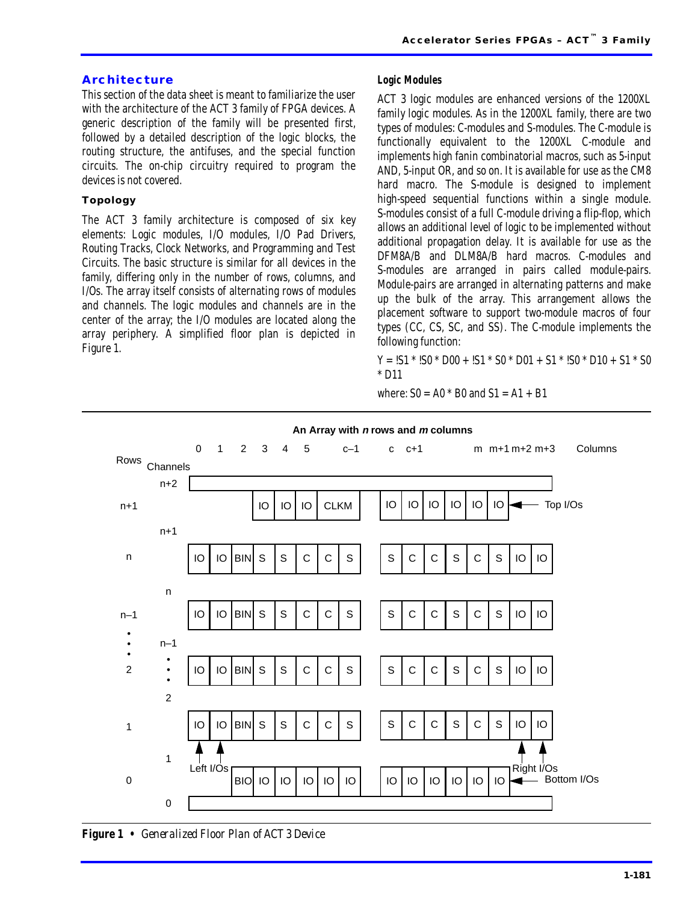## Architecture

This section of the data sheet is meant to familiarize the user with the architecture of the ACT 3 family of FPGA devices. A generic description of the family will be presented first, followed by a detailed description of the logic blocks, the routing structure, the antifuses, and the special function circuits. The on-chip circuitry required to program the devices is not covered.

### Topology

The ACT 3 family architecture is composed of six key elements: Logic modules, I/O modules, I/O Pad Drivers, Routing Tracks, Clock Networks, and Programming and Test Circuits. The basic structure is similar for all devices in the family, differing only in the number of rows, columns, and I/Os. The array itself consists of alternating rows of modules and channels. The logic modules and channels are in the center of the array; the I/O modules are located along the array periphery. A simplified floor plan is depicted in Figure 1.

### *Logic Modules*

ACT 3 logic modules are enhanced versions of the 1200XL family logic modules. As in the 1200XL family, there are two types of modules: C-modules and S-modules. The C-module is functionally equivalent to the 1200XL C-module and implements high fanin combinatorial macros, such as 5-input AND, 5-input OR, and so on. It is available for use as the CM8 hard macro. The S-module is designed to implement high-speed sequential functions within a single module. S-modules consist of a full C-module driving a flip-flop, which allows an additional level of logic to be implemented without additional propagation delay. It is available for use as the DFM8A/B and DLM8A/B hard macros. C-modules and S-modules are arranged in pairs called module-pairs. Module-pairs are arranged in alternating patterns and make up the bulk of the array. This arrangement allows the placement software to support two-module macros of four types (CC, CS, SC, and SS). The C-module implements the following function:

Y = !S1 * !S0 * D00 + !S1 * S0 * D01 + S1 * !S0 * D10 + S1 * S0 * D11

where: S0 = A0 * B0 and S1 = A1 + B1

**An Array with *n* rows and *m* columns**

| Rows | Channels | 0 | 1 | 2 | 3 | 4 | 5 | c–1 | c | c+1 | | | | m | m+1 | m+2 | m+3 |
|---|---|---|---|---|---|---|---|---|---|---|---|---|---|---|---|---|---|
| | n+2 | | | | | | | | | | | | | | | | |
| n+1 | | | | | IO | IO | IO | CLKM | IO | IO | IO | IO | IO | IO | ← Top I/Os | | |
| | n+1 | | | | | | | | | | | | | | | | |
| n | | IO | IO | BIN | S | S | C | C | S | S | C | C | S | C | S | IO | IO |
| | n | | | | | | | | | | | | | | | | |
| n–1 | | IO | IO | BIN | S | S | C | C | S | S | C | C | S | C | S | IO | IO |
| • • • | n–1 | | | | | | | | | | | | | | | | |
| 2 | • • • | IO | IO | BIN | S | S | C | C | S | S | C | C | S | C | S | IO | IO |
| | 2 | | | | | | | | | | | | | | | | |
| 1 | | IO | IO | BIN | S | S | C | C | S | S | C | C | S | C | S | IO | IO |
| | 1 | ↑ Left I/Os | ↑ | | | | | | | | | | | | | ↑ Right I/Os | ↑ |
| 0 | | | | BIO | IO | IO | IO | IO | IO | IO | IO | IO | IO | IO | IO | ← Bottom I/Os | |
| | 0 | | | | | | | | | | | | | | | | |

**Figure 1 •** *Generalized Floor Plan of ACT 3 Device*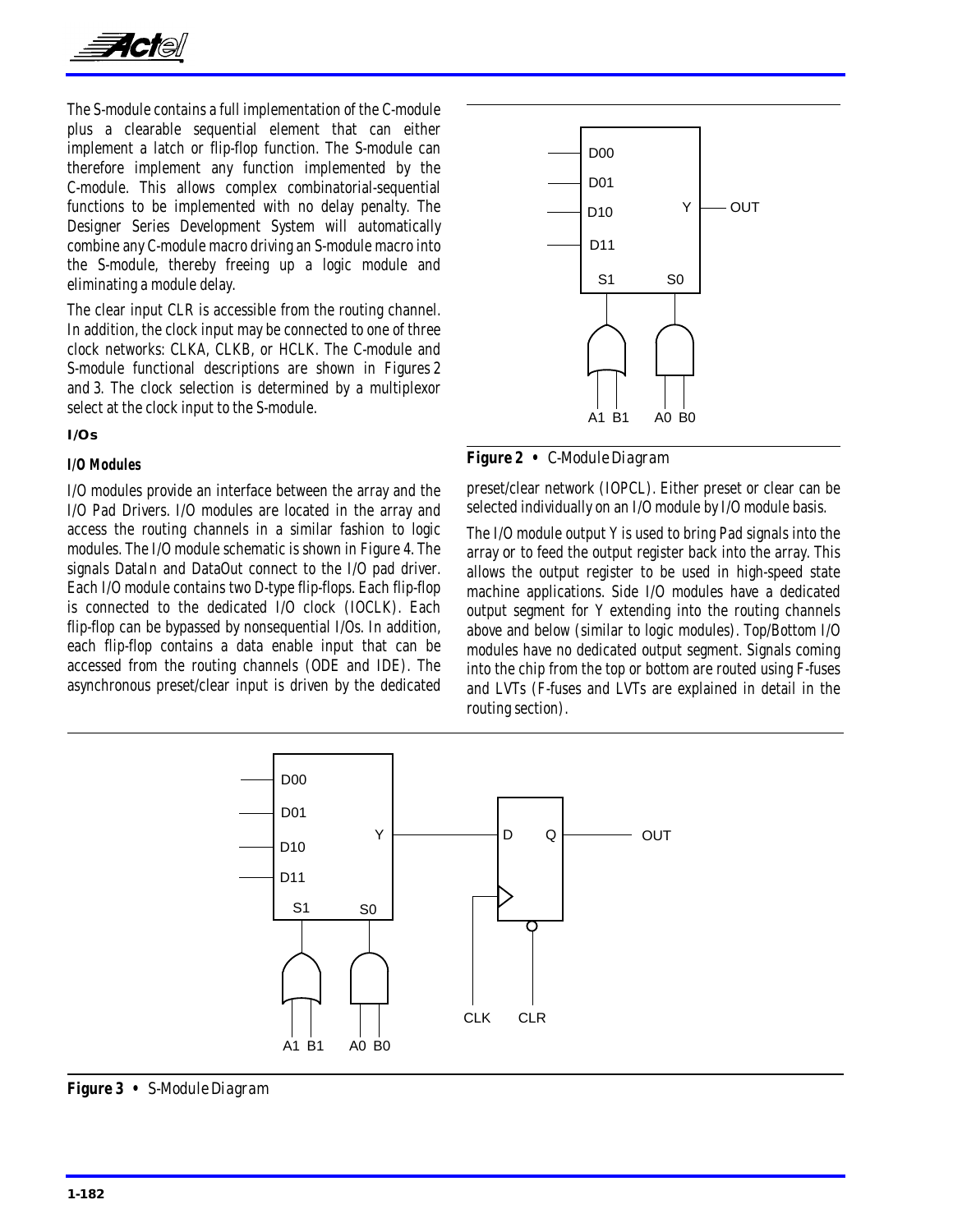The S-module contains a full implementation of the C-module plus a clearable sequential element that can either implement a latch or flip-flop function. The S-module can therefore implement any function implemented by the C-module. This allows complex combinatorial-sequential functions to be implemented with no delay penalty. The Designer Series Development System will automatically combine any C-module macro driving an S-module macro into the S-module, thereby freeing up a logic module and eliminating a module delay.

The clear input CLR is accessible from the routing channel. In addition, the clock input may be connected to one of three clock networks: CLKA, CLKB, or HCLK. The C-module and S-module functional descriptions are shown in Figures 2 and 3. The clock selection is determined by a multiplexor select at the clock input to the S-module.

**Figure 2 •** *C-Module Diagram*

## I/Os

### I/O Modules

I/O modules provide an interface between the array and the I/O Pad Drivers. I/O modules are located in the array and access the routing channels in a similar fashion to logic modules. The I/O module schematic is shown in Figure 4. The signals DataIn and DataOut connect to the I/O pad driver. Each I/O module contains two D-type flip-flops. Each flip-flop is connected to the dedicated I/O clock (IOCLK). Each flip-flop can be bypassed by nonsequential I/Os. In addition, each flip-flop contains a data enable input that can be accessed from the routing channels (ODE and IDE). The asynchronous preset/clear input is driven by the dedicated preset/clear network (IOPCL). Either preset or clear can be selected individually on an I/O module by I/O module basis.

The I/O module output Y is used to bring Pad signals into the array or to feed the output register back into the array. This allows the output register to be used in high-speed state machine applications. Side I/O modules have a dedicated output segment for Y extending into the routing channels above and below (similar to logic modules). Top/Bottom I/O modules have no dedicated output segment. Signals coming into the chip from the top or bottom are routed using F-fuses and LVTs (F-fuses and LVTs are explained in detail in the routing section).

**Figure 3 •** *S-Module Diagram*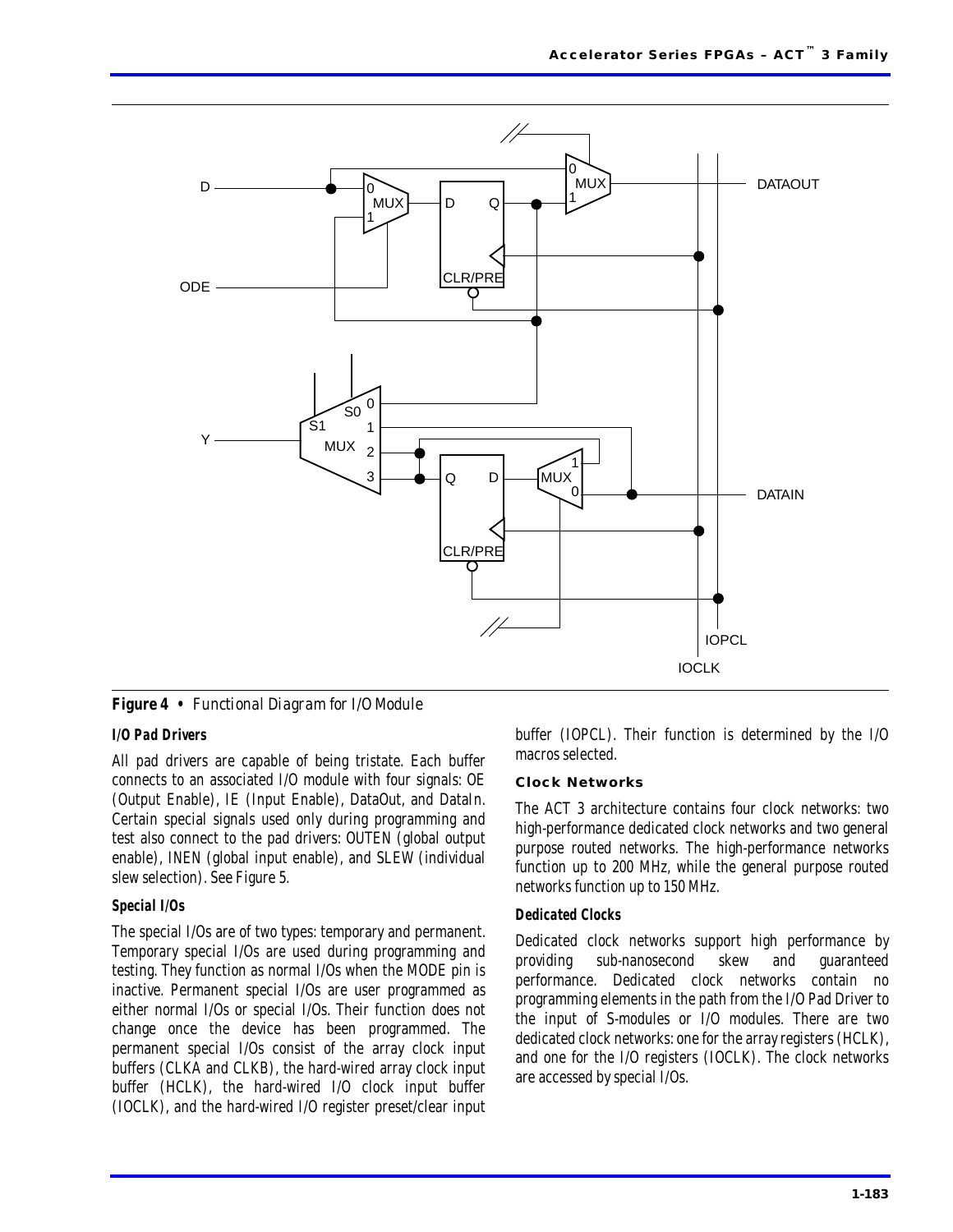**Figure 4 •** *Functional Diagram for I/O Module*

### I/O Pad Drivers

All pad drivers are capable of being tristate. Each buffer connects to an associated I/O module with four signals: OE (Output Enable), IE (Input Enable), DataOut, and DataIn. Certain special signals used only during programming and test also connect to the pad drivers: OUTEN (global output enable), INEN (global input enable), and SLEW (individual slew selection). See Figure 5.

### Special I/Os

The special I/Os are of two types: temporary and permanent. Temporary special I/Os are used during programming and testing. They function as normal I/Os when the MODE pin is inactive. Permanent special I/Os are user programmed as either normal I/Os or special I/Os. Their function does not change once the device has been programmed. The permanent special I/Os consist of the array clock input buffers (CLKA and CLKB), the hard-wired array clock input buffer (HCLK), the hard-wired I/O clock input buffer (IOCLK), and the hard-wired I/O register preset/clear input buffer (IOPCL). Their function is determined by the I/O macros selected.

## Clock Networks

The ACT 3 architecture contains four clock networks: two high-performance dedicated clock networks and two general purpose routed networks. The high-performance networks function up to 200 MHz, while the general purpose routed networks function up to 150 MHz.

### Dedicated Clocks

Dedicated clock networks support high performance by providing sub-nanosecond skew and guaranteed performance. Dedicated clock networks contain no programming elements in the path from the I/O Pad Driver to the input of S-modules or I/O modules. There are two dedicated clock networks: one for the array registers (HCLK), and one for the I/O registers (IOCLK). The clock networks are accessed by special I/Os.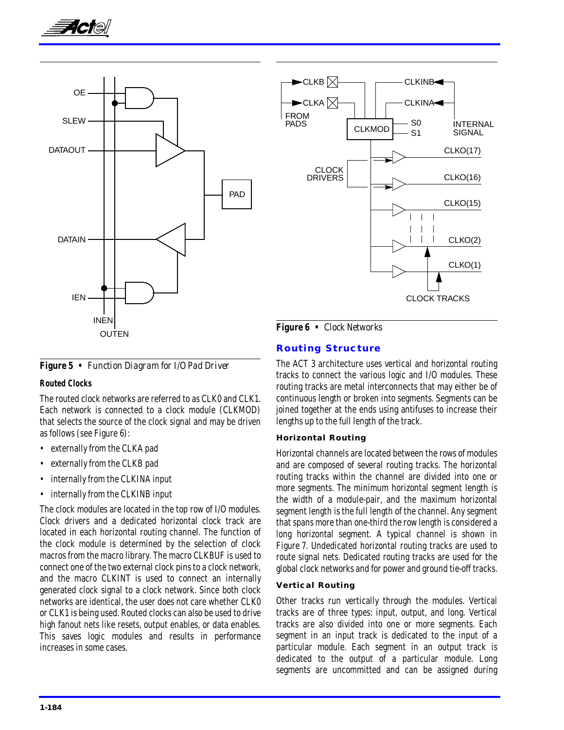**Figure 5 •** *Function Diagram for I/O Pad Driver*

### Routed Clocks

The routed clock networks are referred to as CLK0 and CLK1. Each network is connected to a clock module (CLKMOD) that selects the source of the clock signal and may be driven as follows (see Figure 6):

- externally from the CLKA pad
- externally from the CLKB pad
- internally from the CLKINA input
- internally from the CLKINB input

The clock modules are located in the top row of I/O modules. Clock drivers and a dedicated horizontal clock track are located in each horizontal routing channel. The function of the clock module is determined by the selection of clock macros from the macro library. The macro CLKBUF is used to connect one of the two external clock pins to a clock network, and the macro CLKINT is used to connect an internally generated clock signal to a clock network. Since both clock networks are identical, the user does not care whether CLK0 or CLK1 is being used. Routed clocks can also be used to drive high fanout nets like resets, output enables, or data enables. This saves logic modules and results in performance increases in some cases.

**Figure 6 •** *Clock Networks*

## Routing Structure

The ACT 3 architecture uses vertical and horizontal routing tracks to connect the various logic and I/O modules. These routing tracks are metal interconnects that may either be of continuous length or broken into segments. Segments can be joined together at the ends using antifuses to increase their lengths up to the full length of the track.

### Horizontal Routing

Horizontal channels are located between the rows of modules and are composed of several routing tracks. The horizontal routing tracks within the channel are divided into one or more segments. The minimum horizontal segment length is the width of a module-pair, and the maximum horizontal segment length is the full length of the channel. Any segment that spans more than one-third the row length is considered a long horizontal segment. A typical channel is shown in Figure 7. Undedicated horizontal routing tracks are used to route signal nets. Dedicated routing tracks are used for the global clock networks and for power and ground tie-off tracks.

### Vertical Routing

Other tracks run vertically through the modules. Vertical tracks are of three types: input, output, and long. Vertical tracks are also divided into one or more segments. Each segment in an input track is dedicated to the input of a particular module. Each segment in an output track is dedicated to the output of a particular module. Long segments are uncommitted and can be assigned during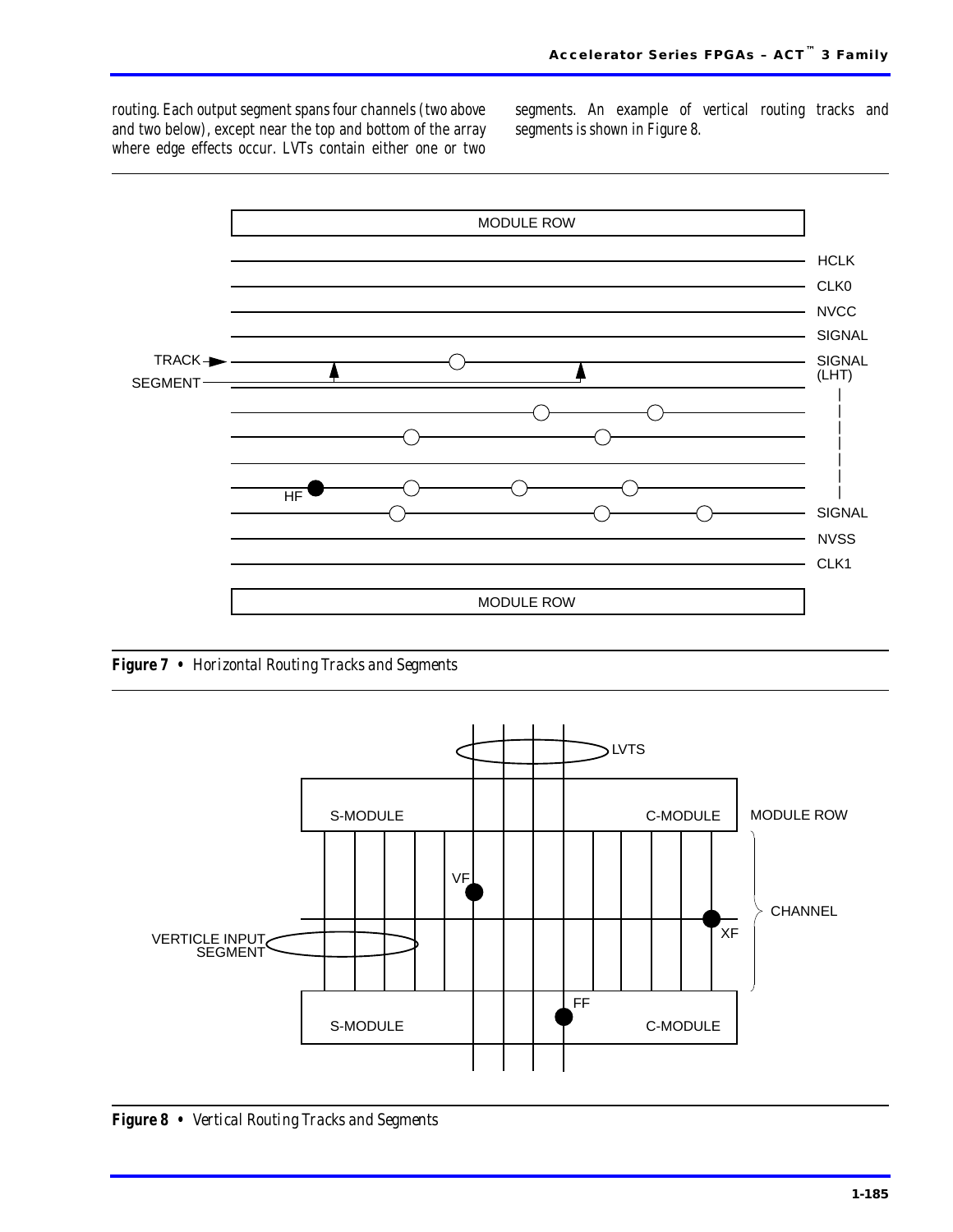routing. Each output segment spans four channels (two above and two below), except near the top and bottom of the array where edge effects occur. LVTs contain either one or two segments. An example of vertical routing tracks and segments is shown in Figure 8.

*Figure 7* **•** *Horizontal Routing Tracks and Segments*

*Figure 8* **•** *Vertical Routing Tracks and Segments*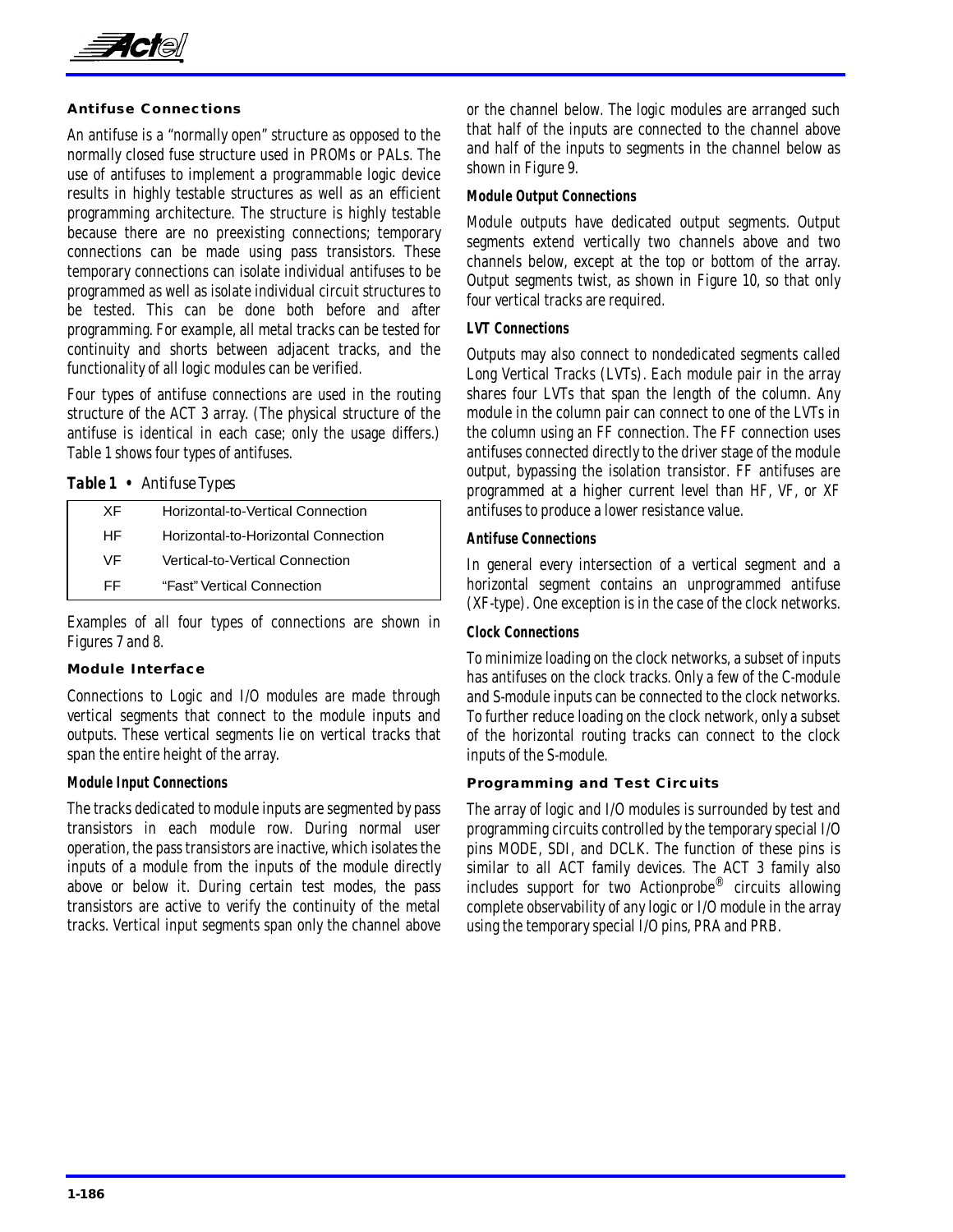### Antifuse Connections

An antifuse is a "normally open" structure as opposed to the normally closed fuse structure used in PROMs or PALs. The use of antifuses to implement a programmable logic device results in highly testable structures as well as an efficient programming architecture. The structure is highly testable because there are no preexisting connections; temporary connections can be made using pass transistors. These temporary connections can isolate individual antifuses to be programmed as well as isolate individual circuit structures to be tested. This can be done both before and after programming. For example, all metal tracks can be tested for continuity and shorts between adjacent tracks, and the functionality of all logic modules can be verified.

Four types of antifuse connections are used in the routing structure of the ACT 3 array. (The physical structure of the antifuse is identical in each case; only the usage differs.) Table 1 shows four types of antifuses.

**Table 1 •** *Antifuse Types*

| | |
|---|---|
| XF | Horizontal-to-Vertical Connection |
| HF | Horizontal-to-Horizontal Connection |
| VF | Vertical-to-Vertical Connection |
| FF | "Fast" Vertical Connection |

Examples of all four types of connections are shown in Figures 7 and 8.

### Module Interface

Connections to Logic and I/O modules are made through vertical segments that connect to the module inputs and outputs. These vertical segments lie on vertical tracks that span the entire height of the array.

#### Module Input Connections

The tracks dedicated to module inputs are segmented by pass transistors in each module row. During normal user operation, the pass transistors are inactive, which isolates the inputs of a module from the inputs of the module directly above or below it. During certain test modes, the pass transistors are active to verify the continuity of the metal tracks. Vertical input segments span only the channel above or the channel below. The logic modules are arranged such that half of the inputs are connected to the channel above and half of the inputs to segments in the channel below as shown in Figure 9.

#### Module Output Connections

Module outputs have dedicated output segments. Output segments extend vertically two channels above and two channels below, except at the top or bottom of the array. Output segments twist, as shown in Figure 10, so that only four vertical tracks are required.

#### LVT Connections

Outputs may also connect to nondedicated segments called Long Vertical Tracks (LVTs). Each module pair in the array shares four LVTs that span the length of the column. Any module in the column pair can connect to one of the LVTs in the column using an FF connection. The FF connection uses antifuses connected directly to the driver stage of the module output, bypassing the isolation transistor. FF antifuses are programmed at a higher current level than HF, VF, or XF antifuses to produce a lower resistance value.

#### Antifuse Connections

In general every intersection of a vertical segment and a horizontal segment contains an unprogrammed antifuse (XF-type). One exception is in the case of the clock networks.

#### Clock Connections

To minimize loading on the clock networks, a subset of inputs has antifuses on the clock tracks. Only a few of the C-module and S-module inputs can be connected to the clock networks. To further reduce loading on the clock network, only a subset of the horizontal routing tracks can connect to the clock inputs of the S-module.

### Programming and Test Circuits

The array of logic and I/O modules is surrounded by test and programming circuits controlled by the temporary special I/O pins MODE, SDI, and DCLK. The function of these pins is similar to all ACT family devices. The ACT 3 family also includes support for two Actionprobe® circuits allowing complete observability of any logic or I/O module in the array using the temporary special I/O pins, PRA and PRB.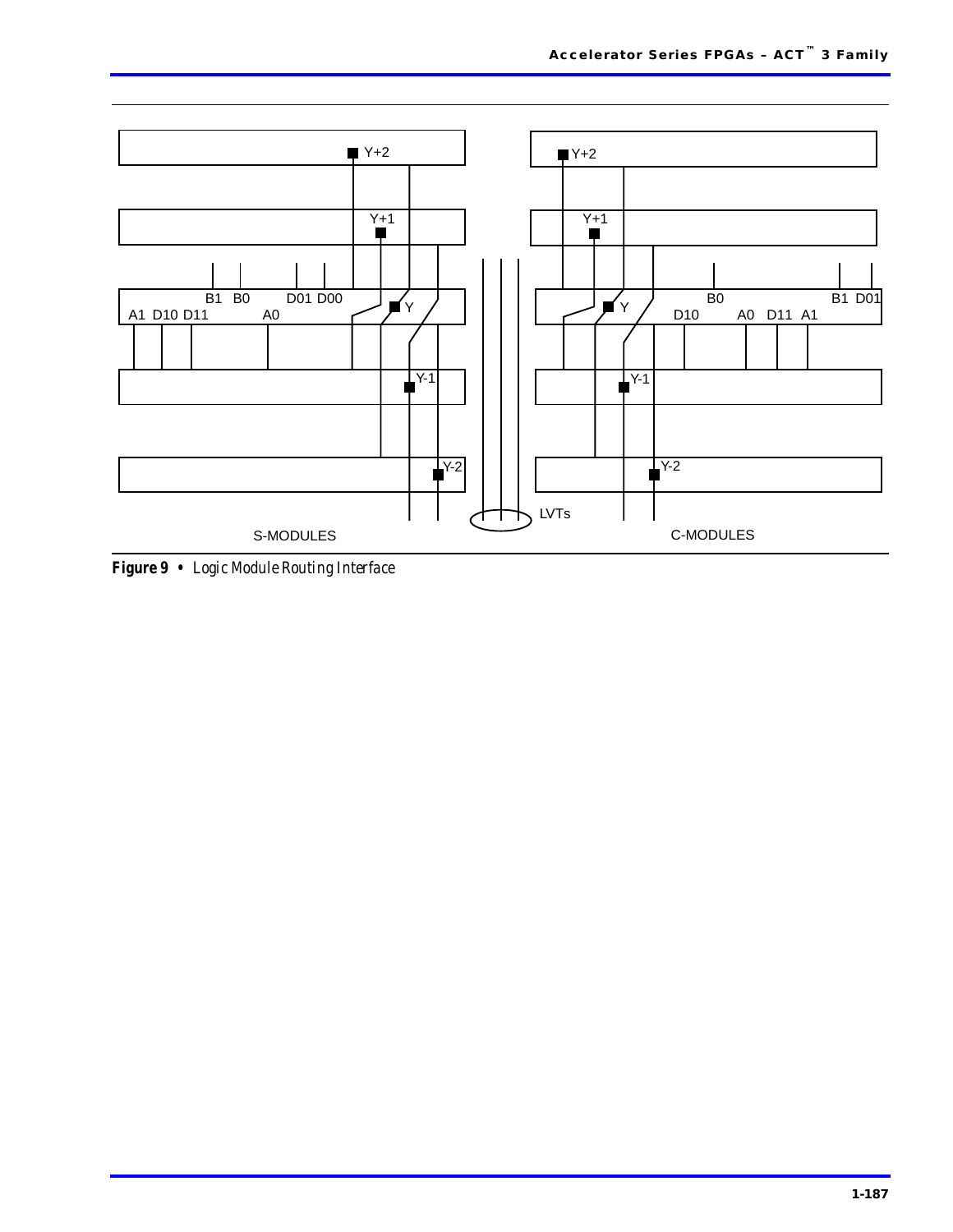**Figure 9 •** *Logic Module Routing Interface*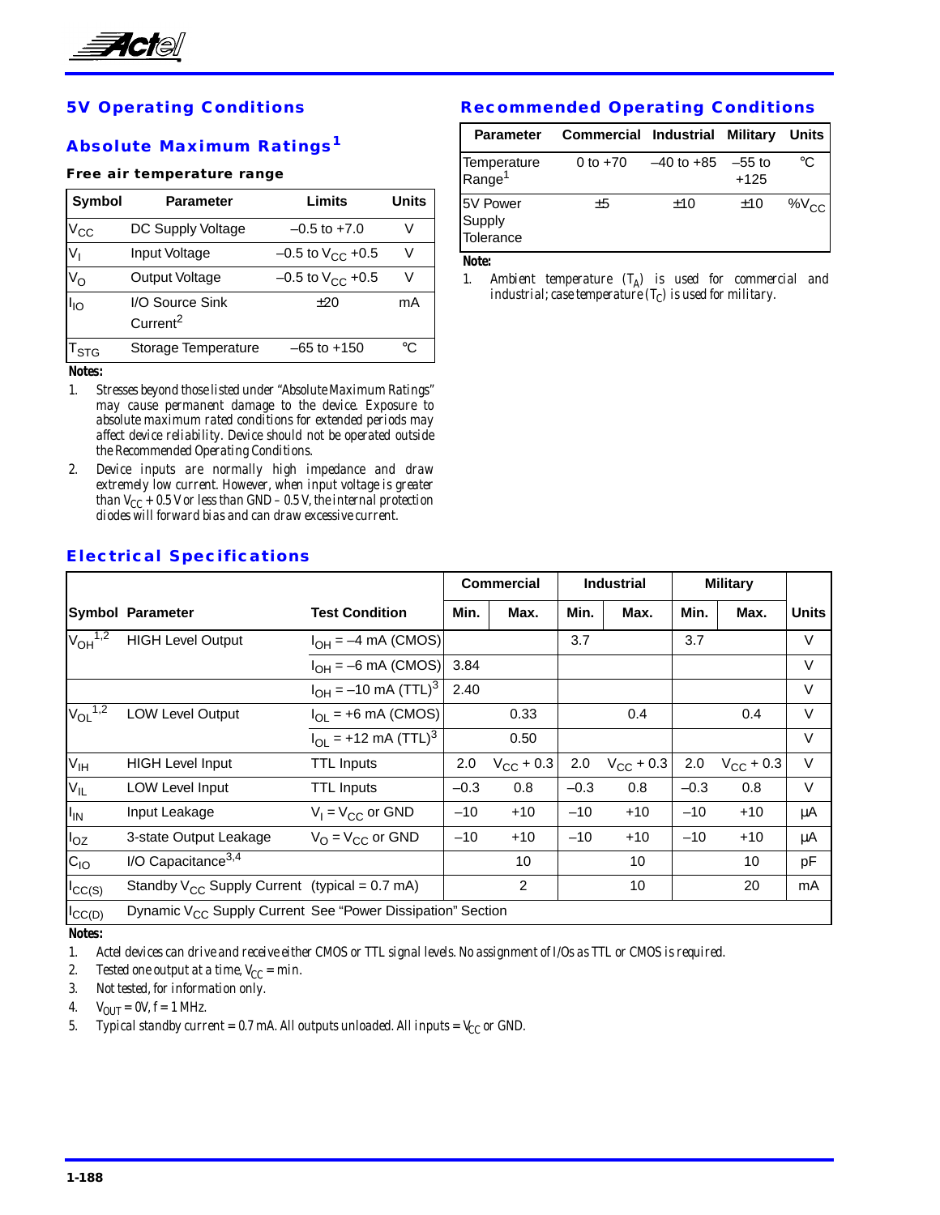## 5V Operating Conditions

### Absolute Maximum Ratings[1]

**Free air temperature range**

| Symbol | Parameter | Limits | Units |
|---|---|---|---|
| $V_{CC}$ | DC Supply Voltage | –0.5 to +7.0 | V |
| $V_I$ | Input Voltage | –0.5 to $V_{CC}$ +0.5 | V |
| $V_O$ | Output Voltage | –0.5 to $V_{CC}$ +0.5 | V |
| $I_{IO}$ | I/O Source Sink Current[2] | ±20 | mA |
| $T_{STG}$ | Storage Temperature | –65 to +150 | °C |

**Notes:**

1. *Stresses beyond those listed under "Absolute Maximum Ratings" may cause permanent damage to the device. Exposure to absolute maximum rated conditions for extended periods may affect device reliability. Device should not be operated outside the Recommended Operating Conditions.*
2. *Device inputs are normally high impedance and draw extremely low current. However, when input voltage is greater than $V_{CC}$ + 0.5 V or less than GND – 0.5 V, the internal protection diodes will forward bias and can draw excessive current.*

## Recommended Operating Conditions

| Parameter | Commercial | Industrial | Military | Units |
|---|---|---|---|---|
| Temperature Range[1] | 0 to +70 | –40 to +85 | –55 to +125 | °C |
| 5V Power Supply Tolerance | ±5 | ±10 | ±10 | $\%V_{CC}$ |

**Note:**

1. *Ambient temperature ($T_A$) is used for commercial and industrial; case temperature ($T_C$) is used for military.*

## Electrical Specifications

| Symbol | Parameter | Test Condition | Commercial Min. | Commercial Max. | Industrial Min. | Industrial Max. | Military Min. | Military Max. | Units |
|---|---|---|---|---|---|---|---|---|---|
| $V_{OH}$[1,2] | HIGH Level Output | $I_{OH}$ = –4 mA (CMOS) | | | 3.7 | | 3.7 | | V |
| | | $I_{OH}$ = –6 mA (CMOS) | 3.84 | | | | | | V |
| | | $I_{OH}$ = –10 mA (TTL)[3] | 2.40 | | | | | | V |
| $V_{OL}$[1,2] | LOW Level Output | $I_{OL}$ = +6 mA (CMOS) | | 0.33 | | 0.4 | | 0.4 | V |
| | | $I_{OL}$ = +12 mA (TTL)[3] | | 0.50 | | | | | V |
| $V_{IH}$ | HIGH Level Input | TTL Inputs | 2.0 | $V_{CC}$ + 0.3 | 2.0 | $V_{CC}$ + 0.3 | 2.0 | $V_{CC}$ + 0.3 | V |
| $V_{IL}$ | LOW Level Input | TTL Inputs | –0.3 | 0.8 | –0.3 | 0.8 | –0.3 | 0.8 | V |
| $I_{IN}$ | Input Leakage | $V_I = V_{CC}$ or GND | –10 | +10 | –10 | +10 | –10 | +10 | µA |
| $I_{OZ}$ | 3-state Output Leakage | $V_O = V_{CC}$ or GND | –10 | +10 | –10 | +10 | –10 | +10 | µA |
| $C_{IO}$ | I/O Capacitance[3,4] | | | 10 | | 10 | | 10 | pF |
| $I_{CC(S)}$ | Standby $V_{CC}$ Supply Current | (typical = 0.7 mA) | | 2 | | 10 | | 20 | mA |
| $I_{CC(D)}$ | Dynamic $V_{CC}$ Supply Current | See "Power Dissipation" Section | | | | | | | |

**Notes:**

1. *Actel devices can drive and receive either CMOS or TTL signal levels. No assignment of I/Os as TTL or CMOS is required.*
2. *Tested one output at a time, $V_{CC}$ = min.*
3. *Not tested, for information only.*
4. *$V_{OUT}$ = 0V, f = 1 MHz.*
5. *Typical standby current = 0.7 mA. All outputs unloaded. All inputs = $V_{CC}$ or GND.*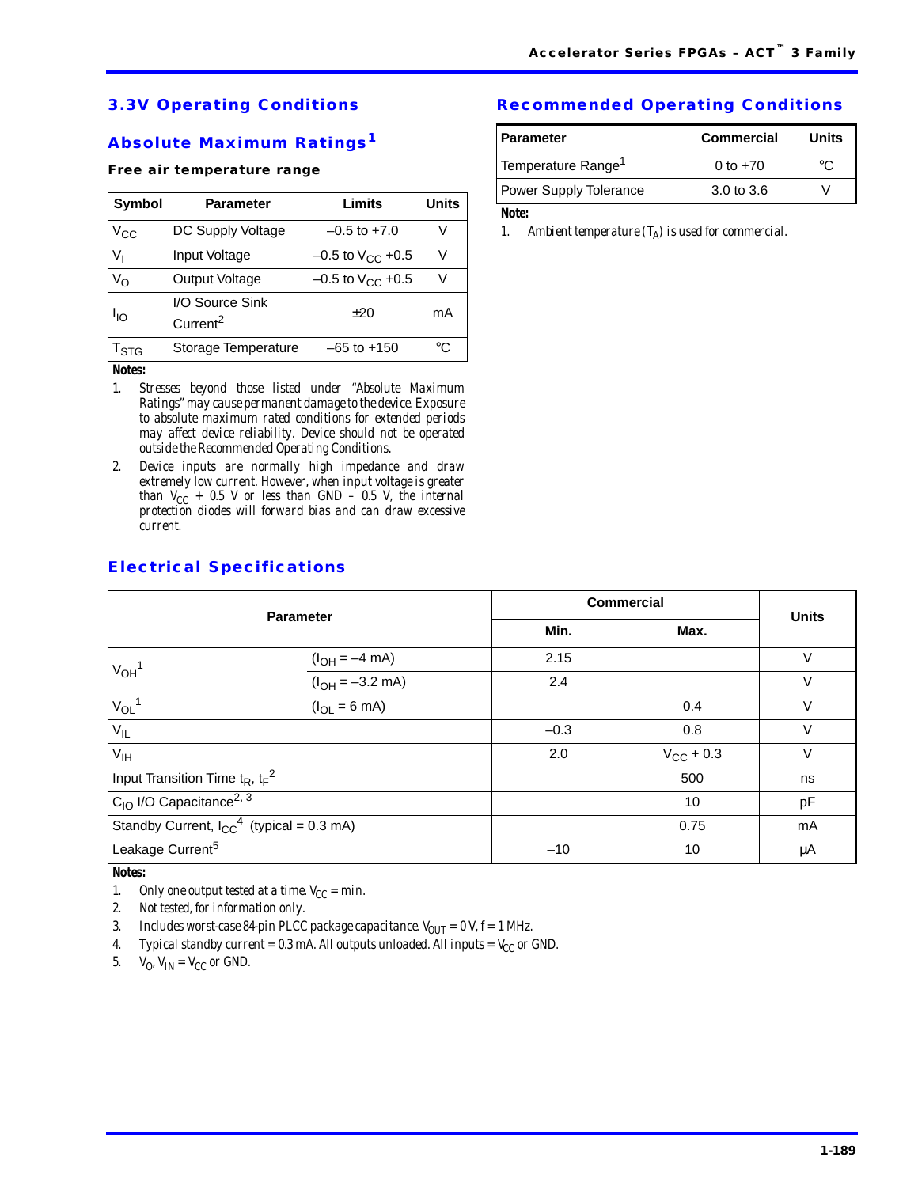## 3.3V Operating Conditions

### Absolute Maximum Ratings[1]

**Free air temperature range**

| Symbol | Parameter | Limits | Units |
|---|---|---|---|
| $V_{CC}$ | DC Supply Voltage | –0.5 to +7.0 | V |
| $V_I$ | Input Voltage | –0.5 to $V_{CC}$ +0.5 | V |
| $V_O$ | Output Voltage | –0.5 to $V_{CC}$ +0.5 | V |
| $I_{IO}$ | I/O Source Sink Current[2] | ±20 | mA |
| $T_{STG}$ | Storage Temperature | –65 to +150 | °C |

**Notes:**

1. *Stresses beyond those listed under "Absolute Maximum Ratings" may cause permanent damage to the device. Exposure to absolute maximum rated conditions for extended periods may affect device reliability. Device should not be operated outside the Recommended Operating Conditions.*
2. *Device inputs are normally high impedance and draw extremely low current. However, when input voltage is greater than $V_{CC}$ + 0.5 V or less than GND – 0.5 V, the internal protection diodes will forward bias and can draw excessive current.*

## Recommended Operating Conditions

| Parameter | Commercial | Units |
|---|---|---|
| Temperature Range[1] | 0 to +70 | °C |
| Power Supply Tolerance | 3.0 to 3.6 | V |

**Note:**

1. *Ambient temperature ($T_A$) is used for commercial.*

## Electrical Specifications

| Parameter | | Commercial Min. | Commercial Max. | Units |
|---|---|---|---|---|
| $V_{OH}$[1] | ($I_{OH}$ = –4 mA) | 2.15 | | V |
| | ($I_{OH}$ = –3.2 mA) | 2.4 | | V |
| $V_{OL}$[1] | ($I_{OL}$ = 6 mA) | | 0.4 | V |
| $V_{IL}$ | | –0.3 | 0.8 | V |
| $V_{IH}$ | | 2.0 | $V_{CC}$ + 0.3 | V |
| Input Transition Time $t_R$, $t_F$[2] | | | 500 | ns |
| $C_{IO}$ I/O Capacitance[2, 3] | | | 10 | pF |
| Standby Current, $I_{CC}$[4] (typical = 0.3 mA) | | | 0.75 | mA |
| Leakage Current[5] | | –10 | 10 | µA |

**Notes:**

1. *Only one output tested at a time. $V_{CC}$ = min.*
2. *Not tested, for information only.*
3. *Includes worst-case 84-pin PLCC package capacitance. $V_{OUT}$ = 0 V, f = 1 MHz.*
4. *Typical standby current = 0.3 mA. All outputs unloaded. All inputs = $V_{CC}$ or GND.*
5. *$V_O$, $V_{IN}$ = $V_{CC}$ or GND.*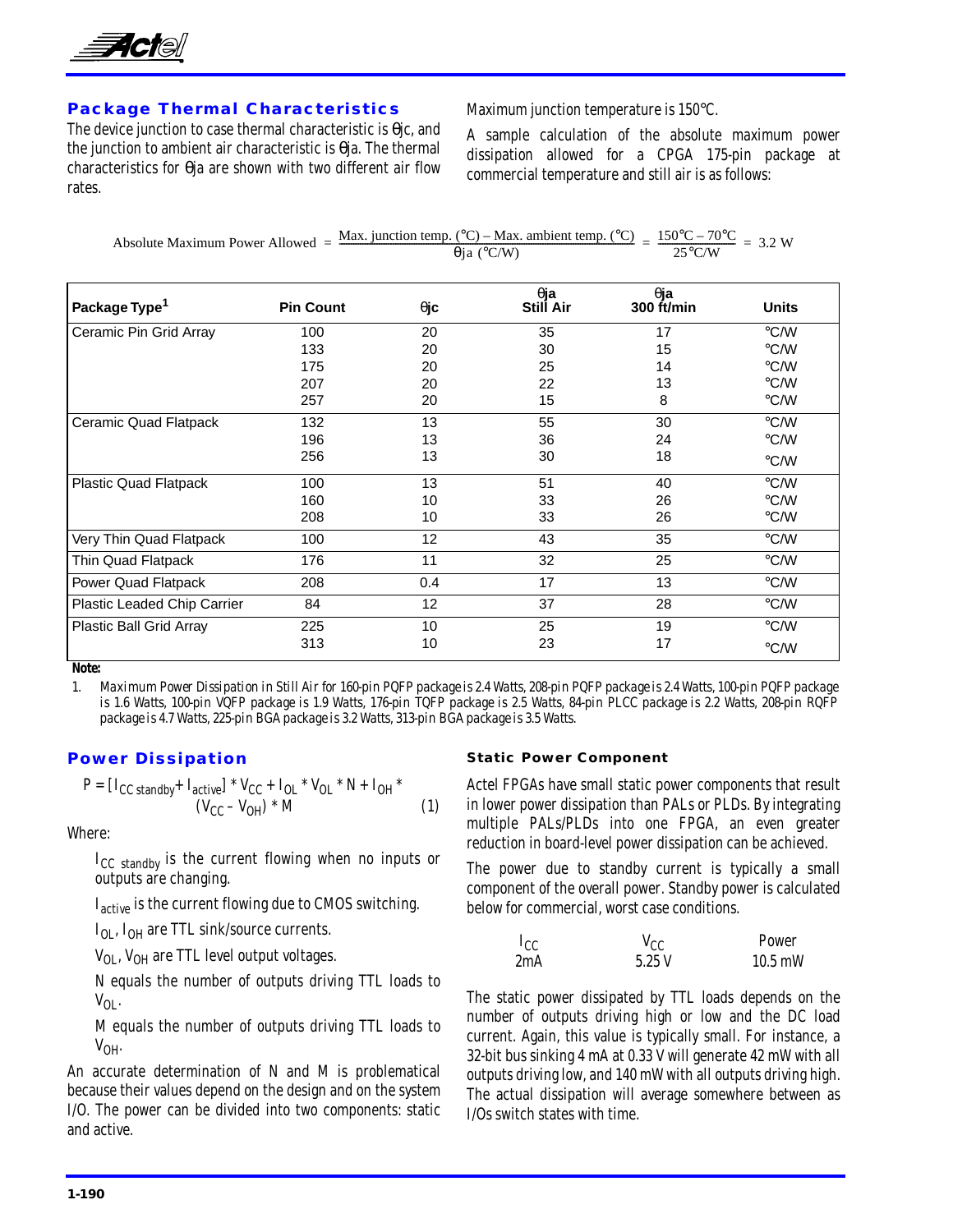## Package Thermal Characteristics

The device junction to case thermal characteristic is Θjc, and the junction to ambient air characteristic is Θja. The thermal characteristics for Θja are shown with two different air flow rates.

Maximum junction temperature is 150°C.

A sample calculation of the absolute maximum power dissipation allowed for a CPGA 175-pin package at commercial temperature and still air is as follows:

$$\text{Absolute Maximum Power Allowed} = \frac{\text{Max. junction temp. (°C)} - \text{Max. ambient temp. (°C)}}{\theta\text{ja (°C/W)}} = \frac{150°\text{C} - 70°\text{C}}{25°\text{C/W}} = 3.2\ \text{W}$$

| Package Type[1] | Pin Count | θjc | θja Still Air | θja 300 ft/min | Units |
|---|---|---|---|---|---|
| Ceramic Pin Grid Array | 100 | 20 | 35 | 17 | °C/W |
| | 133 | 20 | 30 | 15 | °C/W |
| | 175 | 20 | 25 | 14 | °C/W |
| | 207 | 20 | 22 | 13 | °C/W |
| | 257 | 20 | 15 | 8 | °C/W |
| Ceramic Quad Flatpack | 132 | 13 | 55 | 30 | °C/W |
| | 196 | 13 | 36 | 24 | °C/W |
| | 256 | 13 | 30 | 18 | °C/W |
| Plastic Quad Flatpack | 100 | 13 | 51 | 40 | °C/W |
| | 160 | 10 | 33 | 26 | °C/W |
| | 208 | 10 | 33 | 26 | °C/W |
| Very Thin Quad Flatpack | 100 | 12 | 43 | 35 | °C/W |
| Thin Quad Flatpack | 176 | 11 | 32 | 25 | °C/W |
| Power Quad Flatpack | 208 | 0.4 | 17 | 13 | °C/W |
| Plastic Leaded Chip Carrier | 84 | 12 | 37 | 28 | °C/W |
| Plastic Ball Grid Array | 225 | 10 | 25 | 19 | °C/W |
| | 313 | 10 | 23 | 17 | °C/W |

**Note:**

1. *Maximum Power Dissipation in Still Air for 160-pin PQFP package is 2.4 Watts, 208-pin PQFP package is 2.4 Watts, 100-pin PQFP package is 1.6 Watts, 100-pin VQFP package is 1.9 Watts, 176-pin TQFP package is 2.5 Watts, 84-pin PLCC package is 2.2 Watts, 208-pin RQFP package is 4.7 Watts, 225-pin BGA package is 3.2 Watts, 313-pin BGA package is 3.5 Watts.*

## Power Dissipation

$$P = [I_{CC\ standby} + I_{active}] * V_{CC} + I_{OL} * V_{OL} * N + I_{OH} * (V_{CC} - V_{OH}) * M \qquad (1)$$

Where:

- $I_{CC\ standby}$ is the current flowing when no inputs or outputs are changing.
- $I_{active}$ is the current flowing due to CMOS switching.
- $I_{OL}$, $I_{OH}$ are TTL sink/source currents.
- $V_{OL}$, $V_{OH}$ are TTL level output voltages.
- N equals the number of outputs driving TTL loads to $V_{OL}$.
- M equals the number of outputs driving TTL loads to $V_{OH}$.

An accurate determination of N and M is problematical because their values depend on the design and on the system I/O. The power can be divided into two components: static and active.

### Static Power Component

Actel FPGAs have small static power components that result in lower power dissipation than PALs or PLDs. By integrating multiple PALs/PLDs into one FPGA, an even greater reduction in board-level power dissipation can be achieved.

The power due to standby current is typically a small component of the overall power. Standby power is calculated below for commercial, worst case conditions.

| $I_{CC}$ | $V_{CC}$ | Power |
|---|---|---|
| 2mA | 5.25 V | 10.5 mW |

The static power dissipated by TTL loads depends on the number of outputs driving high or low and the DC load current. Again, this value is typically small. For instance, a 32-bit bus sinking 4 mA at 0.33 V will generate 42 mW with all outputs driving low, and 140 mW with all outputs driving high. The actual dissipation will average somewhere between as I/Os switch states with time.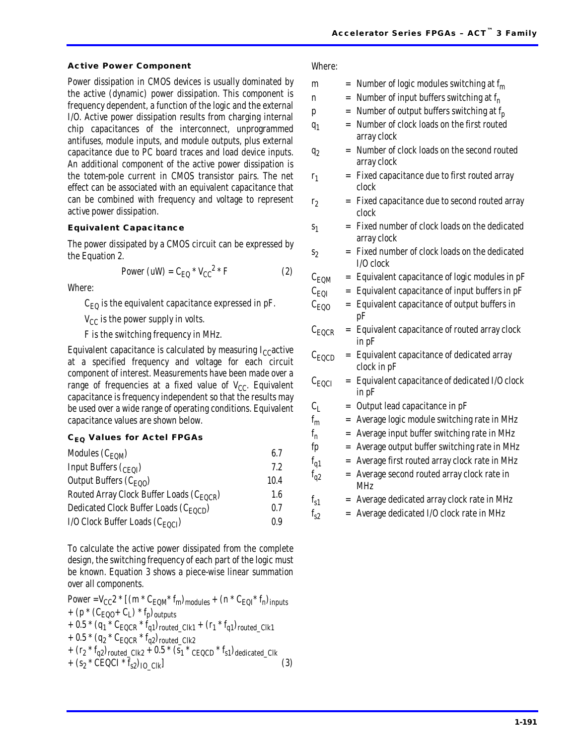### Active Power Component

Power dissipation in CMOS devices is usually dominated by the active (dynamic) power dissipation. This component is frequency dependent, a function of the logic and the external I/O. Active power dissipation results from charging internal chip capacitances of the interconnect, unprogrammed antifuses, module inputs, and module outputs, plus external capacitance due to PC board traces and load device inputs. An additional component of the active power dissipation is the totem-pole current in CMOS transistor pairs. The net effect can be associated with an equivalent capacitance that can be combined with frequency and voltage to represent active power dissipation.

### Equivalent Capacitance

The power dissipated by a CMOS circuit can be expressed by the Equation 2.

$$\text{Power (uW)} = C_{EQ} * V_{CC}^2 * F \qquad (2)$$

Where:

$C_{EQ}$ is the equivalent capacitance expressed in pF.

$V_{CC}$ is the power supply in volts.

F is the switching frequency in MHz.

Equivalent capacitance is calculated by measuring $I_{CC}$active at a specified frequency and voltage for each circuit component of interest. Measurements have been made over a range of frequencies at a fixed value of $V_{CC}$. Equivalent capacitance is frequency independent so that the results may be used over a wide range of operating conditions. Equivalent capacitance values are shown below.

### $C_{EQ}$ Values for Actel FPGAs

| | |
|---|---|
| Modules ($C_{EQM}$) | 6.7 |
| Input Buffers ($C_{EQI}$) | 7.2 |
| Output Buffers ($C_{EQO}$) | 10.4 |
| Routed Array Clock Buffer Loads ($C_{EQCR}$) | 1.6 |
| Dedicated Clock Buffer Loads ($C_{EQCD}$) | 0.7 |
| I/O Clock Buffer Loads ($C_{EQCI}$) | 0.9 |

To calculate the active power dissipated from the complete design, the switching frequency of each part of the logic must be known. Equation 3 shows a piece-wise linear summation over all components.

$$\begin{aligned}\text{Power} = V_{CC}2 * [&(m * C_{EQM} * f_m)_{modules} + (n * C_{EQI} * f_n)_{inputs} \\ &+ (p * (C_{EQO} + C_L) * f_p)_{outputs} \\ &+ 0.5 * (q_1 * C_{EQCR} * f_{q1})_{routed\_Clk1} + (r_1 * f_{q1})_{routed\_Clk1} \\ &+ 0.5 * (q_2 * C_{EQCR} * f_{q2})_{routed\_Clk2} \\ &+ (r_2 * f_{q2})_{routed\_Clk2} + 0.5 * (s_1 * {}_{CEQCD} * f_{s1})_{dedicated\_Clk} \\ &+ (s_2 * CEQCI * f_{s2})_{IO\_Clk}]\end{aligned} \qquad (3)$$

Where:

| | | |
|---|---|---|
| $m$ | = | Number of logic modules switching at $f_m$ |
| $n$ | = | Number of input buffers switching at $f_n$ |
| $p$ | = | Number of output buffers switching at $f_p$ |
| $q_1$ | = | Number of clock loads on the first routed array clock |
| $q_2$ | = | Number of clock loads on the second routed array clock |
| $r_1$ | = | Fixed capacitance due to first routed array clock |
| $r_2$ | = | Fixed capacitance due to second routed array clock |
| $s_1$ | = | Fixed number of clock loads on the dedicated array clock |
| $s_2$ | = | Fixed number of clock loads on the dedicated I/O clock |
| $C_{EQM}$ | = | Equivalent capacitance of logic modules in pF |
| $C_{EQI}$ | = | Equivalent capacitance of input buffers in pF |
| $C_{EQO}$ | = | Equivalent capacitance of output buffers in pF |
| $C_{EQCR}$ | = | Equivalent capacitance of routed array clock in pF |
| $C_{EQCD}$ | = | Equivalent capacitance of dedicated array clock in pF |
| $C_{EQCI}$ | = | Equivalent capacitance of dedicated I/O clock in pF |
| $C_L$ | = | Output lead capacitance in pF |
| $f_m$ | = | Average logic module switching rate in MHz |
| $f_n$ | = | Average input buffer switching rate in MHz |
| $fp$ | = | Average output buffer switching rate in MHz |
| $f_{q1}$ | = | Average first routed array clock rate in MHz |
| $f_{q2}$ | = | Average second routed array clock rate in MHz |
| $f_{s1}$ | = | Average dedicated array clock rate in MHz |
| $f_{s2}$ | = | Average dedicated I/O clock rate in MHz |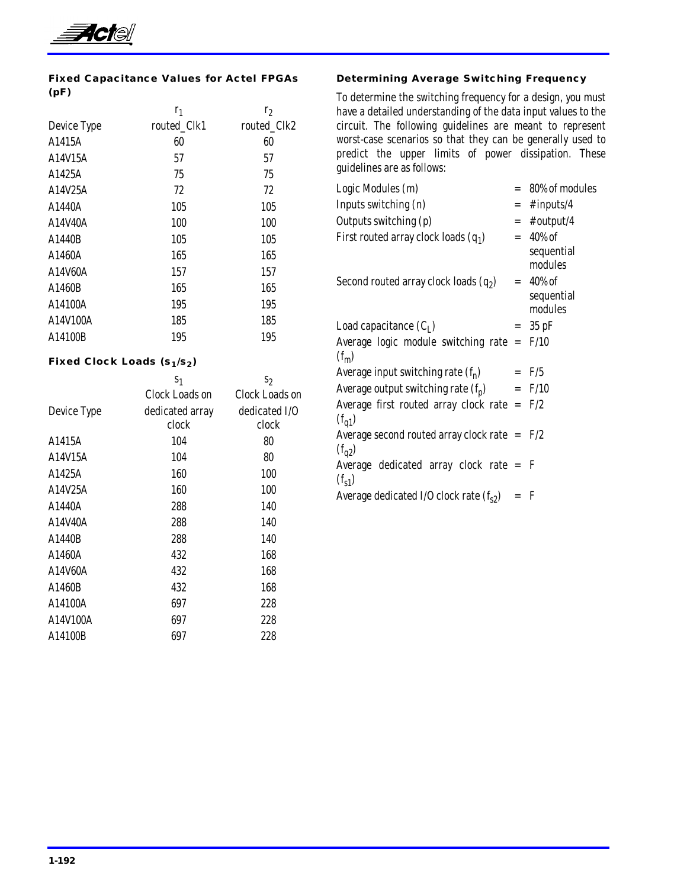### Fixed Capacitance Values for Actel FPGAs (pF)

| Device Type | $r_1$ routed_Clk1 | $r_2$ routed_Clk2 |
|---|---|---|
| A1415A | 60 | 60 |
| A14V15A | 57 | 57 |
| A1425A | 75 | 75 |
| A14V25A | 72 | 72 |
| A1440A | 105 | 105 |
| A14V40A | 100 | 100 |
| A1440B | 105 | 105 |
| A1460A | 165 | 165 |
| A14V60A | 157 | 157 |
| A1460B | 165 | 165 |
| A14100A | 195 | 195 |
| A14V100A | 185 | 185 |
| A14100B | 195 | 195 |

### Fixed Clock Loads ($s_1/s_2$)

| Device Type | $s_1$ Clock Loads on dedicated array clock | $s_2$ Clock Loads on dedicated I/O clock |
|---|---|---|
| A1415A | 104 | 80 |
| A14V15A | 104 | 80 |
| A1425A | 160 | 100 |
| A14V25A | 160 | 100 |
| A1440A | 288 | 140 |
| A14V40A | 288 | 140 |
| A1440B | 288 | 140 |
| A1460A | 432 | 168 |
| A14V60A | 432 | 168 |
| A1460B | 432 | 168 |
| A14100A | 697 | 228 |
| A14V100A | 697 | 228 |
| A14100B | 697 | 228 |

### Determining Average Switching Frequency

To determine the switching frequency for a design, you must have a detailed understanding of the data input values to the circuit. The following guidelines are meant to represent worst-case scenarios so that they can be generally used to predict the upper limits of power dissipation. These guidelines are as follows:

| | | |
|---|---|---|
| Logic Modules ($m$) | = | 80% of modules |
| Inputs switching ($n$) | = | # inputs/4 |
| Outputs switching ($p$) | = | # output/4 |
| First routed array clock loads ($q_1$) | = | 40% of sequential modules |
| Second routed array clock loads ($q_2$) | = | 40% of sequential modules |
| Load capacitance ($C_L$) | = | 35 pF |
| Average logic module switching rate ($f_m$) | = | F/10 |
| Average input switching rate ($f_n$) | = | F/5 |
| Average output switching rate ($f_p$) | = | F/10 |
| Average first routed array clock rate ($f_{q1}$) | = | F/2 |
| Average second routed array clock rate ($f_{q2}$) | = | F/2 |
| Average dedicated array clock rate ($f_{s1}$) | = | F |
| Average dedicated I/O clock rate ($f_{s2}$) | = | F |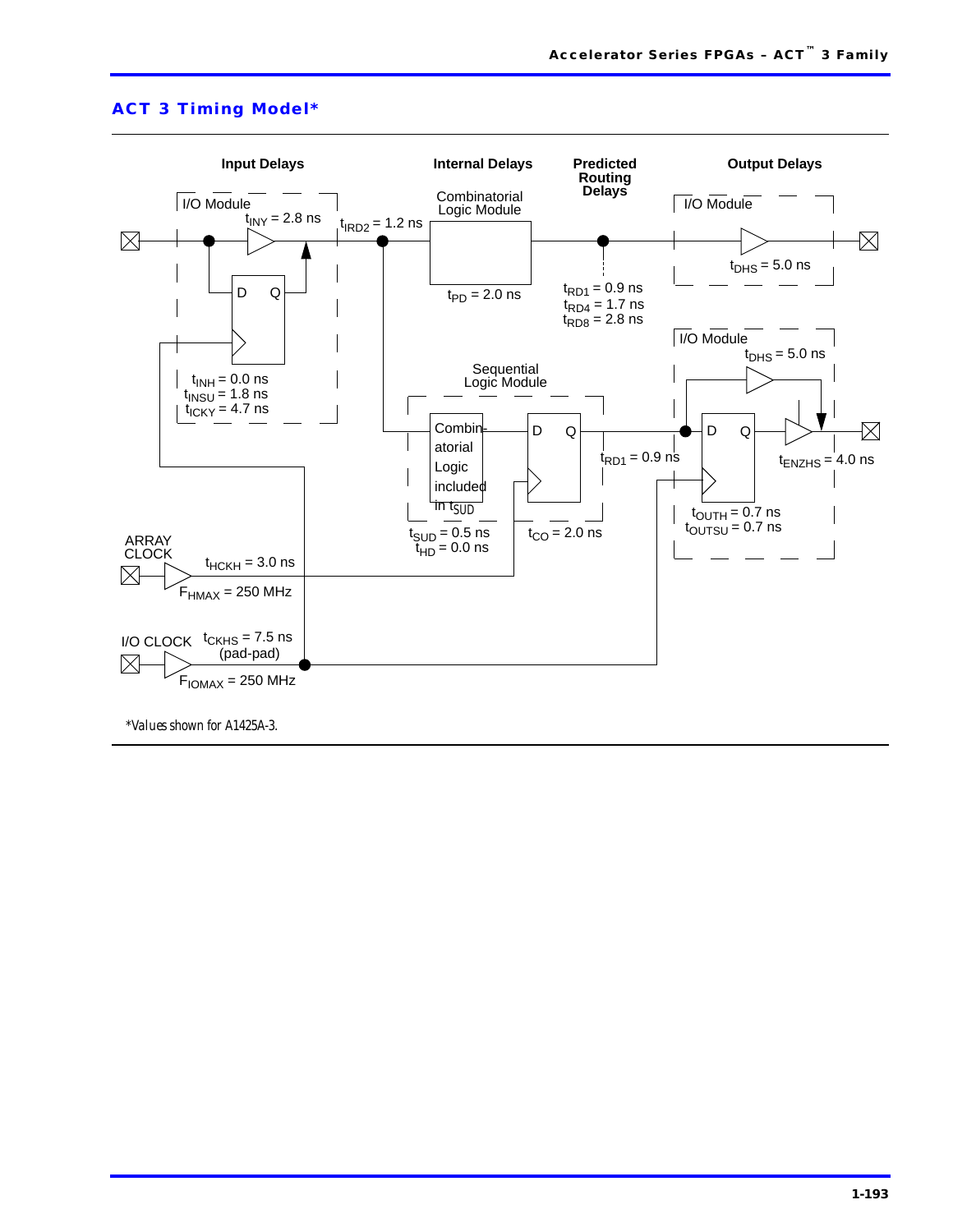## ACT 3 Timing Model*

**Input Delays** | **Internal Delays** | **Predicted Routing Delays** | **Output Delays**

I/O Module

$t_{INY}$ = 2.8 ns

$t_{IRD2}$ = 1.2 ns

Combinatorial Logic Module

$t_{PD}$ = 2.0 ns

$t_{RD1}$ = 0.9 ns
$t_{RD4}$ = 1.7 ns
$t_{RD8}$ = 2.8 ns

I/O Module

$t_{DHS}$ = 5.0 ns

D Q

$t_{INH}$ = 0.0 ns
$t_{INSU}$ = 1.8 ns
$t_{ICKY}$ = 4.7 ns

Sequential Logic Module

Combinatorial Logic included in $t_{SUD}$

D Q

$t_{SUD}$ = 0.5 ns
$t_{HD}$ = 0.0 ns

$t_{CO}$ = 2.0 ns

$t_{RD1}$ = 0.9 ns

I/O Module

$t_{DHS}$ = 5.0 ns

D Q

$t_{ENZHS}$ = 4.0 ns

$t_{OUTH}$ = 0.7 ns
$t_{OUTSU}$ = 0.7 ns

ARRAY CLOCK

$t_{HCKH}$ = 3.0 ns

$F_{HMAX}$ = 250 MHz

I/O CLOCK

$t_{CKHS}$ = 7.5 ns (pad-pad)

$F_{IOMAX}$ = 250 MHz

*Values shown for A1425A-3.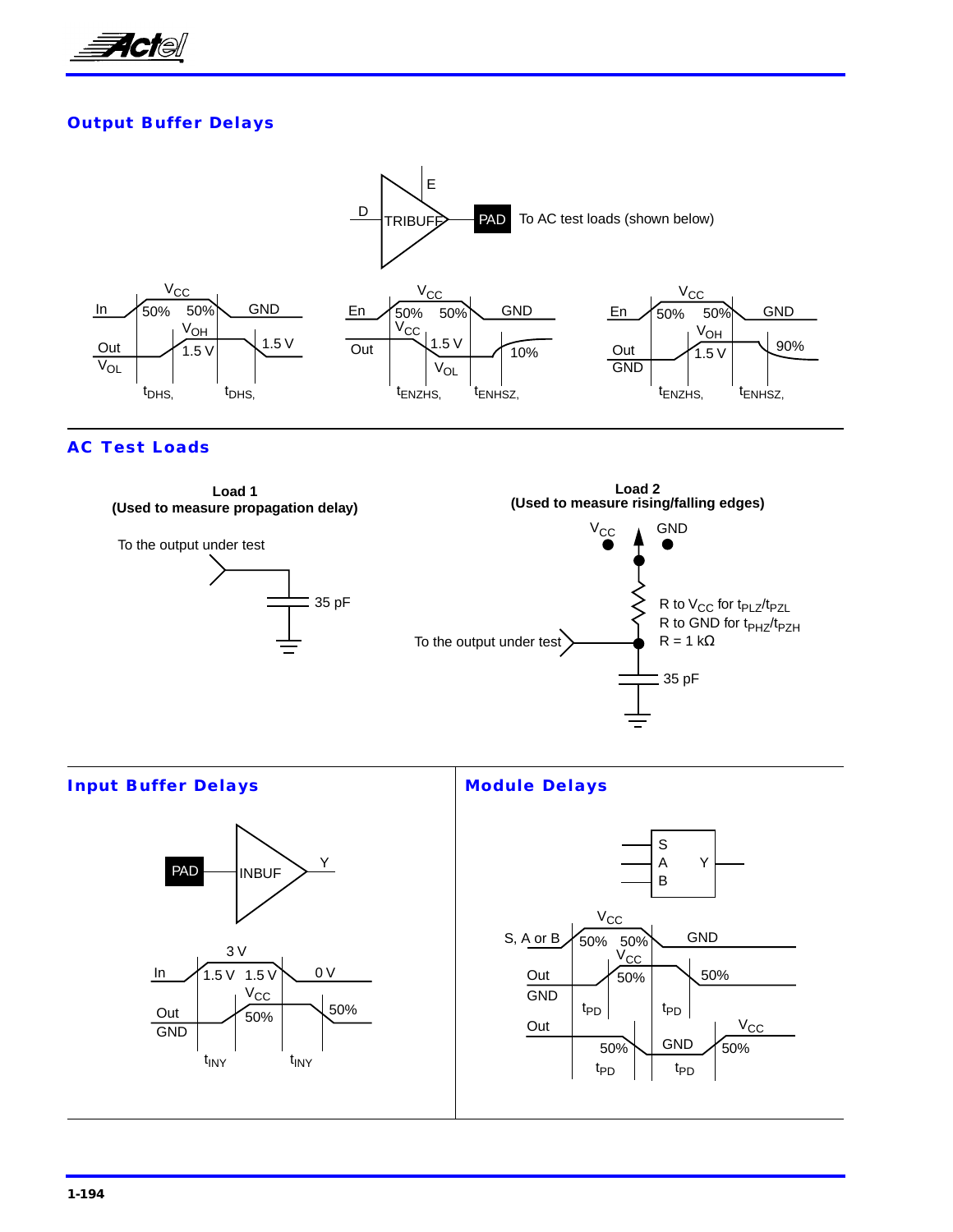## Output Buffer Delays

E

D

TRIBUFF

PAD

To AC test loads (shown below)

In | $V_{CC}$ | 50% | 50% | GND

Out | $V_{OL}$ | $V_{OH}$ | 1.5 V | 1.5 V

$t_{DHS,}$ $t_{DHS,}$

En | $V_{CC}$ | 50% | 50% | GND

Out | $V_{CC}$ | 1.5 V | $V_{OL}$ | 10%

$t_{ENZHS,}$ $t_{ENHSZ,}$

En | $V_{CC}$ | 50% | 50% | GND

Out | GND | $V_{OH}$ | 1.5 V | 90%

$t_{ENZHS,}$ $t_{ENHSZ,}$

## AC Test Loads

**Load 1**
**(Used to measure propagation delay)**

To the output under test

35 pF

**Load 2**
**(Used to measure rising/falling edges)**

$V_{CC}$ GND

To the output under test

R to $V_{CC}$ for $t_{PLZ}/t_{PZL}$
R to GND for $t_{PHZ}/t_{PZH}$
R = 1 kΩ

35 pF

## Input Buffer Delays

PAD

INBUF

Y

In | 3 V | 1.5 V | 1.5 V | 0 V

Out | GND | $V_{CC}$ | 50% | 50%

$t_{INY}$ $t_{INY}$

## Module Delays

S
A
B
Y

S, A or B | $V_{CC}$ | 50% | 50% | GND

Out | GND | $V_{CC}$ | 50% | 50%

$t_{PD}$ $t_{PD}$

Out | 50% | GND | $V_{CC}$ | 50%

$t_{PD}$ $t_{PD}$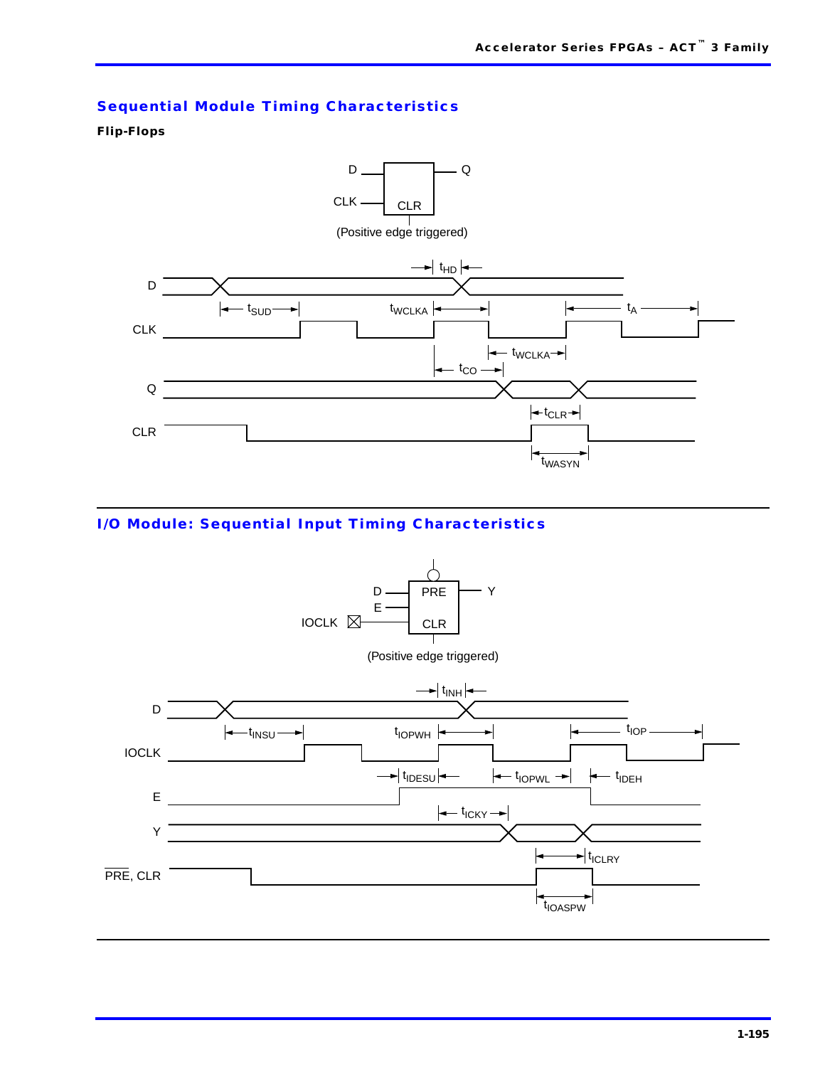## Sequential Module Timing Characteristics

**Flip-Flops**

(Positive edge triggered)

## I/O Module: Sequential Input Timing Characteristics

(Positive edge triggered)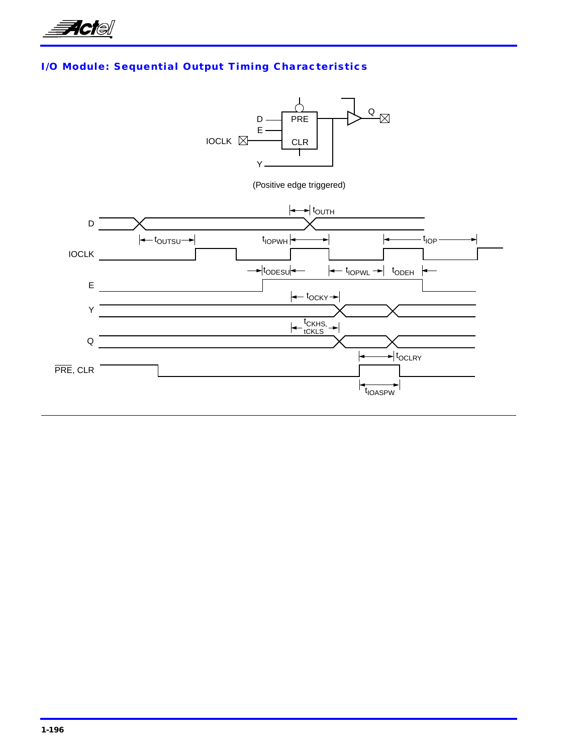## I/O Module: Sequential Output Timing Characteristics

(Positive edge triggered)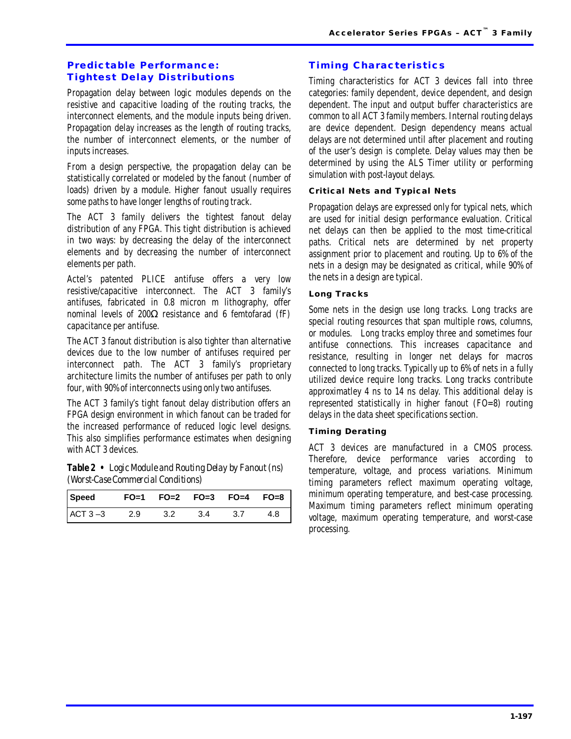## Predictable Performance: Tightest Delay Distributions

Propagation delay between logic modules depends on the resistive and capacitive loading of the routing tracks, the interconnect elements, and the module inputs being driven. Propagation delay increases as the length of routing tracks, the number of interconnect elements, or the number of inputs increases.

From a design perspective, the propagation delay can be statistically correlated or modeled by the fanout (number of loads) driven by a module. Higher fanout usually requires some paths to have longer lengths of routing track.

The ACT 3 family delivers the tightest fanout delay distribution of any FPGA. This tight distribution is achieved in two ways: by decreasing the delay of the interconnect elements and by decreasing the number of interconnect elements per path.

Actel's patented PLICE antifuse offers a very low resistive/capacitive interconnect. The ACT 3 family's antifuses, fabricated in 0.8 micron m lithography, offer nominal levels of 200Ω resistance and 6 femtofarad (fF) capacitance per antifuse.

The ACT 3 fanout distribution is also tighter than alternative devices due to the low number of antifuses required per interconnect path. The ACT 3 family's proprietary architecture limits the number of antifuses per path to only four, with 90% of interconnects using only two antifuses.

The ACT 3 family's tight fanout delay distribution offers an FPGA design environment in which fanout can be traded for the increased performance of reduced logic level designs. This also simplifies performance estimates when designing with ACT 3 devices.

**Table 2 •** *Logic Module and Routing Delay by Fanout (ns) (Worst-Case Commercial Conditions)*

| Speed | FO=1 | FO=2 | FO=3 | FO=4 | FO=8 |
|---|---|---|---|---|---|
| ACT 3 –3 | 2.9 | 3.2 | 3.4 | 3.7 | 4.8 |

## Timing Characteristics

Timing characteristics for ACT 3 devices fall into three categories: family dependent, device dependent, and design dependent. The input and output buffer characteristics are common to all ACT 3 family members. Internal routing delays are device dependent. Design dependency means actual delays are not determined until after placement and routing of the user's design is complete. Delay values may then be determined by using the ALS Timer utility or performing simulation with post-layout delays.

### Critical Nets and Typical Nets

Propagation delays are expressed only for typical nets, which are used for initial design performance evaluation. Critical net delays can then be applied to the most time-critical paths. Critical nets are determined by net property assignment prior to placement and routing. Up to 6% of the nets in a design may be designated as critical, while 90% of the nets in a design are typical.

### Long Tracks

Some nets in the design use long tracks. Long tracks are special routing resources that span multiple rows, columns, or modules. Long tracks employ three and sometimes four antifuse connections. This increases capacitance and resistance, resulting in longer net delays for macros connected to long tracks. Typically up to 6% of nets in a fully utilized device require long tracks. Long tracks contribute approximatley 4 ns to 14 ns delay. This additional delay is represented statistically in higher fanout (FO=8) routing delays in the data sheet specifications section.

### Timing Derating

ACT 3 devices are manufactured in a CMOS process. Therefore, device performance varies according to temperature, voltage, and process variations. Minimum timing parameters reflect maximum operating voltage, minimum operating temperature, and best-case processing. Maximum timing parameters reflect minimum operating voltage, maximum operating temperature, and worst-case processing.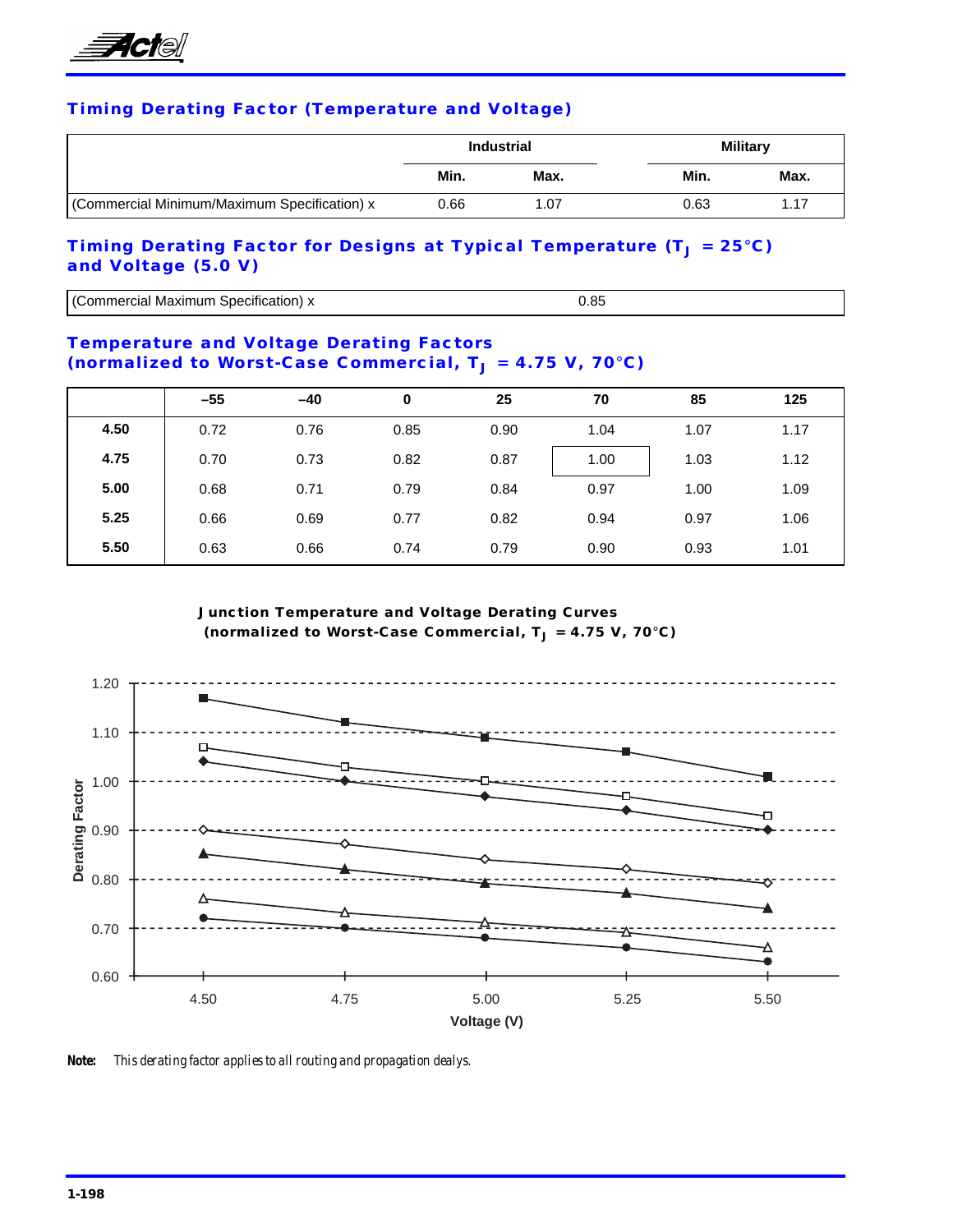## Timing Derating Factor (Temperature and Voltage)

| | Industrial | | Military | |
|---|---|---|---|---|
| | Min. | Max. | Min. | Max. |
| (Commercial Minimum/Maximum Specification) x | 0.66 | 1.07 | 0.63 | 1.17 |

## Timing Derating Factor for Designs at Typical Temperature ($T_J$ = 25°C) and Voltage (5.0 V)

| (Commercial Maximum Specification) x | 0.85 |
|---|---|

## Temperature and Voltage Derating Factors (normalized to Worst-Case Commercial, $T_J$ = 4.75 V, 70°C)

| | –55 | –40 | 0 | 25 | 70 | 85 | 125 |
|---|---|---|---|---|---|---|---|
| **4.50** | 0.72 | 0.76 | 0.85 | 0.90 | 1.04 | 1.07 | 1.17 |
| **4.75** | 0.70 | 0.73 | 0.82 | 0.87 | 1.00 | 1.03 | 1.12 |
| **5.00** | 0.68 | 0.71 | 0.79 | 0.84 | 0.97 | 1.00 | 1.09 |
| **5.25** | 0.66 | 0.69 | 0.77 | 0.82 | 0.94 | 0.97 | 1.06 |
| **5.50** | 0.63 | 0.66 | 0.74 | 0.79 | 0.90 | 0.93 | 1.01 |

**Junction Temperature and Voltage Derating Curves (normalized to Worst-Case Commercial, $T_J$ = 4.75 V, 70°C)**

**Note:** *This derating factor applies to all routing and propagation dealys.*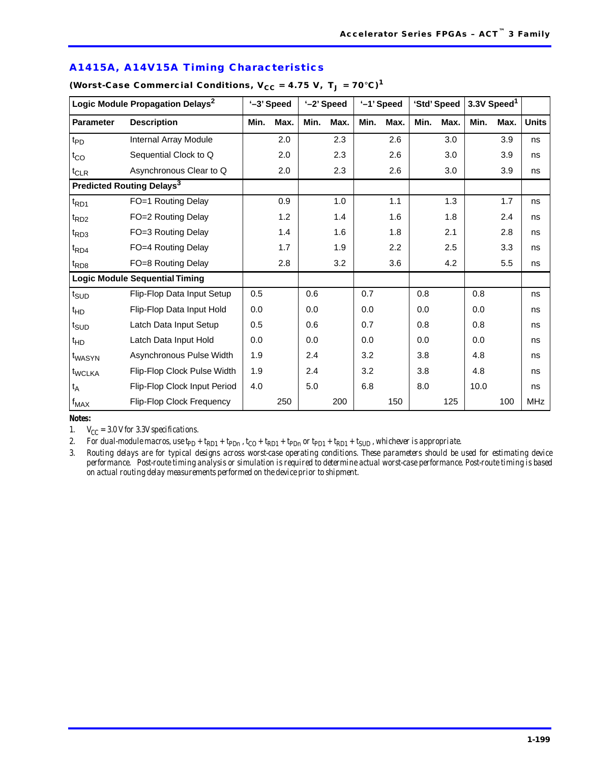## A1415A, A14V15A Timing Characteristics

### (Worst-Case Commercial Conditions, $V_{CC}$ = 4.75 V, $T_J$ = 70°C)[1]

| Logic Module Propagation Delays[2] | | '–3' Speed | | '–2' Speed | | '–1' Speed | | 'Std' Speed | | 3.3V Speed[1] | | |
|---|---|---|---|---|---|---|---|---|---|---|---|---|
| **Parameter** | **Description** | **Min.** | **Max.** | **Min.** | **Max.** | **Min.** | **Max.** | **Min.** | **Max.** | **Min.** | **Max.** | **Units** |
| $t_{PD}$ | Internal Array Module | | 2.0 | | 2.3 | | 2.6 | | 3.0 | | 3.9 | ns |
| $t_{CO}$ | Sequential Clock to Q | | 2.0 | | 2.3 | | 2.6 | | 3.0 | | 3.9 | ns |
| $t_{CLR}$ | Asynchronous Clear to Q | | 2.0 | | 2.3 | | 2.6 | | 3.0 | | 3.9 | ns |
| **Predicted Routing Delays[3]** | | | | | | | | | | | | |
| $t_{RD1}$ | FO=1 Routing Delay | | 0.9 | | 1.0 | | 1.1 | | 1.3 | | 1.7 | ns |
| $t_{RD2}$ | FO=2 Routing Delay | | 1.2 | | 1.4 | | 1.6 | | 1.8 | | 2.4 | ns |
| $t_{RD3}$ | FO=3 Routing Delay | | 1.4 | | 1.6 | | 1.8 | | 2.1 | | 2.8 | ns |
| $t_{RD4}$ | FO=4 Routing Delay | | 1.7 | | 1.9 | | 2.2 | | 2.5 | | 3.3 | ns |
| $t_{RD8}$ | FO=8 Routing Delay | | 2.8 | | 3.2 | | 3.6 | | 4.2 | | 5.5 | ns |
| **Logic Module Sequential Timing** | | | | | | | | | | | | |
| $t_{SUD}$ | Flip-Flop Data Input Setup | 0.5 | | 0.6 | | 0.7 | | 0.8 | | 0.8 | | ns |
| $t_{HD}$ | Flip-Flop Data Input Hold | 0.0 | | 0.0 | | 0.0 | | 0.0 | | 0.0 | | ns |
| $t_{SUD}$ | Latch Data Input Setup | 0.5 | | 0.6 | | 0.7 | | 0.8 | | 0.8 | | ns |
| $t_{HD}$ | Latch Data Input Hold | 0.0 | | 0.0 | | 0.0 | | 0.0 | | 0.0 | | ns |
| $t_{WASYN}$ | Asynchronous Pulse Width | 1.9 | | 2.4 | | 3.2 | | 3.8 | | 4.8 | | ns |
| $t_{WCLKA}$ | Flip-Flop Clock Pulse Width | 1.9 | | 2.4 | | 3.2 | | 3.8 | | 4.8 | | ns |
| $t_A$ | Flip-Flop Clock Input Period | 4.0 | | 5.0 | | 6.8 | | 8.0 | | 10.0 | | ns |
| $f_{MAX}$ | Flip-Flop Clock Frequency | | 250 | | 200 | | 150 | | 125 | | 100 | MHz |

**Notes:**

1. $V_{CC}$ = 3.0 V for 3.3V specifications.
2. For dual-module macros, use $t_{PD} + t_{RD1} + t_{PDn}$ , $t_{CO} + t_{RD1} + t_{PDn}$ or $t_{PD1} + t_{RD1} + t_{SUD}$ , whichever is appropriate.
3. Routing delays are for typical designs across worst-case operating conditions. These parameters should be used for estimating device performance. Post-route timing analysis or simulation is required to determine actual worst-case performance. Post-route timing is based on actual routing delay measurements performed on the device prior to shipment.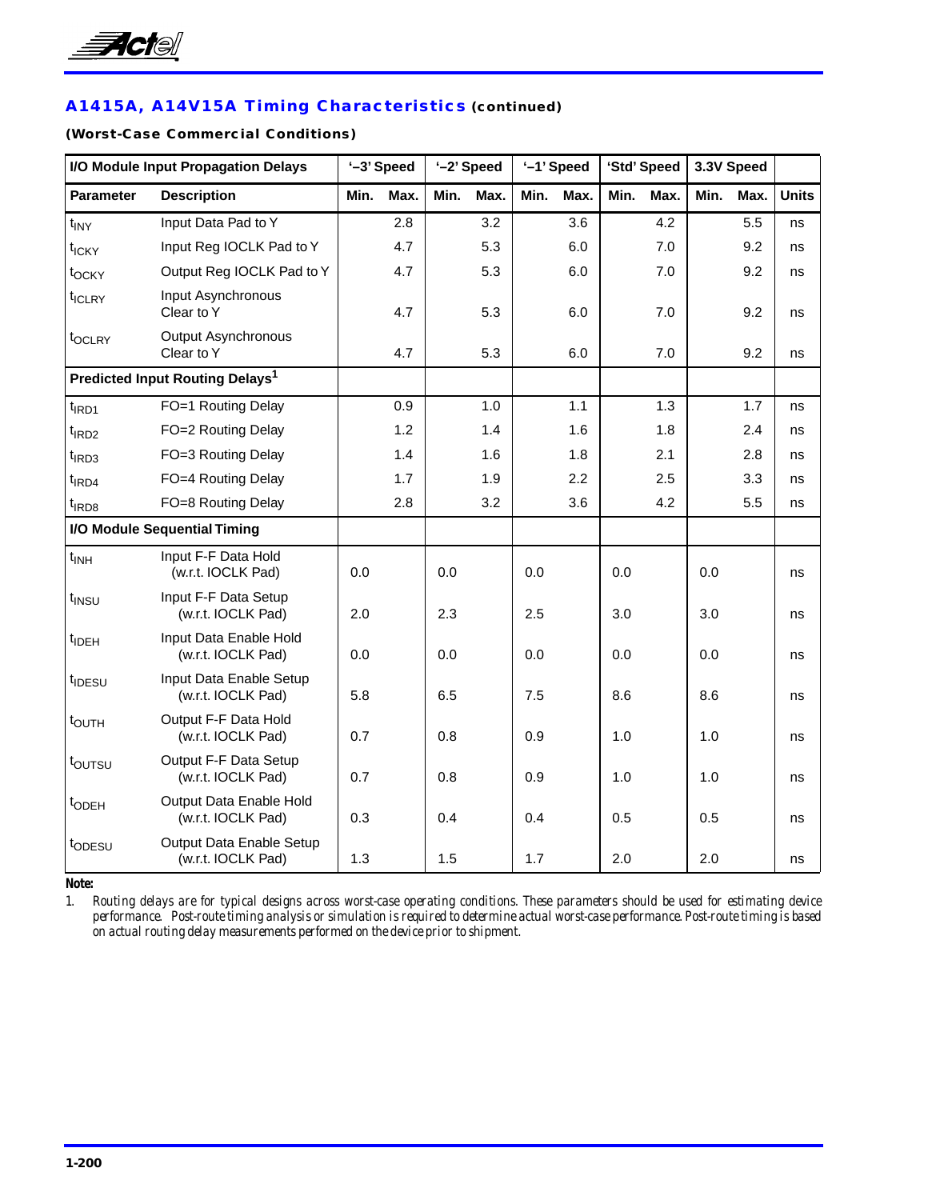## A1415A, A14V15A Timing Characteristics (continued)

**(Worst-Case Commercial Conditions)**

| I/O Module Input Propagation Delays | | '–3' Speed | | '–2' Speed | | '–1' Speed | | 'Std' Speed | | 3.3V Speed | | |
|---|---|---|---|---|---|---|---|---|---|---|---|---|
| **Parameter** | **Description** | **Min.** | **Max.** | **Min.** | **Max.** | **Min.** | **Max.** | **Min.** | **Max.** | **Min.** | **Max.** | **Units** |
| $t_{INY}$ | Input Data Pad to Y | | 2.8 | | 3.2 | | 3.6 | | 4.2 | | 5.5 | ns |
| $t_{ICKY}$ | Input Reg IOCLK Pad to Y | | 4.7 | | 5.3 | | 6.0 | | 7.0 | | 9.2 | ns |
| $t_{OCKY}$ | Output Reg IOCLK Pad to Y | | 4.7 | | 5.3 | | 6.0 | | 7.0 | | 9.2 | ns |
| $t_{ICLRY}$ | Input Asynchronous Clear to Y | | 4.7 | | 5.3 | | 6.0 | | 7.0 | | 9.2 | ns |
| $t_{OCLRY}$ | Output Asynchronous Clear to Y | | 4.7 | | 5.3 | | 6.0 | | 7.0 | | 9.2 | ns |
| **Predicted Input Routing Delays[1]** | | | | | | | | | | | | |
| $t_{IRD1}$ | FO=1 Routing Delay | | 0.9 | | 1.0 | | 1.1 | | 1.3 | | 1.7 | ns |
| $t_{IRD2}$ | FO=2 Routing Delay | | 1.2 | | 1.4 | | 1.6 | | 1.8 | | 2.4 | ns |
| $t_{IRD3}$ | FO=3 Routing Delay | | 1.4 | | 1.6 | | 1.8 | | 2.1 | | 2.8 | ns |
| $t_{IRD4}$ | FO=4 Routing Delay | | 1.7 | | 1.9 | | 2.2 | | 2.5 | | 3.3 | ns |
| $t_{IRD8}$ | FO=8 Routing Delay | | 2.8 | | 3.2 | | 3.6 | | 4.2 | | 5.5 | ns |
| **I/O Module Sequential Timing** | | | | | | | | | | | | |
| $t_{INH}$ | Input F-F Data Hold (w.r.t. IOCLK Pad) | 0.0 | | 0.0 | | 0.0 | | 0.0 | | 0.0 | | ns |
| $t_{INSU}$ | Input F-F Data Setup (w.r.t. IOCLK Pad) | 2.0 | | 2.3 | | 2.5 | | 3.0 | | 3.0 | | ns |
| $t_{IDEH}$ | Input Data Enable Hold (w.r.t. IOCLK Pad) | 0.0 | | 0.0 | | 0.0 | | 0.0 | | 0.0 | | ns |
| $t_{IDESU}$ | Input Data Enable Setup (w.r.t. IOCLK Pad) | 5.8 | | 6.5 | | 7.5 | | 8.6 | | 8.6 | | ns |
| $t_{OUTH}$ | Output F-F Data Hold (w.r.t. IOCLK Pad) | 0.7 | | 0.8 | | 0.9 | | 1.0 | | 1.0 | | ns |
| $t_{OUTSU}$ | Output F-F Data Setup (w.r.t. IOCLK Pad) | 0.7 | | 0.8 | | 0.9 | | 1.0 | | 1.0 | | ns |
| $t_{ODEH}$ | Output Data Enable Hold (w.r.t. IOCLK Pad) | 0.3 | | 0.4 | | 0.4 | | 0.5 | | 0.5 | | ns |
| $t_{ODESU}$ | Output Data Enable Setup (w.r.t. IOCLK Pad) | 1.3 | | 1.5 | | 1.7 | | 2.0 | | 2.0 | | ns |

**Note:**

1. *Routing delays are for typical designs across worst-case operating conditions. These parameters should be used for estimating device performance. Post-route timing analysis or simulation is required to determine actual worst-case performance. Post-route timing is based on actual routing delay measurements performed on the device prior to shipment.*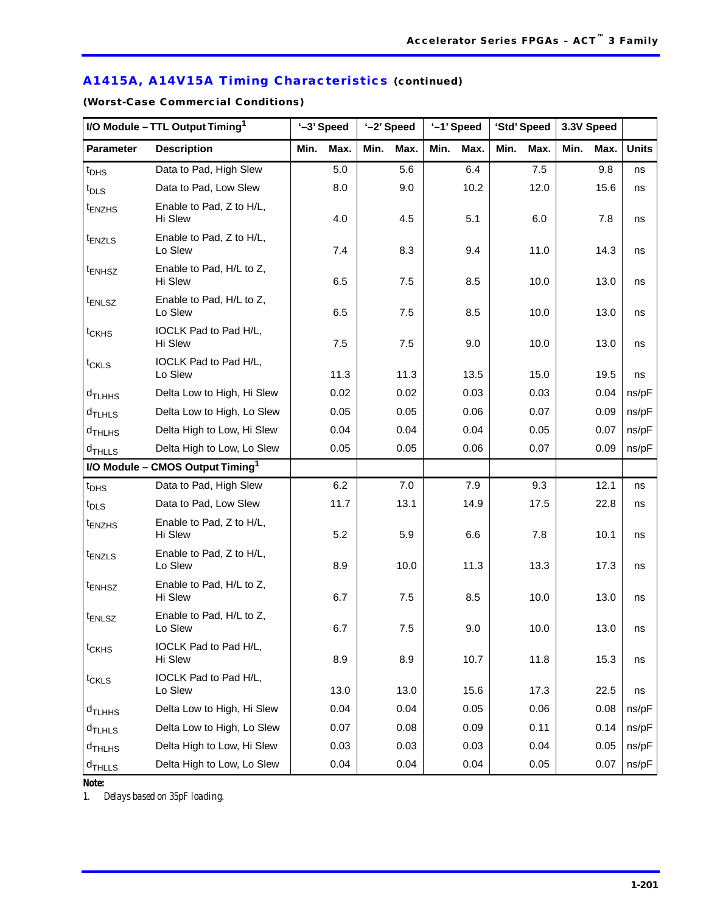## A1415A, A14V15A Timing Characteristics (continued)

**(Worst-Case Commercial Conditions)**

| I/O Module – TTL Output Timing[1] | | '–3' Speed | | '–2' Speed | | '–1' Speed | | 'Std' Speed | | 3.3V Speed | | |
|---|---|---|---|---|---|---|---|---|---|---|---|---|
| **Parameter** | **Description** | **Min.** | **Max.** | **Min.** | **Max.** | **Min.** | **Max.** | **Min.** | **Max.** | **Min.** | **Max.** | **Units** |
| $t_{DHS}$ | Data to Pad, High Slew | | 5.0 | | 5.6 | | 6.4 | | 7.5 | | 9.8 | ns |
| $t_{DLS}$ | Data to Pad, Low Slew | | 8.0 | | 9.0 | | 10.2 | | 12.0 | | 15.6 | ns |
| $t_{ENZHS}$ | Enable to Pad, Z to H/L, Hi Slew | | 4.0 | | 4.5 | | 5.1 | | 6.0 | | 7.8 | ns |
| $t_{ENZLS}$ | Enable to Pad, Z to H/L, Lo Slew | | 7.4 | | 8.3 | | 9.4 | | 11.0 | | 14.3 | ns |
| $t_{ENHSZ}$ | Enable to Pad, H/L to Z, Hi Slew | | 6.5 | | 7.5 | | 8.5 | | 10.0 | | 13.0 | ns |
| $t_{ENLSZ}$ | Enable to Pad, H/L to Z, Lo Slew | | 6.5 | | 7.5 | | 8.5 | | 10.0 | | 13.0 | ns |
| $t_{CKHS}$ | IOCLK Pad to Pad H/L, Hi Slew | | 7.5 | | 7.5 | | 9.0 | | 10.0 | | 13.0 | ns |
| $t_{CKLS}$ | IOCLK Pad to Pad H/L, Lo Slew | | 11.3 | | 11.3 | | 13.5 | | 15.0 | | 19.5 | ns |
| $d_{TLHHS}$ | Delta Low to High, Hi Slew | | 0.02 | | 0.02 | | 0.03 | | 0.03 | | 0.04 | ns/pF |
| $d_{TLHLS}$ | Delta Low to High, Lo Slew | | 0.05 | | 0.05 | | 0.06 | | 0.07 | | 0.09 | ns/pF |
| $d_{THLHS}$ | Delta High to Low, Hi Slew | | 0.04 | | 0.04 | | 0.04 | | 0.05 | | 0.07 | ns/pF |
| $d_{THLLS}$ | Delta High to Low, Lo Slew | | 0.05 | | 0.05 | | 0.06 | | 0.07 | | 0.09 | ns/pF |
| **I/O Module – CMOS Output Timing[1]** | | | | | | | | | | | | |
| $t_{DHS}$ | Data to Pad, High Slew | | 6.2 | | 7.0 | | 7.9 | | 9.3 | | 12.1 | ns |
| $t_{DLS}$ | Data to Pad, Low Slew | | 11.7 | | 13.1 | | 14.9 | | 17.5 | | 22.8 | ns |
| $t_{ENZHS}$ | Enable to Pad, Z to H/L, Hi Slew | | 5.2 | | 5.9 | | 6.6 | | 7.8 | | 10.1 | ns |
| $t_{ENZLS}$ | Enable to Pad, Z to H/L, Lo Slew | | 8.9 | | 10.0 | | 11.3 | | 13.3 | | 17.3 | ns |
| $t_{ENHSZ}$ | Enable to Pad, H/L to Z, Hi Slew | | 6.7 | | 7.5 | | 8.5 | | 10.0 | | 13.0 | ns |
| $t_{ENLSZ}$ | Enable to Pad, H/L to Z, Lo Slew | | 6.7 | | 7.5 | | 9.0 | | 10.0 | | 13.0 | ns |
| $t_{CKHS}$ | IOCLK Pad to Pad H/L, Hi Slew | | 8.9 | | 8.9 | | 10.7 | | 11.8 | | 15.3 | ns |
| $t_{CKLS}$ | IOCLK Pad to Pad H/L, Lo Slew | | 13.0 | | 13.0 | | 15.6 | | 17.3 | | 22.5 | ns |
| $d_{TLHHS}$ | Delta Low to High, Hi Slew | | 0.04 | | 0.04 | | 0.05 | | 0.06 | | 0.08 | ns/pF |
| $d_{TLHLS}$ | Delta Low to High, Lo Slew | | 0.07 | | 0.08 | | 0.09 | | 0.11 | | 0.14 | ns/pF |
| $d_{THLHS}$ | Delta High to Low, Hi Slew | | 0.03 | | 0.03 | | 0.03 | | 0.04 | | 0.05 | ns/pF |
| $d_{THLLS}$ | Delta High to Low, Lo Slew | | 0.04 | | 0.04 | | 0.04 | | 0.05 | | 0.07 | ns/pF |

**Note:**

1. *Delays based on 35pF loading.*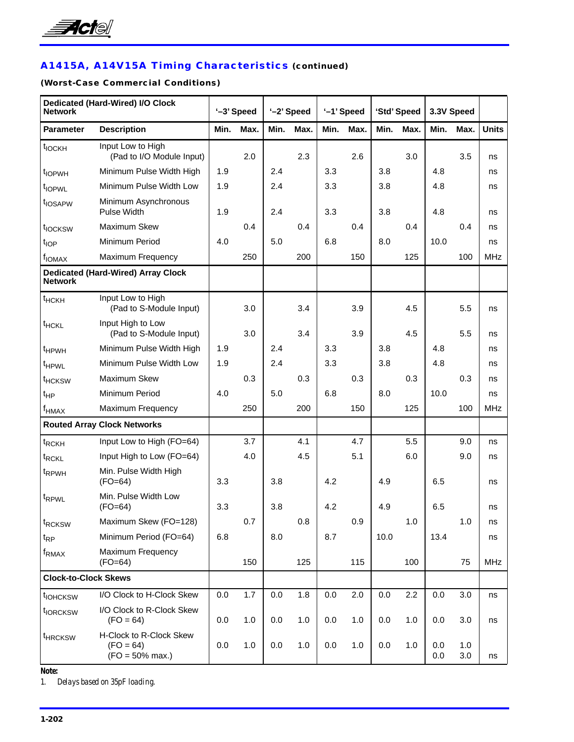## A1415A, A14V15A Timing Characteristics (continued)

**(Worst-Case Commercial Conditions)**

| Dedicated (Hard-Wired) I/O Clock Network | | '–3' Speed | | '–2' Speed | | '–1' Speed | | 'Std' Speed | | 3.3V Speed | | |
|---|---|---|---|---|---|---|---|---|---|---|---|---|
| **Parameter** | **Description** | **Min.** | **Max.** | **Min.** | **Max.** | **Min.** | **Max.** | **Min.** | **Max.** | **Min.** | **Max.** | **Units** |
| $t_{IOCKH}$ | Input Low to High (Pad to I/O Module Input) | | 2.0 | | 2.3 | | 2.6 | | 3.0 | | 3.5 | ns |
| $t_{IOPWH}$ | Minimum Pulse Width High | 1.9 | | 2.4 | | 3.3 | | 3.8 | | 4.8 | | ns |
| $t_{IOPWL}$ | Minimum Pulse Width Low | 1.9 | | 2.4 | | 3.3 | | 3.8 | | 4.8 | | ns |
| $t_{IOSAPW}$ | Minimum Asynchronous Pulse Width | 1.9 | | 2.4 | | 3.3 | | 3.8 | | 4.8 | | ns |
| $t_{IOCKSW}$ | Maximum Skew | | 0.4 | | 0.4 | | 0.4 | | 0.4 | | 0.4 | ns |
| $t_{IOP}$ | Minimum Period | 4.0 | | 5.0 | | 6.8 | | 8.0 | | 10.0 | | ns |
| $f_{IOMAX}$ | Maximum Frequency | | 250 | | 200 | | 150 | | 125 | | 100 | MHz |
| **Dedicated (Hard-Wired) Array Clock Network** | | | | | | | | | | | | |
| $t_{HCKH}$ | Input Low to High (Pad to S-Module Input) | | 3.0 | | 3.4 | | 3.9 | | 4.5 | | 5.5 | ns |
| $t_{HCKL}$ | Input High to Low (Pad to S-Module Input) | | 3.0 | | 3.4 | | 3.9 | | 4.5 | | 5.5 | ns |
| $t_{HPWH}$ | Minimum Pulse Width High | 1.9 | | 2.4 | | 3.3 | | 3.8 | | 4.8 | | ns |
| $t_{HPWL}$ | Minimum Pulse Width Low | 1.9 | | 2.4 | | 3.3 | | 3.8 | | 4.8 | | ns |
| $t_{HCKSW}$ | Maximum Skew | | 0.3 | | 0.3 | | 0.3 | | 0.3 | | 0.3 | ns |
| $t_{HP}$ | Minimum Period | 4.0 | | 5.0 | | 6.8 | | 8.0 | | 10.0 | | ns |
| $f_{HMAX}$ | Maximum Frequency | | 250 | | 200 | | 150 | | 125 | | 100 | MHz |
| **Routed Array Clock Networks** | | | | | | | | | | | | |
| $t_{RCKH}$ | Input Low to High (FO=64) | | 3.7 | | 4.1 | | 4.7 | | 5.5 | | 9.0 | ns |
| $t_{RCKL}$ | Input High to Low (FO=64) | | 4.0 | | 4.5 | | 5.1 | | 6.0 | | 9.0 | ns |
| $t_{RPWH}$ | Min. Pulse Width High (FO=64) | 3.3 | | 3.8 | | 4.2 | | 4.9 | | 6.5 | | ns |
| $t_{RPWL}$ | Min. Pulse Width Low (FO=64) | 3.3 | | 3.8 | | 4.2 | | 4.9 | | 6.5 | | ns |
| $t_{RCKSW}$ | Maximum Skew (FO=128) | | 0.7 | | 0.8 | | 0.9 | | 1.0 | | 1.0 | ns |
| $t_{RP}$ | Minimum Period (FO=64) | 6.8 | | 8.0 | | 8.7 | | 10.0 | | 13.4 | | ns |
| $f_{RMAX}$ | Maximum Frequency (FO=64) | | 150 | | 125 | | 115 | | 100 | | 75 | MHz |
| **Clock-to-Clock Skews** | | | | | | | | | | | | |
| $t_{IOHCKSW}$ | I/O Clock to H-Clock Skew | 0.0 | 1.7 | 0.0 | 1.8 | 0.0 | 2.0 | 0.0 | 2.2 | 0.0 | 3.0 | ns |
| $t_{IORCKSW}$ | I/O Clock to R-Clock Skew (FO = 64) | 0.0 | 1.0 | 0.0 | 1.0 | 0.0 | 1.0 | 0.0 | 1.0 | 0.0 | 3.0 | ns |
| $t_{HRCKSW}$ | H-Clock to R-Clock Skew (FO = 64) (FO = 50% max.) | 0.0 | 1.0 | 0.0 | 1.0 | 0.0 | 1.0 | 0.0 | 1.0 | 0.0<br>0.0 | 1.0<br>3.0 | ns |

**Note:**

1. *Delays based on 35pF loading.*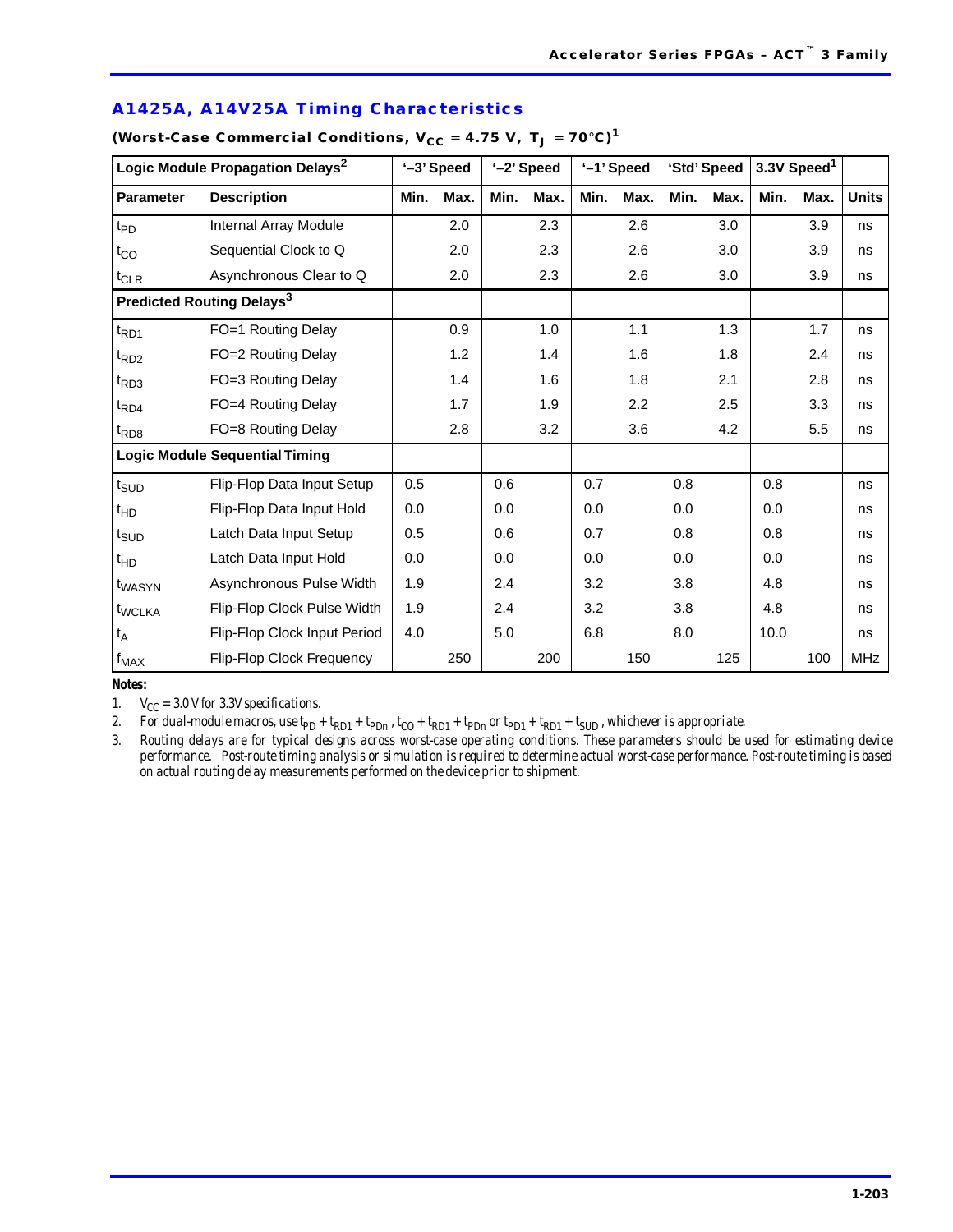## A1425A, A14V25A Timing Characteristics

**(Worst-Case Commercial Conditions, $V_{CC}$ = 4.75 V, $T_J$ = 70°C)[1]**

| Logic Module Propagation Delays[2] | | '–3' Speed | | '–2' Speed | | '–1' Speed | | 'Std' Speed | | 3.3V Speed[1] | | |
|---|---|---|---|---|---|---|---|---|---|---|---|---|
| **Parameter** | **Description** | **Min.** | **Max.** | **Min.** | **Max.** | **Min.** | **Max.** | **Min.** | **Max.** | **Min.** | **Max.** | **Units** |
| $t_{PD}$ | Internal Array Module | | 2.0 | | 2.3 | | 2.6 | | 3.0 | | 3.9 | ns |
| $t_{CO}$ | Sequential Clock to Q | | 2.0 | | 2.3 | | 2.6 | | 3.0 | | 3.9 | ns |
| $t_{CLR}$ | Asynchronous Clear to Q | | 2.0 | | 2.3 | | 2.6 | | 3.0 | | 3.9 | ns |
| **Predicted Routing Delays[3]** | | | | | | | | | | | | |
| $t_{RD1}$ | FO=1 Routing Delay | | 0.9 | | 1.0 | | 1.1 | | 1.3 | | 1.7 | ns |
| $t_{RD2}$ | FO=2 Routing Delay | | 1.2 | | 1.4 | | 1.6 | | 1.8 | | 2.4 | ns |
| $t_{RD3}$ | FO=3 Routing Delay | | 1.4 | | 1.6 | | 1.8 | | 2.1 | | 2.8 | ns |
| $t_{RD4}$ | FO=4 Routing Delay | | 1.7 | | 1.9 | | 2.2 | | 2.5 | | 3.3 | ns |
| $t_{RD8}$ | FO=8 Routing Delay | | 2.8 | | 3.2 | | 3.6 | | 4.2 | | 5.5 | ns |
| **Logic Module Sequential Timing** | | | | | | | | | | | | |
| $t_{SUD}$ | Flip-Flop Data Input Setup | 0.5 | | 0.6 | | 0.7 | | 0.8 | | 0.8 | | ns |
| $t_{HD}$ | Flip-Flop Data Input Hold | 0.0 | | 0.0 | | 0.0 | | 0.0 | | 0.0 | | ns |
| $t_{SUD}$ | Latch Data Input Setup | 0.5 | | 0.6 | | 0.7 | | 0.8 | | 0.8 | | ns |
| $t_{HD}$ | Latch Data Input Hold | 0.0 | | 0.0 | | 0.0 | | 0.0 | | 0.0 | | ns |
| $t_{WASYN}$ | Asynchronous Pulse Width | 1.9 | | 2.4 | | 3.2 | | 3.8 | | 4.8 | | ns |
| $t_{WCLKA}$ | Flip-Flop Clock Pulse Width | 1.9 | | 2.4 | | 3.2 | | 3.8 | | 4.8 | | ns |
| $t_A$ | Flip-Flop Clock Input Period | 4.0 | | 5.0 | | 6.8 | | 8.0 | | 10.0 | | ns |
| $f_{MAX}$ | Flip-Flop Clock Frequency | | 250 | | 200 | | 150 | | 125 | | 100 | MHz |

**Notes:**

1. $V_{CC}$ = 3.0 V for 3.3V specifications.
2. For dual-module macros, use $t_{PD} + t_{RD1} + t_{PDn}$ , $t_{CO} + t_{RD1} + t_{PDn}$ or $t_{PD1} + t_{RD1} + t_{SUD}$ , whichever is appropriate.
3. Routing delays are for typical designs across worst-case operating conditions. These parameters should be used for estimating device performance. Post-route timing analysis or simulation is required to determine actual worst-case performance. Post-route timing is based on actual routing delay measurements performed on the device prior to shipment.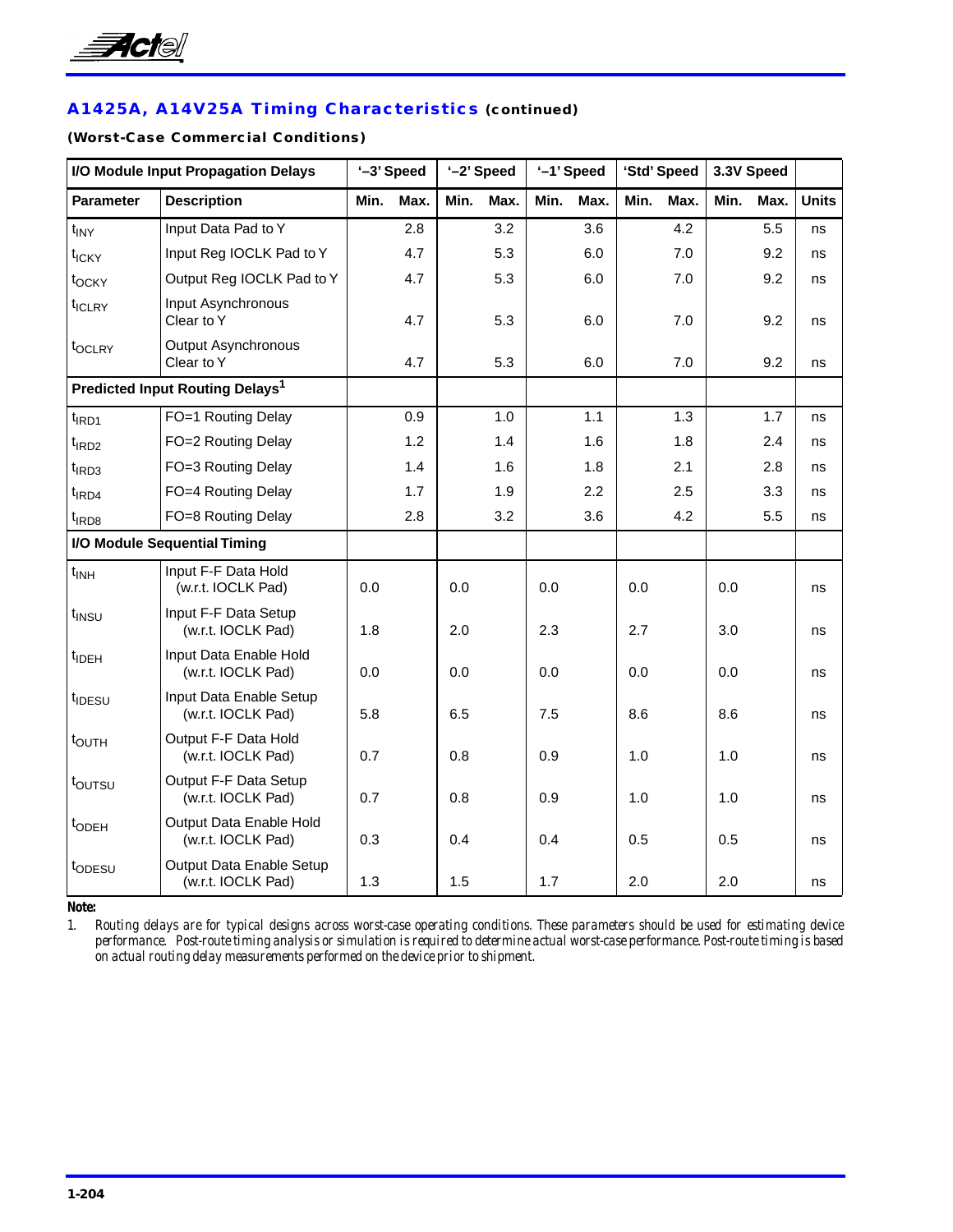## A1425A, A14V25A Timing Characteristics (continued)

**(Worst-Case Commercial Conditions)**

| I/O Module Input Propagation Delays | | '–3' Speed | | '–2' Speed | | '–1' Speed | | 'Std' Speed | | 3.3V Speed | | |
|---|---|---|---|---|---|---|---|---|---|---|---|---|
| **Parameter** | **Description** | **Min.** | **Max.** | **Min.** | **Max.** | **Min.** | **Max.** | **Min.** | **Max.** | **Min.** | **Max.** | **Units** |
| $t_{INY}$ | Input Data Pad to Y | | 2.8 | | 3.2 | | 3.6 | | 4.2 | | 5.5 | ns |
| $t_{ICKY}$ | Input Reg IOCLK Pad to Y | | 4.7 | | 5.3 | | 6.0 | | 7.0 | | 9.2 | ns |
| $t_{OCKY}$ | Output Reg IOCLK Pad to Y | | 4.7 | | 5.3 | | 6.0 | | 7.0 | | 9.2 | ns |
| $t_{ICLRY}$ | Input Asynchronous Clear to Y | | 4.7 | | 5.3 | | 6.0 | | 7.0 | | 9.2 | ns |
| $t_{OCLRY}$ | Output Asynchronous Clear to Y | | 4.7 | | 5.3 | | 6.0 | | 7.0 | | 9.2 | ns |
| **Predicted Input Routing Delays[1]** | | | | | | | | | | | | |
| $t_{IRD1}$ | FO=1 Routing Delay | | 0.9 | | 1.0 | | 1.1 | | 1.3 | | 1.7 | ns |
| $t_{IRD2}$ | FO=2 Routing Delay | | 1.2 | | 1.4 | | 1.6 | | 1.8 | | 2.4 | ns |
| $t_{IRD3}$ | FO=3 Routing Delay | | 1.4 | | 1.6 | | 1.8 | | 2.1 | | 2.8 | ns |
| $t_{IRD4}$ | FO=4 Routing Delay | | 1.7 | | 1.9 | | 2.2 | | 2.5 | | 3.3 | ns |
| $t_{IRD8}$ | FO=8 Routing Delay | | 2.8 | | 3.2 | | 3.6 | | 4.2 | | 5.5 | ns |
| **I/O Module Sequential Timing** | | | | | | | | | | | | |
| $t_{INH}$ | Input F-F Data Hold (w.r.t. IOCLK Pad) | 0.0 | | 0.0 | | 0.0 | | 0.0 | | 0.0 | | ns |
| $t_{INSU}$ | Input F-F Data Setup (w.r.t. IOCLK Pad) | 1.8 | | 2.0 | | 2.3 | | 2.7 | | 3.0 | | ns |
| $t_{IDEH}$ | Input Data Enable Hold (w.r.t. IOCLK Pad) | 0.0 | | 0.0 | | 0.0 | | 0.0 | | 0.0 | | ns |
| $t_{IDESU}$ | Input Data Enable Setup (w.r.t. IOCLK Pad) | 5.8 | | 6.5 | | 7.5 | | 8.6 | | 8.6 | | ns |
| $t_{OUTH}$ | Output F-F Data Hold (w.r.t. IOCLK Pad) | 0.7 | | 0.8 | | 0.9 | | 1.0 | | 1.0 | | ns |
| $t_{OUTSU}$ | Output F-F Data Setup (w.r.t. IOCLK Pad) | 0.7 | | 0.8 | | 0.9 | | 1.0 | | 1.0 | | ns |
| $t_{ODEH}$ | Output Data Enable Hold (w.r.t. IOCLK Pad) | 0.3 | | 0.4 | | 0.4 | | 0.5 | | 0.5 | | ns |
| $t_{ODESU}$ | Output Data Enable Setup (w.r.t. IOCLK Pad) | 1.3 | | 1.5 | | 1.7 | | 2.0 | | 2.0 | | ns |

**Note:**

1. *Routing delays are for typical designs across worst-case operating conditions. These parameters should be used for estimating device performance. Post-route timing analysis or simulation is required to determine actual worst-case performance. Post-route timing is based on actual routing delay measurements performed on the device prior to shipment.*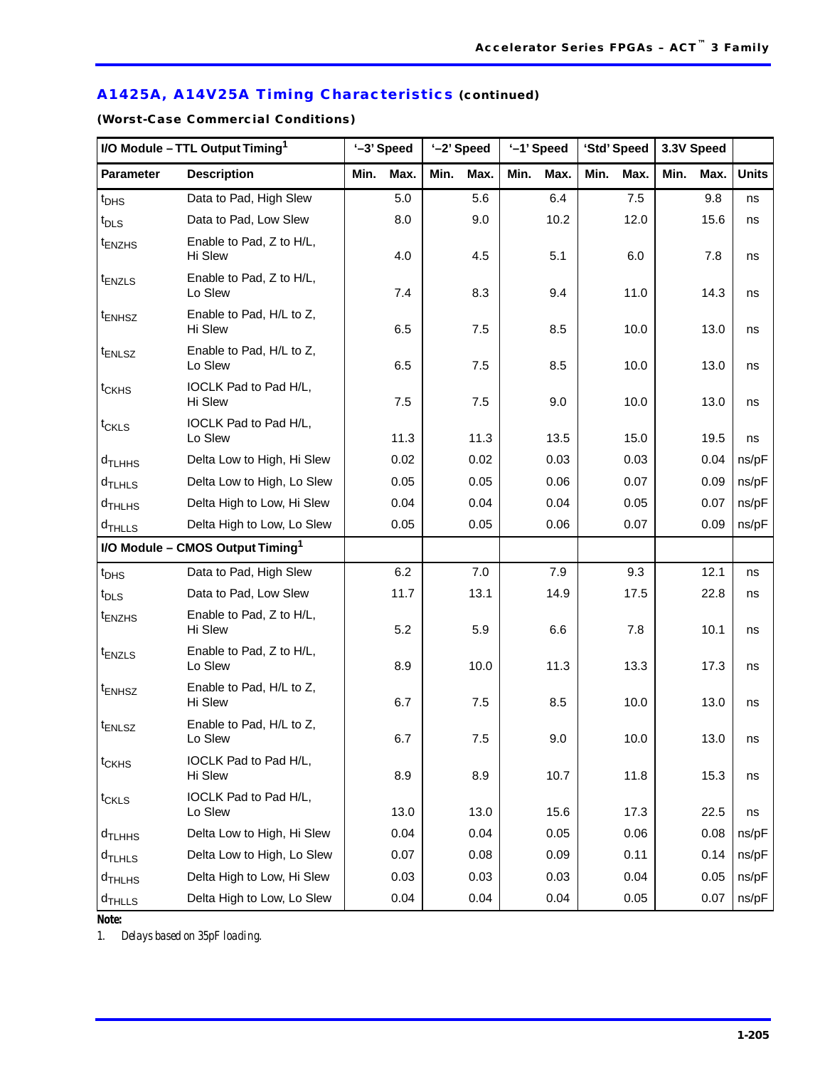## A1425A, A14V25A Timing Characteristics (continued)

**(Worst-Case Commercial Conditions)**

| I/O Module – TTL Output Timing[1] | | '–3' Speed | | '–2' Speed | | '–1' Speed | | 'Std' Speed | | 3.3V Speed | | |
|---|---|---|---|---|---|---|---|---|---|---|---|---|
| **Parameter** | **Description** | **Min.** | **Max.** | **Min.** | **Max.** | **Min.** | **Max.** | **Min.** | **Max.** | **Min.** | **Max.** | **Units** |
| $t_{DHS}$ | Data to Pad, High Slew | | 5.0 | | 5.6 | | 6.4 | | 7.5 | | 9.8 | ns |
| $t_{DLS}$ | Data to Pad, Low Slew | | 8.0 | | 9.0 | | 10.2 | | 12.0 | | 15.6 | ns |
| $t_{ENZHS}$ | Enable to Pad, Z to H/L, Hi Slew | | 4.0 | | 4.5 | | 5.1 | | 6.0 | | 7.8 | ns |
| $t_{ENZLS}$ | Enable to Pad, Z to H/L, Lo Slew | | 7.4 | | 8.3 | | 9.4 | | 11.0 | | 14.3 | ns |
| $t_{ENHSZ}$ | Enable to Pad, H/L to Z, Hi Slew | | 6.5 | | 7.5 | | 8.5 | | 10.0 | | 13.0 | ns |
| $t_{ENLSZ}$ | Enable to Pad, H/L to Z, Lo Slew | | 6.5 | | 7.5 | | 8.5 | | 10.0 | | 13.0 | ns |
| $t_{CKHS}$ | IOCLK Pad to Pad H/L, Hi Slew | | 7.5 | | 7.5 | | 9.0 | | 10.0 | | 13.0 | ns |
| $t_{CKLS}$ | IOCLK Pad to Pad H/L, Lo Slew | | 11.3 | | 11.3 | | 13.5 | | 15.0 | | 19.5 | ns |
| $d_{TLHHS}$ | Delta Low to High, Hi Slew | | 0.02 | | 0.02 | | 0.03 | | 0.03 | | 0.04 | ns/pF |
| $d_{TLHLS}$ | Delta Low to High, Lo Slew | | 0.05 | | 0.05 | | 0.06 | | 0.07 | | 0.09 | ns/pF |
| $d_{THLHS}$ | Delta High to Low, Hi Slew | | 0.04 | | 0.04 | | 0.04 | | 0.05 | | 0.07 | ns/pF |
| $d_{THLLS}$ | Delta High to Low, Lo Slew | | 0.05 | | 0.05 | | 0.06 | | 0.07 | | 0.09 | ns/pF |
| **I/O Module – CMOS Output Timing[1]** | | | | | | | | | | | | |
| $t_{DHS}$ | Data to Pad, High Slew | | 6.2 | | 7.0 | | 7.9 | | 9.3 | | 12.1 | ns |
| $t_{DLS}$ | Data to Pad, Low Slew | | 11.7 | | 13.1 | | 14.9 | | 17.5 | | 22.8 | ns |
| $t_{ENZHS}$ | Enable to Pad, Z to H/L, Hi Slew | | 5.2 | | 5.9 | | 6.6 | | 7.8 | | 10.1 | ns |
| $t_{ENZLS}$ | Enable to Pad, Z to H/L, Lo Slew | | 8.9 | | 10.0 | | 11.3 | | 13.3 | | 17.3 | ns |
| $t_{ENHSZ}$ | Enable to Pad, H/L to Z, Hi Slew | | 6.7 | | 7.5 | | 8.5 | | 10.0 | | 13.0 | ns |
| $t_{ENLSZ}$ | Enable to Pad, H/L to Z, Lo Slew | | 6.7 | | 7.5 | | 9.0 | | 10.0 | | 13.0 | ns |
| $t_{CKHS}$ | IOCLK Pad to Pad H/L, Hi Slew | | 8.9 | | 8.9 | | 10.7 | | 11.8 | | 15.3 | ns |
| $t_{CKLS}$ | IOCLK Pad to Pad H/L, Lo Slew | | 13.0 | | 13.0 | | 15.6 | | 17.3 | | 22.5 | ns |
| $d_{TLHHS}$ | Delta Low to High, Hi Slew | | 0.04 | | 0.04 | | 0.05 | | 0.06 | | 0.08 | ns/pF |
| $d_{TLHLS}$ | Delta Low to High, Lo Slew | | 0.07 | | 0.08 | | 0.09 | | 0.11 | | 0.14 | ns/pF |
| $d_{THLHS}$ | Delta High to Low, Hi Slew | | 0.03 | | 0.03 | | 0.03 | | 0.04 | | 0.05 | ns/pF |
| $d_{THLLS}$ | Delta High to Low, Lo Slew | | 0.04 | | 0.04 | | 0.04 | | 0.05 | | 0.07 | ns/pF |

**Note:**

1. *Delays based on 35pF loading.*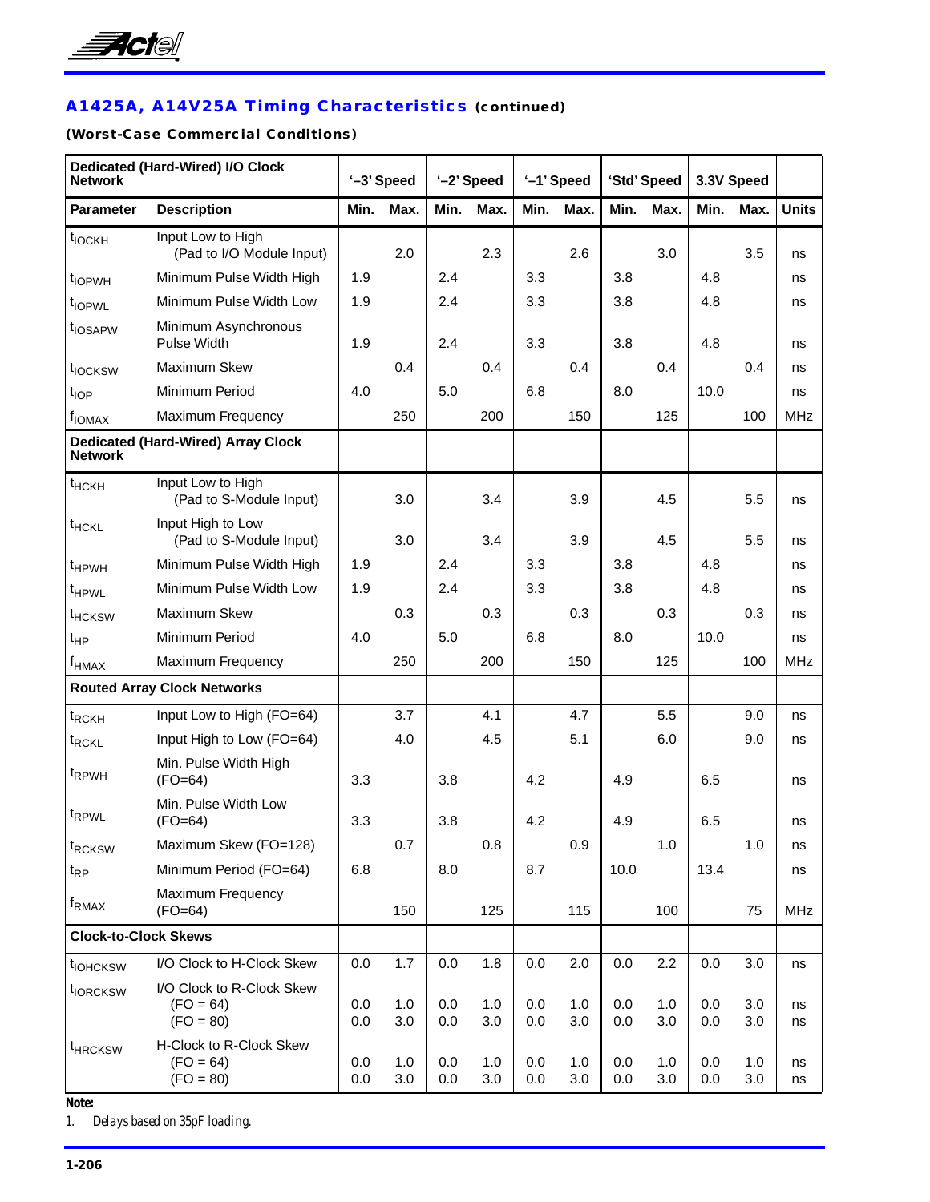## A1425A, A14V25A Timing Characteristics (continued)

**(Worst-Case Commercial Conditions)**

| Dedicated (Hard-Wired) I/O Clock Network | | '–3' Speed | | '–2' Speed | | '–1' Speed | | 'Std' Speed | | 3.3V Speed | | |
|---|---|---|---|---|---|---|---|---|---|---|---|---|
| **Parameter** | **Description** | **Min.** | **Max.** | **Min.** | **Max.** | **Min.** | **Max.** | **Min.** | **Max.** | **Min.** | **Max.** | **Units** |
| $t_{IOCKH}$ | Input Low to High (Pad to I/O Module Input) | | 2.0 | | 2.3 | | 2.6 | | 3.0 | | 3.5 | ns |
| $t_{IOPWH}$ | Minimum Pulse Width High | 1.9 | | 2.4 | | 3.3 | | 3.8 | | 4.8 | | ns |
| $t_{IOPWL}$ | Minimum Pulse Width Low | 1.9 | | 2.4 | | 3.3 | | 3.8 | | 4.8 | | ns |
| $t_{IOSAPW}$ | Minimum Asynchronous Pulse Width | 1.9 | | 2.4 | | 3.3 | | 3.8 | | 4.8 | | ns |
| $t_{IOCKSW}$ | Maximum Skew | | 0.4 | | 0.4 | | 0.4 | | 0.4 | | 0.4 | ns |
| $t_{IOP}$ | Minimum Period | 4.0 | | 5.0 | | 6.8 | | 8.0 | | 10.0 | | ns |
| $f_{IOMAX}$ | Maximum Frequency | | 250 | | 200 | | 150 | | 125 | | 100 | MHz |
| **Dedicated (Hard-Wired) Array Clock Network** | | | | | | | | | | | | |
| $t_{HCKH}$ | Input Low to High (Pad to S-Module Input) | | 3.0 | | 3.4 | | 3.9 | | 4.5 | | 5.5 | ns |
| $t_{HCKL}$ | Input High to Low (Pad to S-Module Input) | | 3.0 | | 3.4 | | 3.9 | | 4.5 | | 5.5 | ns |
| $t_{HPWH}$ | Minimum Pulse Width High | 1.9 | | 2.4 | | 3.3 | | 3.8 | | 4.8 | | ns |
| $t_{HPWL}$ | Minimum Pulse Width Low | 1.9 | | 2.4 | | 3.3 | | 3.8 | | 4.8 | | ns |
| $t_{HCKSW}$ | Maximum Skew | | 0.3 | | 0.3 | | 0.3 | | 0.3 | | 0.3 | ns |
| $t_{HP}$ | Minimum Period | 4.0 | | 5.0 | | 6.8 | | 8.0 | | 10.0 | | ns |
| $f_{HMAX}$ | Maximum Frequency | | 250 | | 200 | | 150 | | 125 | | 100 | MHz |
| **Routed Array Clock Networks** | | | | | | | | | | | | |
| $t_{RCKH}$ | Input Low to High (FO=64) | | 3.7 | | 4.1 | | 4.7 | | 5.5 | | 9.0 | ns |
| $t_{RCKL}$ | Input High to Low (FO=64) | | 4.0 | | 4.5 | | 5.1 | | 6.0 | | 9.0 | ns |
| $t_{RPWH}$ | Min. Pulse Width High (FO=64) | 3.3 | | 3.8 | | 4.2 | | 4.9 | | 6.5 | | ns |
| $t_{RPWL}$ | Min. Pulse Width Low (FO=64) | 3.3 | | 3.8 | | 4.2 | | 4.9 | | 6.5 | | ns |
| $t_{RCKSW}$ | Maximum Skew (FO=128) | | 0.7 | | 0.8 | | 0.9 | | 1.0 | | 1.0 | ns |
| $t_{RP}$ | Minimum Period (FO=64) | 6.8 | | 8.0 | | 8.7 | | 10.0 | | 13.4 | | ns |
| $f_{RMAX}$ | Maximum Frequency (FO=64) | | 150 | | 125 | | 115 | | 100 | | 75 | MHz |
| **Clock-to-Clock Skews** | | | | | | | | | | | | |
| $t_{IOHCKSW}$ | I/O Clock to H-Clock Skew | 0.0 | 1.7 | 0.0 | 1.8 | 0.0 | 2.0 | 0.0 | 2.2 | 0.0 | 3.0 | ns |
| $t_{IORCKSW}$ | I/O Clock to R-Clock Skew (FO = 64) | 0.0 | 1.0 | 0.0 | 1.0 | 0.0 | 1.0 | 0.0 | 1.0 | 0.0 | 3.0 | ns |
| | (FO = 80) | 0.0 | 3.0 | 0.0 | 3.0 | 0.0 | 3.0 | 0.0 | 3.0 | 0.0 | 3.0 | ns |
| $t_{HRCKSW}$ | H-Clock to R-Clock Skew (FO = 64) | 0.0 | 1.0 | 0.0 | 1.0 | 0.0 | 1.0 | 0.0 | 1.0 | 0.0 | 1.0 | ns |
| | (FO = 80) | 0.0 | 3.0 | 0.0 | 3.0 | 0.0 | 3.0 | 0.0 | 3.0 | 0.0 | 3.0 | ns |

**Note:**

1. *Delays based on 35pF loading.*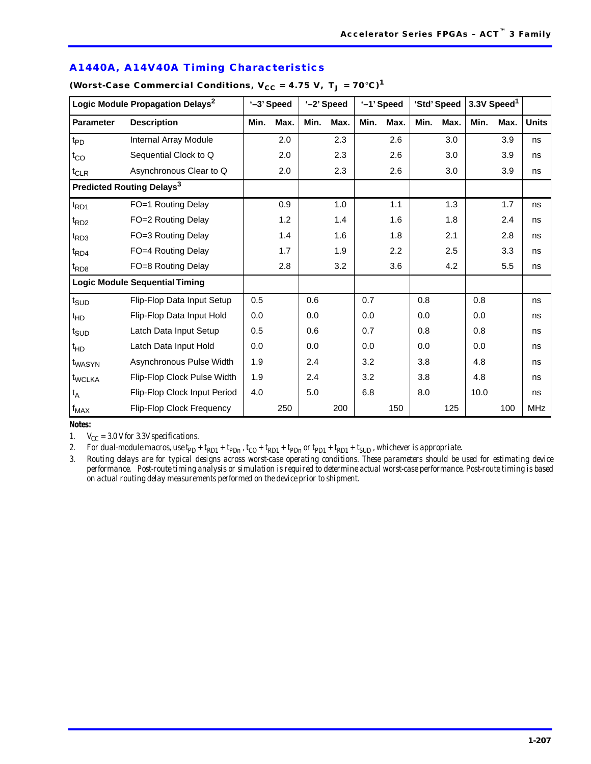## A1440A, A14V40A Timing Characteristics

**(Worst-Case Commercial Conditions, $V_{CC}$ = 4.75 V, $T_J$ = 70°C)[1]**

| Logic Module Propagation Delays[2] | | '–3' Speed | | '–2' Speed | | '–1' Speed | | 'Std' Speed | | 3.3V Speed[1] | | |
|---|---|---|---|---|---|---|---|---|---|---|---|---|
| **Parameter** | **Description** | **Min.** | **Max.** | **Min.** | **Max.** | **Min.** | **Max.** | **Min.** | **Max.** | **Min.** | **Max.** | **Units** |
| $t_{PD}$ | Internal Array Module | | 2.0 | | 2.3 | | 2.6 | | 3.0 | | 3.9 | ns |
| $t_{CO}$ | Sequential Clock to Q | | 2.0 | | 2.3 | | 2.6 | | 3.0 | | 3.9 | ns |
| $t_{CLR}$ | Asynchronous Clear to Q | | 2.0 | | 2.3 | | 2.6 | | 3.0 | | 3.9 | ns |
| **Predicted Routing Delays[3]** | | | | | | | | | | | | |
| $t_{RD1}$ | FO=1 Routing Delay | | 0.9 | | 1.0 | | 1.1 | | 1.3 | | 1.7 | ns |
| $t_{RD2}$ | FO=2 Routing Delay | | 1.2 | | 1.4 | | 1.6 | | 1.8 | | 2.4 | ns |
| $t_{RD3}$ | FO=3 Routing Delay | | 1.4 | | 1.6 | | 1.8 | | 2.1 | | 2.8 | ns |
| $t_{RD4}$ | FO=4 Routing Delay | | 1.7 | | 1.9 | | 2.2 | | 2.5 | | 3.3 | ns |
| $t_{RD8}$ | FO=8 Routing Delay | | 2.8 | | 3.2 | | 3.6 | | 4.2 | | 5.5 | ns |
| **Logic Module Sequential Timing** | | | | | | | | | | | | |
| $t_{SUD}$ | Flip-Flop Data Input Setup | 0.5 | | 0.6 | | 0.7 | | 0.8 | | 0.8 | | ns |
| $t_{HD}$ | Flip-Flop Data Input Hold | 0.0 | | 0.0 | | 0.0 | | 0.0 | | 0.0 | | ns |
| $t_{SUD}$ | Latch Data Input Setup | 0.5 | | 0.6 | | 0.7 | | 0.8 | | 0.8 | | ns |
| $t_{HD}$ | Latch Data Input Hold | 0.0 | | 0.0 | | 0.0 | | 0.0 | | 0.0 | | ns |
| $t_{WASYN}$ | Asynchronous Pulse Width | 1.9 | | 2.4 | | 3.2 | | 3.8 | | 4.8 | | ns |
| $t_{WCLKA}$ | Flip-Flop Clock Pulse Width | 1.9 | | 2.4 | | 3.2 | | 3.8 | | 4.8 | | ns |
| $t_A$ | Flip-Flop Clock Input Period | 4.0 | | 5.0 | | 6.8 | | 8.0 | | 10.0 | | ns |
| $f_{MAX}$ | Flip-Flop Clock Frequency | | 250 | | 200 | | 150 | | 125 | | 100 | MHz |

**Notes:**

1. *$V_{CC}$ = 3.0 V for 3.3V specifications.*
2. *For dual-module macros, use $t_{PD} + t_{RD1} + t_{PDn}$, $t_{CO} + t_{RD1} + t_{PDn}$ or $t_{PD1} + t_{RD1} + t_{SUD}$, whichever is appropriate.*
3. *Routing delays are for typical designs across worst-case operating conditions. These parameters should be used for estimating device performance. Post-route timing analysis or simulation is required to determine actual worst-case performance. Post-route timing is based on actual routing delay measurements performed on the device prior to shipment.*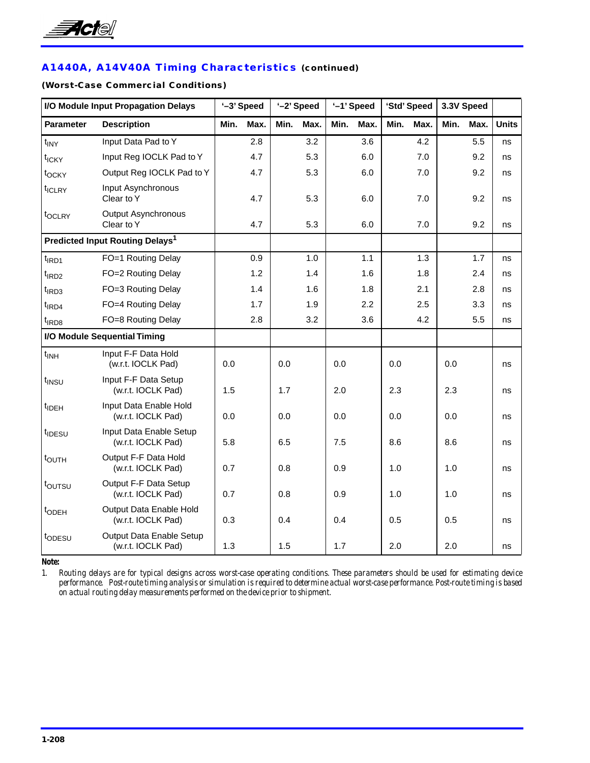## A1440A, A14V40A Timing Characteristics (continued)

**(Worst-Case Commercial Conditions)**

| I/O Module Input Propagation Delays | | '–3' Speed | | '–2' Speed | | '–1' Speed | | 'Std' Speed | | 3.3V Speed | | |
|---|---|---|---|---|---|---|---|---|---|---|---|---|
| **Parameter** | **Description** | **Min.** | **Max.** | **Min.** | **Max.** | **Min.** | **Max.** | **Min.** | **Max.** | **Min.** | **Max.** | **Units** |
| $t_{INY}$ | Input Data Pad to Y | | 2.8 | | 3.2 | | 3.6 | | 4.2 | | 5.5 | ns |
| $t_{ICKY}$ | Input Reg IOCLK Pad to Y | | 4.7 | | 5.3 | | 6.0 | | 7.0 | | 9.2 | ns |
| $t_{OCKY}$ | Output Reg IOCLK Pad to Y | | 4.7 | | 5.3 | | 6.0 | | 7.0 | | 9.2 | ns |
| $t_{ICLRY}$ | Input Asynchronous Clear to Y | | 4.7 | | 5.3 | | 6.0 | | 7.0 | | 9.2 | ns |
| $t_{OCLRY}$ | Output Asynchronous Clear to Y | | 4.7 | | 5.3 | | 6.0 | | 7.0 | | 9.2 | ns |
| **Predicted Input Routing Delays[1]** | | | | | | | | | | | | |
| $t_{IRD1}$ | FO=1 Routing Delay | | 0.9 | | 1.0 | | 1.1 | | 1.3 | | 1.7 | ns |
| $t_{IRD2}$ | FO=2 Routing Delay | | 1.2 | | 1.4 | | 1.6 | | 1.8 | | 2.4 | ns |
| $t_{IRD3}$ | FO=3 Routing Delay | | 1.4 | | 1.6 | | 1.8 | | 2.1 | | 2.8 | ns |
| $t_{IRD4}$ | FO=4 Routing Delay | | 1.7 | | 1.9 | | 2.2 | | 2.5 | | 3.3 | ns |
| $t_{IRD8}$ | FO=8 Routing Delay | | 2.8 | | 3.2 | | 3.6 | | 4.2 | | 5.5 | ns |
| **I/O Module Sequential Timing** | | | | | | | | | | | | |
| $t_{INH}$ | Input F-F Data Hold (w.r.t. IOCLK Pad) | 0.0 | | 0.0 | | 0.0 | | 0.0 | | 0.0 | | ns |
| $t_{INSU}$ | Input F-F Data Setup (w.r.t. IOCLK Pad) | 1.5 | | 1.7 | | 2.0 | | 2.3 | | 2.3 | | ns |
| $t_{IDEH}$ | Input Data Enable Hold (w.r.t. IOCLK Pad) | 0.0 | | 0.0 | | 0.0 | | 0.0 | | 0.0 | | ns |
| $t_{IDESU}$ | Input Data Enable Setup (w.r.t. IOCLK Pad) | 5.8 | | 6.5 | | 7.5 | | 8.6 | | 8.6 | | ns |
| $t_{OUTH}$ | Output F-F Data Hold (w.r.t. IOCLK Pad) | 0.7 | | 0.8 | | 0.9 | | 1.0 | | 1.0 | | ns |
| $t_{OUTSU}$ | Output F-F Data Setup (w.r.t. IOCLK Pad) | 0.7 | | 0.8 | | 0.9 | | 1.0 | | 1.0 | | ns |
| $t_{ODEH}$ | Output Data Enable Hold (w.r.t. IOCLK Pad) | 0.3 | | 0.4 | | 0.4 | | 0.5 | | 0.5 | | ns |
| $t_{ODESU}$ | Output Data Enable Setup (w.r.t. IOCLK Pad) | 1.3 | | 1.5 | | 1.7 | | 2.0 | | 2.0 | | ns |

**Note:**

1. *Routing delays are for typical designs across worst-case operating conditions. These parameters should be used for estimating device performance. Post-route timing analysis or simulation is required to determine actual worst-case performance. Post-route timing is based on actual routing delay measurements performed on the device prior to shipment.*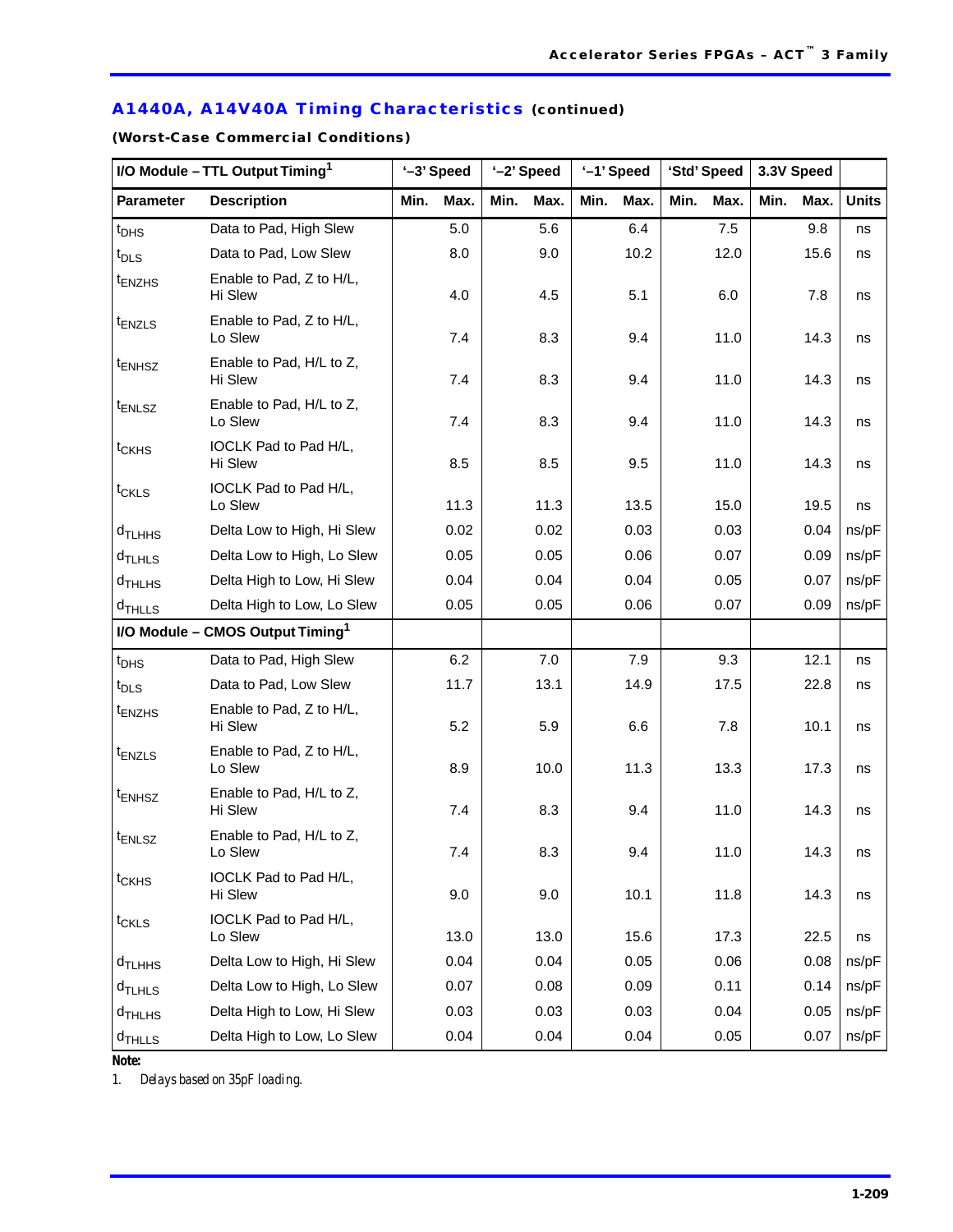## A1440A, A14V40A Timing Characteristics (continued)

**(Worst-Case Commercial Conditions)**

| I/O Module – TTL Output Timing[1] | | '–3' Speed | | '–2' Speed | | '–1' Speed | | 'Std' Speed | | 3.3V Speed | | |
|---|---|---|---|---|---|---|---|---|---|---|---|---|
| **Parameter** | **Description** | **Min.** | **Max.** | **Min.** | **Max.** | **Min.** | **Max.** | **Min.** | **Max.** | **Min.** | **Max.** | **Units** |
| $t_{DHS}$ | Data to Pad, High Slew | | 5.0 | | 5.6 | | 6.4 | | 7.5 | | 9.8 | ns |
| $t_{DLS}$ | Data to Pad, Low Slew | | 8.0 | | 9.0 | | 10.2 | | 12.0 | | 15.6 | ns |
| $t_{ENZHS}$ | Enable to Pad, Z to H/L, Hi Slew | | 4.0 | | 4.5 | | 5.1 | | 6.0 | | 7.8 | ns |
| $t_{ENZLS}$ | Enable to Pad, Z to H/L, Lo Slew | | 7.4 | | 8.3 | | 9.4 | | 11.0 | | 14.3 | ns |
| $t_{ENHSZ}$ | Enable to Pad, H/L to Z, Hi Slew | | 7.4 | | 8.3 | | 9.4 | | 11.0 | | 14.3 | ns |
| $t_{ENLSZ}$ | Enable to Pad, H/L to Z, Lo Slew | | 7.4 | | 8.3 | | 9.4 | | 11.0 | | 14.3 | ns |
| $t_{CKHS}$ | IOCLK Pad to Pad H/L, Hi Slew | | 8.5 | | 8.5 | | 9.5 | | 11.0 | | 14.3 | ns |
| $t_{CKLS}$ | IOCLK Pad to Pad H/L, Lo Slew | | 11.3 | | 11.3 | | 13.5 | | 15.0 | | 19.5 | ns |
| $d_{TLHHS}$ | Delta Low to High, Hi Slew | | 0.02 | | 0.02 | | 0.03 | | 0.03 | | 0.04 | ns/pF |
| $d_{TLHLS}$ | Delta Low to High, Lo Slew | | 0.05 | | 0.05 | | 0.06 | | 0.07 | | 0.09 | ns/pF |
| $d_{THLHS}$ | Delta High to Low, Hi Slew | | 0.04 | | 0.04 | | 0.04 | | 0.05 | | 0.07 | ns/pF |
| $d_{THLLS}$ | Delta High to Low, Lo Slew | | 0.05 | | 0.05 | | 0.06 | | 0.07 | | 0.09 | ns/pF |
| **I/O Module – CMOS Output Timing[1]** | | | | | | | | | | | | |
| $t_{DHS}$ | Data to Pad, High Slew | | 6.2 | | 7.0 | | 7.9 | | 9.3 | | 12.1 | ns |
| $t_{DLS}$ | Data to Pad, Low Slew | | 11.7 | | 13.1 | | 14.9 | | 17.5 | | 22.8 | ns |
| $t_{ENZHS}$ | Enable to Pad, Z to H/L, Hi Slew | | 5.2 | | 5.9 | | 6.6 | | 7.8 | | 10.1 | ns |
| $t_{ENZLS}$ | Enable to Pad, Z to H/L, Lo Slew | | 8.9 | | 10.0 | | 11.3 | | 13.3 | | 17.3 | ns |
| $t_{ENHSZ}$ | Enable to Pad, H/L to Z, Hi Slew | | 7.4 | | 8.3 | | 9.4 | | 11.0 | | 14.3 | ns |
| $t_{ENLSZ}$ | Enable to Pad, H/L to Z, Lo Slew | | 7.4 | | 8.3 | | 9.4 | | 11.0 | | 14.3 | ns |
| $t_{CKHS}$ | IOCLK Pad to Pad H/L, Hi Slew | | 9.0 | | 9.0 | | 10.1 | | 11.8 | | 14.3 | ns |
| $t_{CKLS}$ | IOCLK Pad to Pad H/L, Lo Slew | | 13.0 | | 13.0 | | 15.6 | | 17.3 | | 22.5 | ns |
| $d_{TLHHS}$ | Delta Low to High, Hi Slew | | 0.04 | | 0.04 | | 0.05 | | 0.06 | | 0.08 | ns/pF |
| $d_{TLHLS}$ | Delta Low to High, Lo Slew | | 0.07 | | 0.08 | | 0.09 | | 0.11 | | 0.14 | ns/pF |
| $d_{THLHS}$ | Delta High to Low, Hi Slew | | 0.03 | | 0.03 | | 0.03 | | 0.04 | | 0.05 | ns/pF |
| $d_{THLLS}$ | Delta High to Low, Lo Slew | | 0.04 | | 0.04 | | 0.04 | | 0.05 | | 0.07 | ns/pF |

**Note:**

1. *Delays based on 35pF loading.*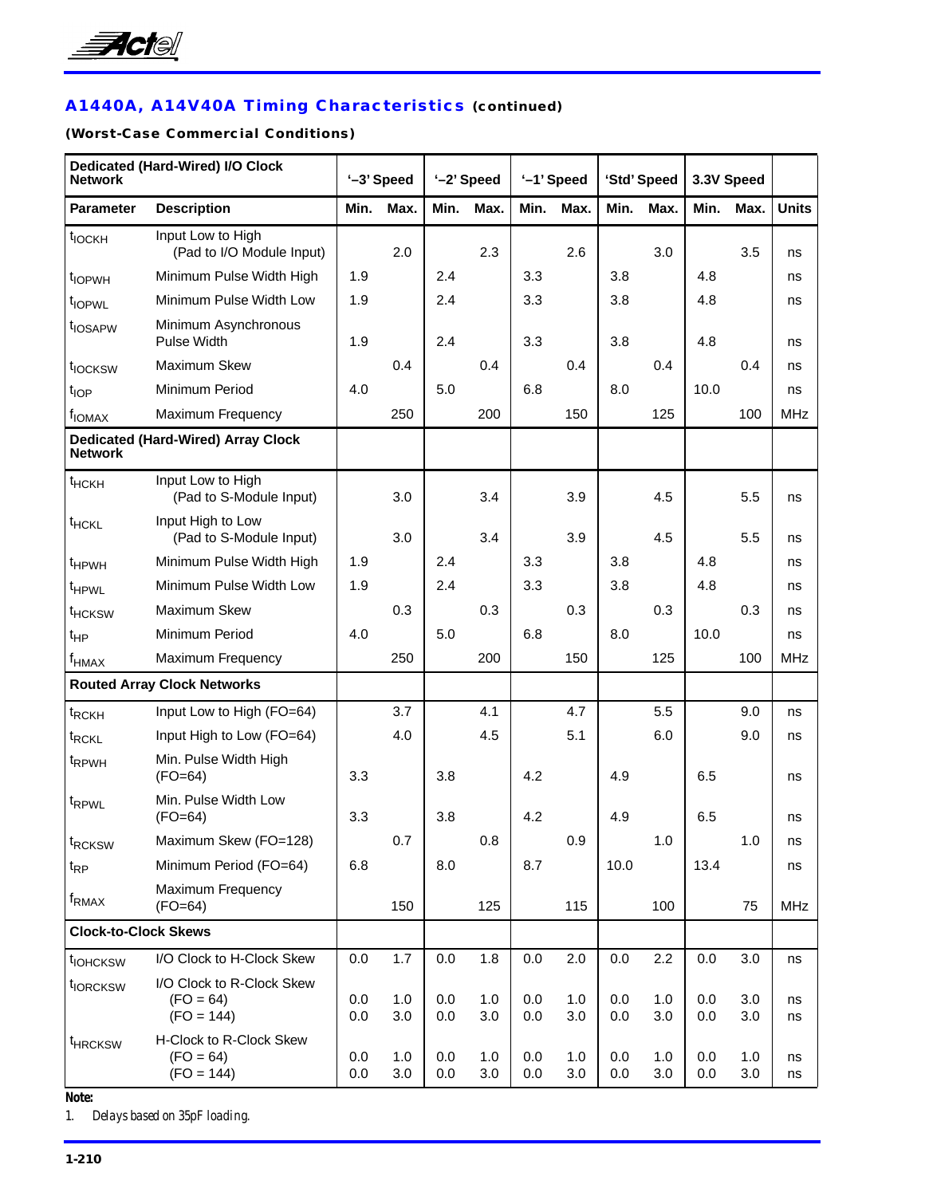## A1440A, A14V40A Timing Characteristics (continued)

**(Worst-Case Commercial Conditions)**

| Dedicated (Hard-Wired) I/O Clock Network | | '–3' Speed | | '–2' Speed | | '–1' Speed | | 'Std' Speed | | 3.3V Speed | | |
|---|---|---|---|---|---|---|---|---|---|---|---|---|
| **Parameter** | **Description** | **Min.** | **Max.** | **Min.** | **Max.** | **Min.** | **Max.** | **Min.** | **Max.** | **Min.** | **Max.** | **Units** |
| $t_{IOCKH}$ | Input Low to High (Pad to I/O Module Input) | | 2.0 | | 2.3 | | 2.6 | | 3.0 | | 3.5 | ns |
| $t_{IOPWH}$ | Minimum Pulse Width High | 1.9 | | 2.4 | | 3.3 | | 3.8 | | 4.8 | | ns |
| $t_{IOPWL}$ | Minimum Pulse Width Low | 1.9 | | 2.4 | | 3.3 | | 3.8 | | 4.8 | | ns |
| $t_{IOSAPW}$ | Minimum Asynchronous Pulse Width | 1.9 | | 2.4 | | 3.3 | | 3.8 | | 4.8 | | ns |
| $t_{IOCKSW}$ | Maximum Skew | | 0.4 | | 0.4 | | 0.4 | | 0.4 | | 0.4 | ns |
| $t_{IOP}$ | Minimum Period | 4.0 | | 5.0 | | 6.8 | | 8.0 | | 10.0 | | ns |
| $f_{IOMAX}$ | Maximum Frequency | | 250 | | 200 | | 150 | | 125 | | 100 | MHz |
| **Dedicated (Hard-Wired) Array Clock Network** | | | | | | | | | | | | |
| $t_{HCKH}$ | Input Low to High (Pad to S-Module Input) | | 3.0 | | 3.4 | | 3.9 | | 4.5 | | 5.5 | ns |
| $t_{HCKL}$ | Input High to Low (Pad to S-Module Input) | | 3.0 | | 3.4 | | 3.9 | | 4.5 | | 5.5 | ns |
| $t_{HPWH}$ | Minimum Pulse Width High | 1.9 | | 2.4 | | 3.3 | | 3.8 | | 4.8 | | ns |
| $t_{HPWL}$ | Minimum Pulse Width Low | 1.9 | | 2.4 | | 3.3 | | 3.8 | | 4.8 | | ns |
| $t_{HCKSW}$ | Maximum Skew | | 0.3 | | 0.3 | | 0.3 | | 0.3 | | 0.3 | ns |
| $t_{HP}$ | Minimum Period | 4.0 | | 5.0 | | 6.8 | | 8.0 | | 10.0 | | ns |
| $f_{HMAX}$ | Maximum Frequency | | 250 | | 200 | | 150 | | 125 | | 100 | MHz |
| **Routed Array Clock Networks** | | | | | | | | | | | | |
| $t_{RCKH}$ | Input Low to High (FO=64) | | 3.7 | | 4.1 | | 4.7 | | 5.5 | | 9.0 | ns |
| $t_{RCKL}$ | Input High to Low (FO=64) | | 4.0 | | 4.5 | | 5.1 | | 6.0 | | 9.0 | ns |
| $t_{RPWH}$ | Min. Pulse Width High (FO=64) | 3.3 | | 3.8 | | 4.2 | | 4.9 | | 6.5 | | ns |
| $t_{RPWL}$ | Min. Pulse Width Low (FO=64) | 3.3 | | 3.8 | | 4.2 | | 4.9 | | 6.5 | | ns |
| $t_{RCKSW}$ | Maximum Skew (FO=128) | | 0.7 | | 0.8 | | 0.9 | | 1.0 | | 1.0 | ns |
| $t_{RP}$ | Minimum Period (FO=64) | 6.8 | | 8.0 | | 8.7 | | 10.0 | | 13.4 | | ns |
| $f_{RMAX}$ | Maximum Frequency (FO=64) | | 150 | | 125 | | 115 | | 100 | | 75 | MHz |
| **Clock-to-Clock Skews** | | | | | | | | | | | | |
| $t_{IOHCKSW}$ | I/O Clock to H-Clock Skew | 0.0 | 1.7 | 0.0 | 1.8 | 0.0 | 2.0 | 0.0 | 2.2 | 0.0 | 3.0 | ns |
| $t_{IORCKSW}$ | I/O Clock to R-Clock Skew (FO = 64) | 0.0 | 1.0 | 0.0 | 1.0 | 0.0 | 1.0 | 0.0 | 1.0 | 0.0 | 3.0 | ns |
| | (FO = 144) | 0.0 | 3.0 | 0.0 | 3.0 | 0.0 | 3.0 | 0.0 | 3.0 | 0.0 | 3.0 | ns |
| $t_{HRCKSW}$ | H-Clock to R-Clock Skew (FO = 64) | 0.0 | 1.0 | 0.0 | 1.0 | 0.0 | 1.0 | 0.0 | 1.0 | 0.0 | 1.0 | ns |
| | (FO = 144) | 0.0 | 3.0 | 0.0 | 3.0 | 0.0 | 3.0 | 0.0 | 3.0 | 0.0 | 3.0 | ns |

**Note:**

1. *Delays based on 35pF loading.*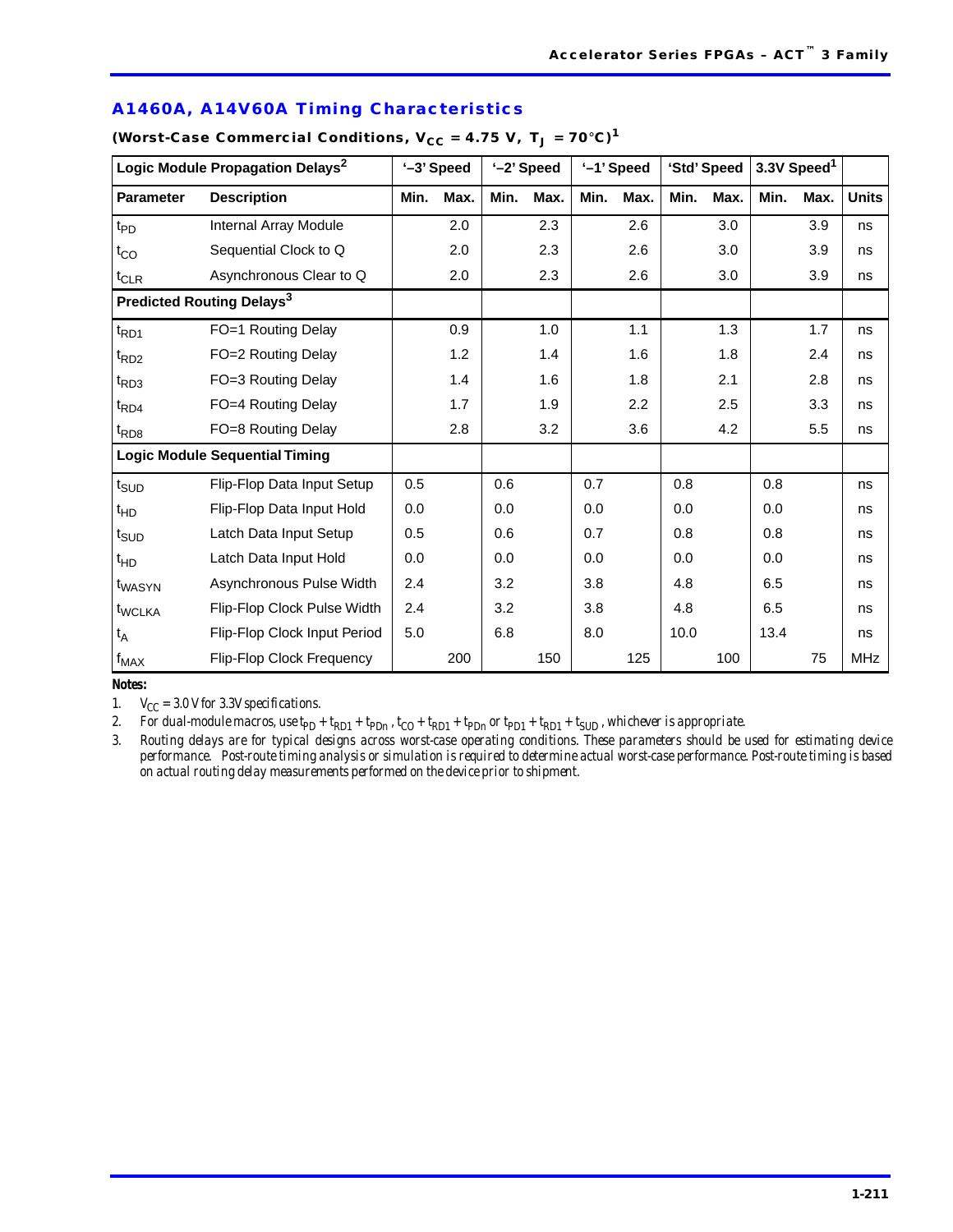## A1460A, A14V60A Timing Characteristics

**(Worst-Case Commercial Conditions, $V_{CC}$ = 4.75 V, $T_J$ = 70°C)[1]**

| Logic Module Propagation Delays[2] | | '–3' Speed | | '–2' Speed | | '–1' Speed | | 'Std' Speed | | 3.3V Speed[1] | | |
|---|---|---|---|---|---|---|---|---|---|---|---|---|
| **Parameter** | **Description** | **Min.** | **Max.** | **Min.** | **Max.** | **Min.** | **Max.** | **Min.** | **Max.** | **Min.** | **Max.** | **Units** |
| $t_{PD}$ | Internal Array Module | | 2.0 | | 2.3 | | 2.6 | | 3.0 | | 3.9 | ns |
| $t_{CO}$ | Sequential Clock to Q | | 2.0 | | 2.3 | | 2.6 | | 3.0 | | 3.9 | ns |
| $t_{CLR}$ | Asynchronous Clear to Q | | 2.0 | | 2.3 | | 2.6 | | 3.0 | | 3.9 | ns |
| **Predicted Routing Delays[3]** | | | | | | | | | | | | |
| $t_{RD1}$ | FO=1 Routing Delay | | 0.9 | | 1.0 | | 1.1 | | 1.3 | | 1.7 | ns |
| $t_{RD2}$ | FO=2 Routing Delay | | 1.2 | | 1.4 | | 1.6 | | 1.8 | | 2.4 | ns |
| $t_{RD3}$ | FO=3 Routing Delay | | 1.4 | | 1.6 | | 1.8 | | 2.1 | | 2.8 | ns |
| $t_{RD4}$ | FO=4 Routing Delay | | 1.7 | | 1.9 | | 2.2 | | 2.5 | | 3.3 | ns |
| $t_{RD8}$ | FO=8 Routing Delay | | 2.8 | | 3.2 | | 3.6 | | 4.2 | | 5.5 | ns |
| **Logic Module Sequential Timing** | | | | | | | | | | | | |
| $t_{SUD}$ | Flip-Flop Data Input Setup | 0.5 | | 0.6 | | 0.7 | | 0.8 | | 0.8 | | ns |
| $t_{HD}$ | Flip-Flop Data Input Hold | 0.0 | | 0.0 | | 0.0 | | 0.0 | | 0.0 | | ns |
| $t_{SUD}$ | Latch Data Input Setup | 0.5 | | 0.6 | | 0.7 | | 0.8 | | 0.8 | | ns |
| $t_{HD}$ | Latch Data Input Hold | 0.0 | | 0.0 | | 0.0 | | 0.0 | | 0.0 | | ns |
| $t_{WASYN}$ | Asynchronous Pulse Width | 2.4 | | 3.2 | | 3.8 | | 4.8 | | 6.5 | | ns |
| $t_{WCLKA}$ | Flip-Flop Clock Pulse Width | 2.4 | | 3.2 | | 3.8 | | 4.8 | | 6.5 | | ns |
| $t_A$ | Flip-Flop Clock Input Period | 5.0 | | 6.8 | | 8.0 | | 10.0 | | 13.4 | | ns |
| $f_{MAX}$ | Flip-Flop Clock Frequency | | 200 | | 150 | | 125 | | 100 | | 75 | MHz |

**Notes:**

1. $V_{CC}$ = 3.0 V for 3.3V specifications.
2. For dual-module macros, use $t_{PD} + t_{RD1} + t_{PDn}$ , $t_{CO} + t_{RD1} + t_{PDn}$ or $t_{PD1} + t_{RD1} + t_{SUD}$ , whichever is appropriate.
3. Routing delays are for typical designs across worst-case operating conditions. These parameters should be used for estimating device performance. Post-route timing analysis or simulation is required to determine actual worst-case performance. Post-route timing is based on actual routing delay measurements performed on the device prior to shipment.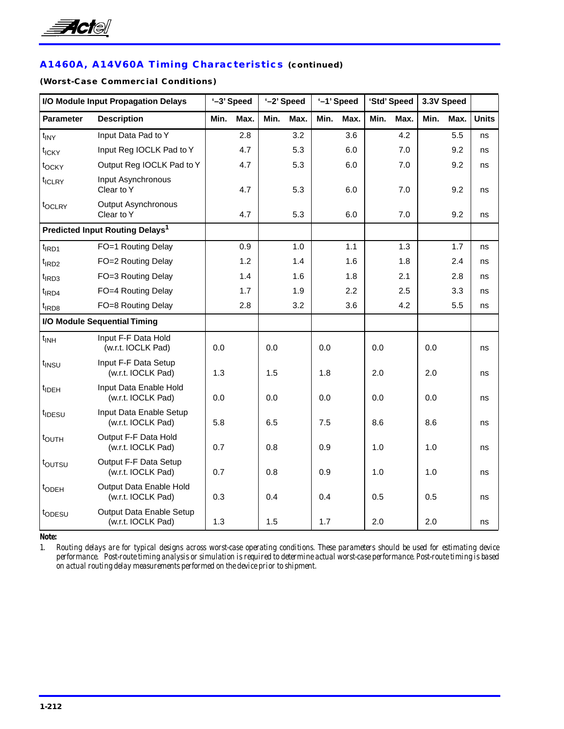## A1460A, A14V60A Timing Characteristics (continued)

**(Worst-Case Commercial Conditions)**

| I/O Module Input Propagation Delays | | '–3' Speed | | '–2' Speed | | '–1' Speed | | 'Std' Speed | | 3.3V Speed | | |
|---|---|---|---|---|---|---|---|---|---|---|---|---|
| **Parameter** | **Description** | **Min.** | **Max.** | **Min.** | **Max.** | **Min.** | **Max.** | **Min.** | **Max.** | **Min.** | **Max.** | **Units** |
| $t_{INY}$ | Input Data Pad to Y | | 2.8 | | 3.2 | | 3.6 | | 4.2 | | 5.5 | ns |
| $t_{ICKY}$ | Input Reg IOCLK Pad to Y | | 4.7 | | 5.3 | | 6.0 | | 7.0 | | 9.2 | ns |
| $t_{OCKY}$ | Output Reg IOCLK Pad to Y | | 4.7 | | 5.3 | | 6.0 | | 7.0 | | 9.2 | ns |
| $t_{ICLRY}$ | Input Asynchronous Clear to Y | | 4.7 | | 5.3 | | 6.0 | | 7.0 | | 9.2 | ns |
| $t_{OCLRY}$ | Output Asynchronous Clear to Y | | 4.7 | | 5.3 | | 6.0 | | 7.0 | | 9.2 | ns |
| **Predicted Input Routing Delays**[1] | | | | | | | | | | | | |
| $t_{IRD1}$ | FO=1 Routing Delay | | 0.9 | | 1.0 | | 1.1 | | 1.3 | | 1.7 | ns |
| $t_{IRD2}$ | FO=2 Routing Delay | | 1.2 | | 1.4 | | 1.6 | | 1.8 | | 2.4 | ns |
| $t_{IRD3}$ | FO=3 Routing Delay | | 1.4 | | 1.6 | | 1.8 | | 2.1 | | 2.8 | ns |
| $t_{IRD4}$ | FO=4 Routing Delay | | 1.7 | | 1.9 | | 2.2 | | 2.5 | | 3.3 | ns |
| $t_{IRD8}$ | FO=8 Routing Delay | | 2.8 | | 3.2 | | 3.6 | | 4.2 | | 5.5 | ns |
| **I/O Module Sequential Timing** | | | | | | | | | | | | |
| $t_{INH}$ | Input F-F Data Hold (w.r.t. IOCLK Pad) | 0.0 | | 0.0 | | 0.0 | | 0.0 | | 0.0 | | ns |
| $t_{INSU}$ | Input F-F Data Setup (w.r.t. IOCLK Pad) | 1.3 | | 1.5 | | 1.8 | | 2.0 | | 2.0 | | ns |
| $t_{IDEH}$ | Input Data Enable Hold (w.r.t. IOCLK Pad) | 0.0 | | 0.0 | | 0.0 | | 0.0 | | 0.0 | | ns |
| $t_{IDESU}$ | Input Data Enable Setup (w.r.t. IOCLK Pad) | 5.8 | | 6.5 | | 7.5 | | 8.6 | | 8.6 | | ns |
| $t_{OUTH}$ | Output F-F Data Hold (w.r.t. IOCLK Pad) | 0.7 | | 0.8 | | 0.9 | | 1.0 | | 1.0 | | ns |
| $t_{OUTSU}$ | Output F-F Data Setup (w.r.t. IOCLK Pad) | 0.7 | | 0.8 | | 0.9 | | 1.0 | | 1.0 | | ns |
| $t_{ODEH}$ | Output Data Enable Hold (w.r.t. IOCLK Pad) | 0.3 | | 0.4 | | 0.4 | | 0.5 | | 0.5 | | ns |
| $t_{ODESU}$ | Output Data Enable Setup (w.r.t. IOCLK Pad) | 1.3 | | 1.5 | | 1.7 | | 2.0 | | 2.0 | | ns |

**Note:**

1. *Routing delays are for typical designs across worst-case operating conditions. These parameters should be used for estimating device performance. Post-route timing analysis or simulation is required to determine actual worst-case performance. Post-route timing is based on actual routing delay measurements performed on the device prior to shipment.*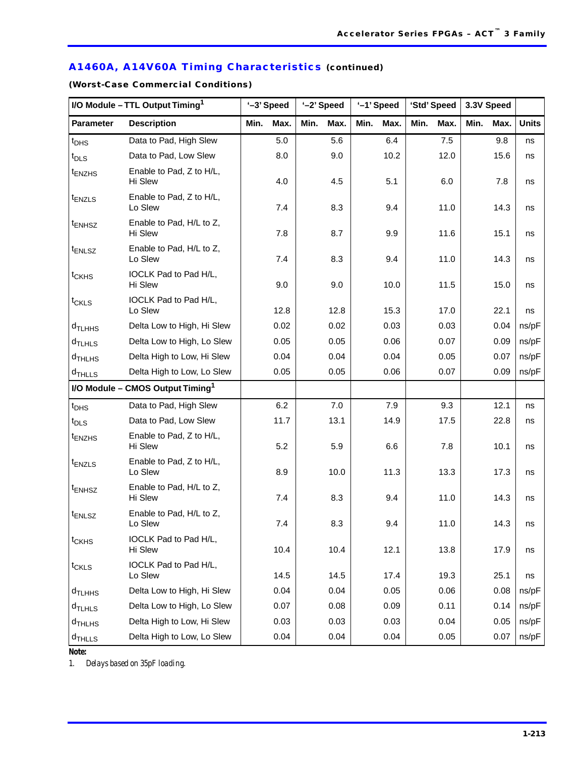## A1460A, A14V60A Timing Characteristics (continued)

**(Worst-Case Commercial Conditions)**

| I/O Module – TTL Output Timing[1] | | '–3' Speed | | '–2' Speed | | '–1' Speed | | 'Std' Speed | | 3.3V Speed | | |
|---|---|---|---|---|---|---|---|---|---|---|---|---|
| **Parameter** | **Description** | **Min.** | **Max.** | **Min.** | **Max.** | **Min.** | **Max.** | **Min.** | **Max.** | **Min.** | **Max.** | **Units** |
| $t_{DHS}$ | Data to Pad, High Slew | | 5.0 | | 5.6 | | 6.4 | | 7.5 | | 9.8 | ns |
| $t_{DLS}$ | Data to Pad, Low Slew | | 8.0 | | 9.0 | | 10.2 | | 12.0 | | 15.6 | ns |
| $t_{ENZHS}$ | Enable to Pad, Z to H/L, Hi Slew | | 4.0 | | 4.5 | | 5.1 | | 6.0 | | 7.8 | ns |
| $t_{ENZLS}$ | Enable to Pad, Z to H/L, Lo Slew | | 7.4 | | 8.3 | | 9.4 | | 11.0 | | 14.3 | ns |
| $t_{ENHSZ}$ | Enable to Pad, H/L to Z, Hi Slew | | 7.8 | | 8.7 | | 9.9 | | 11.6 | | 15.1 | ns |
| $t_{ENLSZ}$ | Enable to Pad, H/L to Z, Lo Slew | | 7.4 | | 8.3 | | 9.4 | | 11.0 | | 14.3 | ns |
| $t_{CKHS}$ | IOCLK Pad to Pad H/L, Hi Slew | | 9.0 | | 9.0 | | 10.0 | | 11.5 | | 15.0 | ns |
| $t_{CKLS}$ | IOCLK Pad to Pad H/L, Lo Slew | | 12.8 | | 12.8 | | 15.3 | | 17.0 | | 22.1 | ns |
| $d_{TLHHS}$ | Delta Low to High, Hi Slew | | 0.02 | | 0.02 | | 0.03 | | 0.03 | | 0.04 | ns/pF |
| $d_{TLHLS}$ | Delta Low to High, Lo Slew | | 0.05 | | 0.05 | | 0.06 | | 0.07 | | 0.09 | ns/pF |
| $d_{THLHS}$ | Delta High to Low, Hi Slew | | 0.04 | | 0.04 | | 0.04 | | 0.05 | | 0.07 | ns/pF |
| $d_{THLLS}$ | Delta High to Low, Lo Slew | | 0.05 | | 0.05 | | 0.06 | | 0.07 | | 0.09 | ns/pF |
| **I/O Module – CMOS Output Timing[1]** | | | | | | | | | | | | |
| $t_{DHS}$ | Data to Pad, High Slew | | 6.2 | | 7.0 | | 7.9 | | 9.3 | | 12.1 | ns |
| $t_{DLS}$ | Data to Pad, Low Slew | | 11.7 | | 13.1 | | 14.9 | | 17.5 | | 22.8 | ns |
| $t_{ENZHS}$ | Enable to Pad, Z to H/L, Hi Slew | | 5.2 | | 5.9 | | 6.6 | | 7.8 | | 10.1 | ns |
| $t_{ENZLS}$ | Enable to Pad, Z to H/L, Lo Slew | | 8.9 | | 10.0 | | 11.3 | | 13.3 | | 17.3 | ns |
| $t_{ENHSZ}$ | Enable to Pad, H/L to Z, Hi Slew | | 7.4 | | 8.3 | | 9.4 | | 11.0 | | 14.3 | ns |
| $t_{ENLSZ}$ | Enable to Pad, H/L to Z, Lo Slew | | 7.4 | | 8.3 | | 9.4 | | 11.0 | | 14.3 | ns |
| $t_{CKHS}$ | IOCLK Pad to Pad H/L, Hi Slew | | 10.4 | | 10.4 | | 12.1 | | 13.8 | | 17.9 | ns |
| $t_{CKLS}$ | IOCLK Pad to Pad H/L, Lo Slew | | 14.5 | | 14.5 | | 17.4 | | 19.3 | | 25.1 | ns |
| $d_{TLHHS}$ | Delta Low to High, Hi Slew | | 0.04 | | 0.04 | | 0.05 | | 0.06 | | 0.08 | ns/pF |
| $d_{TLHLS}$ | Delta Low to High, Lo Slew | | 0.07 | | 0.08 | | 0.09 | | 0.11 | | 0.14 | ns/pF |
| $d_{THLHS}$ | Delta High to Low, Hi Slew | | 0.03 | | 0.03 | | 0.03 | | 0.04 | | 0.05 | ns/pF |
| $d_{THLLS}$ | Delta High to Low, Lo Slew | | 0.04 | | 0.04 | | 0.04 | | 0.05 | | 0.07 | ns/pF |

**Note:**

1. *Delays based on 35pF loading.*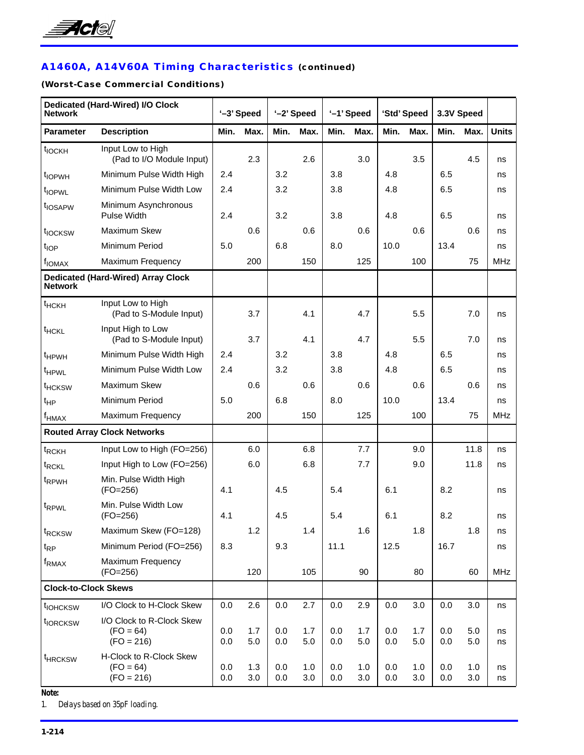## A1460A, A14V60A Timing Characteristics (continued)

**(Worst-Case Commercial Conditions)**

| Dedicated (Hard-Wired) I/O Clock Network | | '–3' Speed | | '–2' Speed | | '–1' Speed | | 'Std' Speed | | 3.3V Speed | | |
|---|---|---|---|---|---|---|---|---|---|---|---|---|
| **Parameter** | **Description** | **Min.** | **Max.** | **Min.** | **Max.** | **Min.** | **Max.** | **Min.** | **Max.** | **Min.** | **Max.** | **Units** |
| $t_{IOCKH}$ | Input Low to High (Pad to I/O Module Input) | | 2.3 | | 2.6 | | 3.0 | | 3.5 | | 4.5 | ns |
| $t_{IOPWH}$ | Minimum Pulse Width High | 2.4 | | 3.2 | | 3.8 | | 4.8 | | 6.5 | | ns |
| $t_{IOPWL}$ | Minimum Pulse Width Low | 2.4 | | 3.2 | | 3.8 | | 4.8 | | 6.5 | | ns |
| $t_{IOSAPW}$ | Minimum Asynchronous Pulse Width | 2.4 | | 3.2 | | 3.8 | | 4.8 | | 6.5 | | ns |
| $t_{IOCKSW}$ | Maximum Skew | | 0.6 | | 0.6 | | 0.6 | | 0.6 | | 0.6 | ns |
| $t_{IOP}$ | Minimum Period | 5.0 | | 6.8 | | 8.0 | | 10.0 | | 13.4 | | ns |
| $f_{IOMAX}$ | Maximum Frequency | | 200 | | 150 | | 125 | | 100 | | 75 | MHz |
| **Dedicated (Hard-Wired) Array Clock Network** | | | | | | | | | | | | |
| $t_{HCKH}$ | Input Low to High (Pad to S-Module Input) | | 3.7 | | 4.1 | | 4.7 | | 5.5 | | 7.0 | ns |
| $t_{HCKL}$ | Input High to Low (Pad to S-Module Input) | | 3.7 | | 4.1 | | 4.7 | | 5.5 | | 7.0 | ns |
| $t_{HPWH}$ | Minimum Pulse Width High | 2.4 | | 3.2 | | 3.8 | | 4.8 | | 6.5 | | ns |
| $t_{HPWL}$ | Minimum Pulse Width Low | 2.4 | | 3.2 | | 3.8 | | 4.8 | | 6.5 | | ns |
| $t_{HCKSW}$ | Maximum Skew | | 0.6 | | 0.6 | | 0.6 | | 0.6 | | 0.6 | ns |
| $t_{HP}$ | Minimum Period | 5.0 | | 6.8 | | 8.0 | | 10.0 | | 13.4 | | ns |
| $f_{HMAX}$ | Maximum Frequency | | 200 | | 150 | | 125 | | 100 | | 75 | MHz |
| **Routed Array Clock Networks** | | | | | | | | | | | | |
| $t_{RCKH}$ | Input Low to High (FO=256) | | 6.0 | | 6.8 | | 7.7 | | 9.0 | | 11.8 | ns |
| $t_{RCKL}$ | Input High to Low (FO=256) | | 6.0 | | 6.8 | | 7.7 | | 9.0 | | 11.8 | ns |
| $t_{RPWH}$ | Min. Pulse Width High (FO=256) | 4.1 | | 4.5 | | 5.4 | | 6.1 | | 8.2 | | ns |
| $t_{RPWL}$ | Min. Pulse Width Low (FO=256) | 4.1 | | 4.5 | | 5.4 | | 6.1 | | 8.2 | | ns |
| $t_{RCKSW}$ | Maximum Skew (FO=128) | | 1.2 | | 1.4 | | 1.6 | | 1.8 | | 1.8 | ns |
| $t_{RP}$ | Minimum Period (FO=256) | 8.3 | | 9.3 | | 11.1 | | 12.5 | | 16.7 | | ns |
| $f_{RMAX}$ | Maximum Frequency (FO=256) | | 120 | | 105 | | 90 | | 80 | | 60 | MHz |
| **Clock-to-Clock Skews** | | | | | | | | | | | | |
| $t_{IOHCKSW}$ | I/O Clock to H-Clock Skew | 0.0 | 2.6 | 0.0 | 2.7 | 0.0 | 2.9 | 0.0 | 3.0 | 0.0 | 3.0 | ns |
| $t_{IORCKSW}$ | I/O Clock to R-Clock Skew (FO = 64) | 0.0 | 1.7 | 0.0 | 1.7 | 0.0 | 1.7 | 0.0 | 1.7 | 0.0 | 5.0 | ns |
| | (FO = 216) | 0.0 | 5.0 | 0.0 | 5.0 | 0.0 | 5.0 | 0.0 | 5.0 | 0.0 | 5.0 | ns |
| $t_{HRCKSW}$ | H-Clock to R-Clock Skew (FO = 64) | 0.0 | 1.3 | 0.0 | 1.0 | 0.0 | 1.0 | 0.0 | 1.0 | 0.0 | 1.0 | ns |
| | (FO = 216) | 0.0 | 3.0 | 0.0 | 3.0 | 0.0 | 3.0 | 0.0 | 3.0 | 0.0 | 3.0 | ns |

**Note:**

1. *Delays based on 35pF loading.*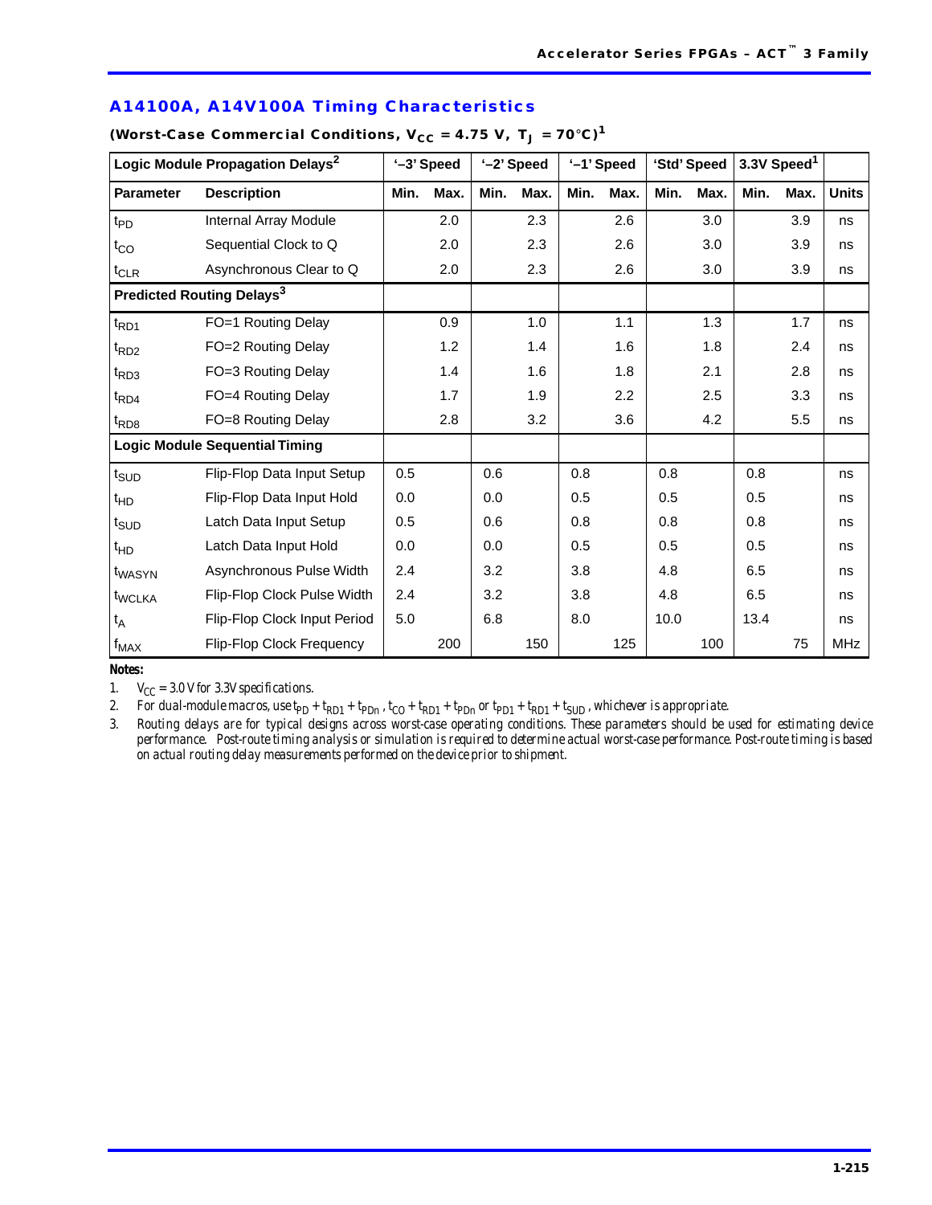## A14100A, A14V100A Timing Characteristics

**(Worst-Case Commercial Conditions, $V_{CC}$ = 4.75 V, $T_J$ = 70°C)[1]**

| Logic Module Propagation Delays[2] | | '–3' Speed | | '–2' Speed | | '–1' Speed | | 'Std' Speed | | 3.3V Speed[1] | | |
|---|---|---|---|---|---|---|---|---|---|---|---|---|
| **Parameter** | **Description** | **Min.** | **Max.** | **Min.** | **Max.** | **Min.** | **Max.** | **Min.** | **Max.** | **Min.** | **Max.** | **Units** |
| $t_{PD}$ | Internal Array Module | | 2.0 | | 2.3 | | 2.6 | | 3.0 | | 3.9 | ns |
| $t_{CO}$ | Sequential Clock to Q | | 2.0 | | 2.3 | | 2.6 | | 3.0 | | 3.9 | ns |
| $t_{CLR}$ | Asynchronous Clear to Q | | 2.0 | | 2.3 | | 2.6 | | 3.0 | | 3.9 | ns |
| **Predicted Routing Delays[3]** | | | | | | | | | | | | |
| $t_{RD1}$ | FO=1 Routing Delay | | 0.9 | | 1.0 | | 1.1 | | 1.3 | | 1.7 | ns |
| $t_{RD2}$ | FO=2 Routing Delay | | 1.2 | | 1.4 | | 1.6 | | 1.8 | | 2.4 | ns |
| $t_{RD3}$ | FO=3 Routing Delay | | 1.4 | | 1.6 | | 1.8 | | 2.1 | | 2.8 | ns |
| $t_{RD4}$ | FO=4 Routing Delay | | 1.7 | | 1.9 | | 2.2 | | 2.5 | | 3.3 | ns |
| $t_{RD8}$ | FO=8 Routing Delay | | 2.8 | | 3.2 | | 3.6 | | 4.2 | | 5.5 | ns |
| **Logic Module Sequential Timing** | | | | | | | | | | | | |
| $t_{SUD}$ | Flip-Flop Data Input Setup | 0.5 | | 0.6 | | 0.8 | | 0.8 | | 0.8 | | ns |
| $t_{HD}$ | Flip-Flop Data Input Hold | 0.0 | | 0.0 | | 0.5 | | 0.5 | | 0.5 | | ns |
| $t_{SUD}$ | Latch Data Input Setup | 0.5 | | 0.6 | | 0.8 | | 0.8 | | 0.8 | | ns |
| $t_{HD}$ | Latch Data Input Hold | 0.0 | | 0.0 | | 0.5 | | 0.5 | | 0.5 | | ns |
| $t_{WASYN}$ | Asynchronous Pulse Width | 2.4 | | 3.2 | | 3.8 | | 4.8 | | 6.5 | | ns |
| $t_{WCLKA}$ | Flip-Flop Clock Pulse Width | 2.4 | | 3.2 | | 3.8 | | 4.8 | | 6.5 | | ns |
| $t_A$ | Flip-Flop Clock Input Period | 5.0 | | 6.8 | | 8.0 | | 10.0 | | 13.4 | | ns |
| $f_{MAX}$ | Flip-Flop Clock Frequency | | 200 | | 150 | | 125 | | 100 | | 75 | MHz |

**Notes:**

1. *$V_{CC}$ = 3.0 V for 3.3V specifications.*
2. *For dual-module macros, use $t_{PD} + t_{RD1} + t_{PDn}$, $t_{CO} + t_{RD1} + t_{PDn}$ or $t_{PD1} + t_{RD1} + t_{SUD}$, whichever is appropriate.*
3. *Routing delays are for typical designs across worst-case operating conditions. These parameters should be used for estimating device performance. Post-route timing analysis or simulation is required to determine actual worst-case performance. Post-route timing is based on actual routing delay measurements performed on the device prior to shipment.*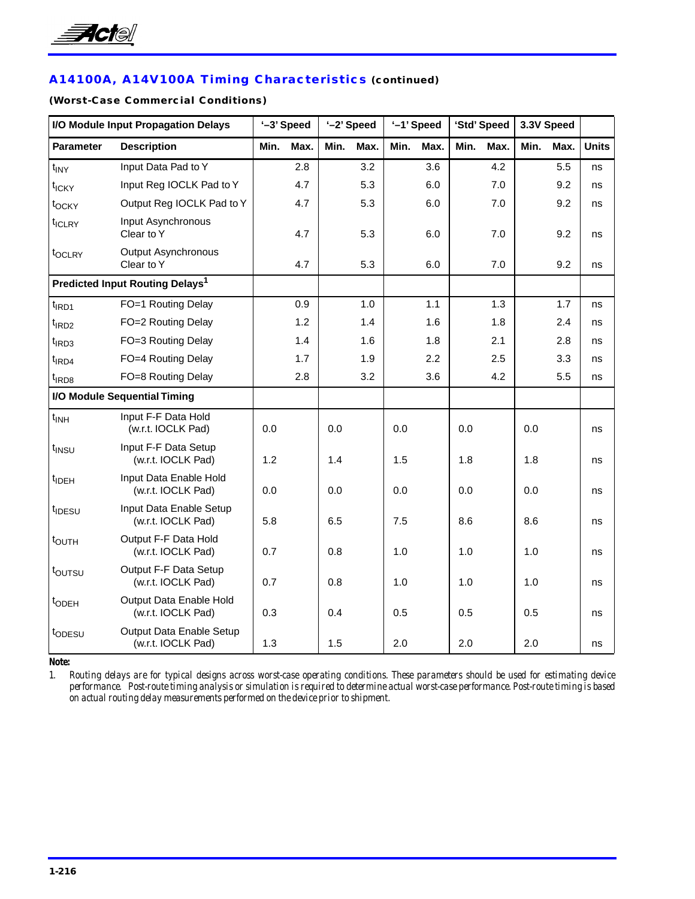## A14100A, A14V100A Timing Characteristics (continued)

**(Worst-Case Commercial Conditions)**

| I/O Module Input Propagation Delays | | '–3' Speed | | '–2' Speed | | '–1' Speed | | 'Std' Speed | | 3.3V Speed | | |
|---|---|---|---|---|---|---|---|---|---|---|---|---|
| **Parameter** | **Description** | **Min.** | **Max.** | **Min.** | **Max.** | **Min.** | **Max.** | **Min.** | **Max.** | **Min.** | **Max.** | **Units** |
| $t_{INY}$ | Input Data Pad to Y | | 2.8 | | 3.2 | | 3.6 | | 4.2 | | 5.5 | ns |
| $t_{ICKY}$ | Input Reg IOCLK Pad to Y | | 4.7 | | 5.3 | | 6.0 | | 7.0 | | 9.2 | ns |
| $t_{OCKY}$ | Output Reg IOCLK Pad to Y | | 4.7 | | 5.3 | | 6.0 | | 7.0 | | 9.2 | ns |
| $t_{ICLRY}$ | Input Asynchronous Clear to Y | | 4.7 | | 5.3 | | 6.0 | | 7.0 | | 9.2 | ns |
| $t_{OCLRY}$ | Output Asynchronous Clear to Y | | 4.7 | | 5.3 | | 6.0 | | 7.0 | | 9.2 | ns |
| **Predicted Input Routing Delays[1]** | | | | | | | | | | | | |
| $t_{IRD1}$ | FO=1 Routing Delay | | 0.9 | | 1.0 | | 1.1 | | 1.3 | | 1.7 | ns |
| $t_{IRD2}$ | FO=2 Routing Delay | | 1.2 | | 1.4 | | 1.6 | | 1.8 | | 2.4 | ns |
| $t_{IRD3}$ | FO=3 Routing Delay | | 1.4 | | 1.6 | | 1.8 | | 2.1 | | 2.8 | ns |
| $t_{IRD4}$ | FO=4 Routing Delay | | 1.7 | | 1.9 | | 2.2 | | 2.5 | | 3.3 | ns |
| $t_{IRD8}$ | FO=8 Routing Delay | | 2.8 | | 3.2 | | 3.6 | | 4.2 | | 5.5 | ns |
| **I/O Module Sequential Timing** | | | | | | | | | | | | |
| $t_{INH}$ | Input F-F Data Hold (w.r.t. IOCLK Pad) | 0.0 | | 0.0 | | 0.0 | | 0.0 | | 0.0 | | ns |
| $t_{INSU}$ | Input F-F Data Setup (w.r.t. IOCLK Pad) | 1.2 | | 1.4 | | 1.5 | | 1.8 | | 1.8 | | ns |
| $t_{IDEH}$ | Input Data Enable Hold (w.r.t. IOCLK Pad) | 0.0 | | 0.0 | | 0.0 | | 0.0 | | 0.0 | | ns |
| $t_{IDESU}$ | Input Data Enable Setup (w.r.t. IOCLK Pad) | 5.8 | | 6.5 | | 7.5 | | 8.6 | | 8.6 | | ns |
| $t_{OUTH}$ | Output F-F Data Hold (w.r.t. IOCLK Pad) | 0.7 | | 0.8 | | 1.0 | | 1.0 | | 1.0 | | ns |
| $t_{OUTSU}$ | Output F-F Data Setup (w.r.t. IOCLK Pad) | 0.7 | | 0.8 | | 1.0 | | 1.0 | | 1.0 | | ns |
| $t_{ODEH}$ | Output Data Enable Hold (w.r.t. IOCLK Pad) | 0.3 | | 0.4 | | 0.5 | | 0.5 | | 0.5 | | ns |
| $t_{ODESU}$ | Output Data Enable Setup (w.r.t. IOCLK Pad) | 1.3 | | 1.5 | | 2.0 | | 2.0 | | 2.0 | | ns |

**Note:**

1. *Routing delays are for typical designs across worst-case operating conditions. These parameters should be used for estimating device performance. Post-route timing analysis or simulation is required to determine actual worst-case performance. Post-route timing is based on actual routing delay measurements performed on the device prior to shipment.*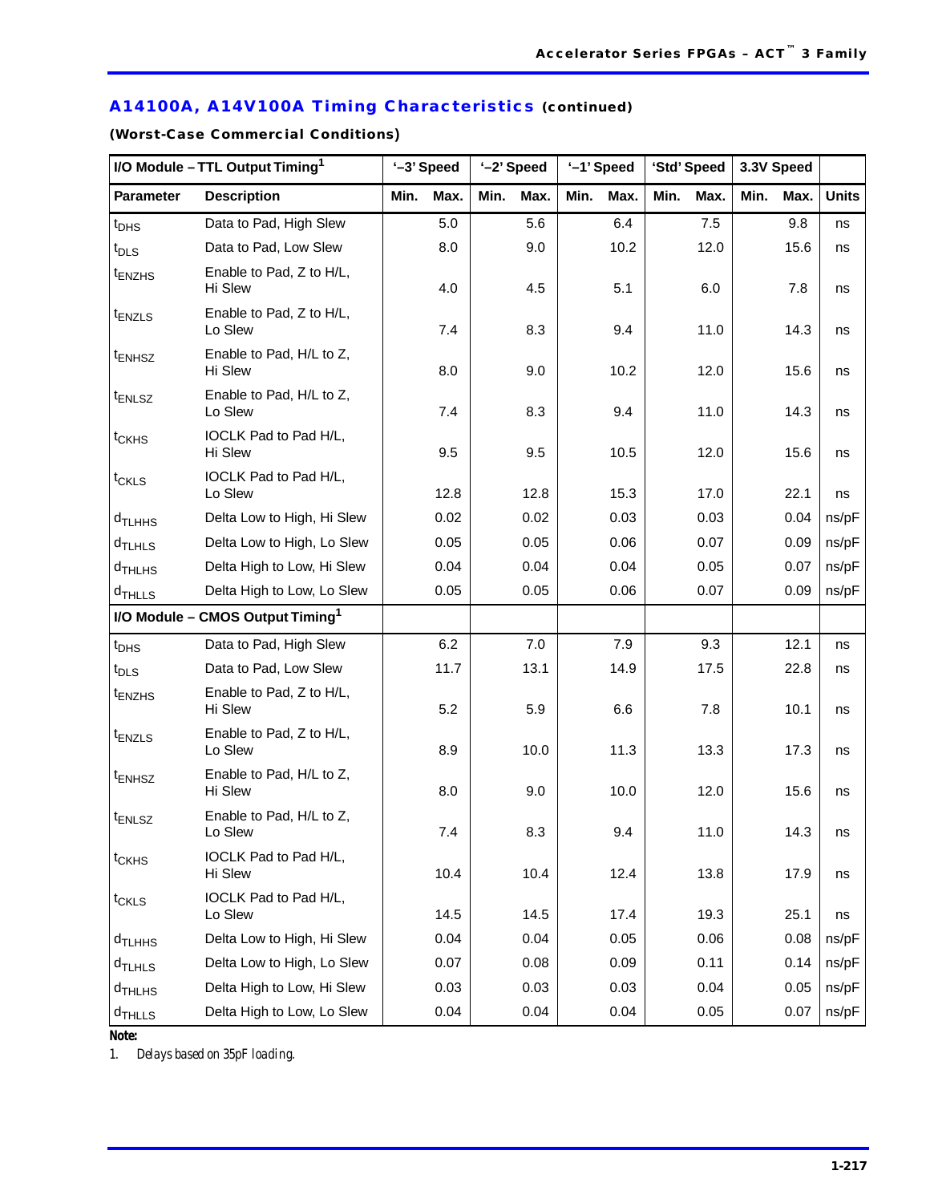## A14100A, A14V100A Timing Characteristics (continued)

**(Worst-Case Commercial Conditions)**

| I/O Module – TTL Output Timing[1] | | '–3' Speed | | '–2' Speed | | '–1' Speed | | 'Std' Speed | | 3.3V Speed | | |
|---|---|---|---|---|---|---|---|---|---|---|---|---|
| **Parameter** | **Description** | **Min.** | **Max.** | **Min.** | **Max.** | **Min.** | **Max.** | **Min.** | **Max.** | **Min.** | **Max.** | **Units** |
| $t_{DHS}$ | Data to Pad, High Slew | | 5.0 | | 5.6 | | 6.4 | | 7.5 | | 9.8 | ns |
| $t_{DLS}$ | Data to Pad, Low Slew | | 8.0 | | 9.0 | | 10.2 | | 12.0 | | 15.6 | ns |
| $t_{ENZHS}$ | Enable to Pad, Z to H/L, Hi Slew | | 4.0 | | 4.5 | | 5.1 | | 6.0 | | 7.8 | ns |
| $t_{ENZLS}$ | Enable to Pad, Z to H/L, Lo Slew | | 7.4 | | 8.3 | | 9.4 | | 11.0 | | 14.3 | ns |
| $t_{ENHSZ}$ | Enable to Pad, H/L to Z, Hi Slew | | 8.0 | | 9.0 | | 10.2 | | 12.0 | | 15.6 | ns |
| $t_{ENLSZ}$ | Enable to Pad, H/L to Z, Lo Slew | | 7.4 | | 8.3 | | 9.4 | | 11.0 | | 14.3 | ns |
| $t_{CKHS}$ | IOCLK Pad to Pad H/L, Hi Slew | | 9.5 | | 9.5 | | 10.5 | | 12.0 | | 15.6 | ns |
| $t_{CKLS}$ | IOCLK Pad to Pad H/L, Lo Slew | | 12.8 | | 12.8 | | 15.3 | | 17.0 | | 22.1 | ns |
| $d_{TLHHS}$ | Delta Low to High, Hi Slew | | 0.02 | | 0.02 | | 0.03 | | 0.03 | | 0.04 | ns/pF |
| $d_{TLHLS}$ | Delta Low to High, Lo Slew | | 0.05 | | 0.05 | | 0.06 | | 0.07 | | 0.09 | ns/pF |
| $d_{THLHS}$ | Delta High to Low, Hi Slew | | 0.04 | | 0.04 | | 0.04 | | 0.05 | | 0.07 | ns/pF |
| $d_{THLLS}$ | Delta High to Low, Lo Slew | | 0.05 | | 0.05 | | 0.06 | | 0.07 | | 0.09 | ns/pF |
| **I/O Module – CMOS Output Timing[1]** | | | | | | | | | | | | |
| $t_{DHS}$ | Data to Pad, High Slew | | 6.2 | | 7.0 | | 7.9 | | 9.3 | | 12.1 | ns |
| $t_{DLS}$ | Data to Pad, Low Slew | | 11.7 | | 13.1 | | 14.9 | | 17.5 | | 22.8 | ns |
| $t_{ENZHS}$ | Enable to Pad, Z to H/L, Hi Slew | | 5.2 | | 5.9 | | 6.6 | | 7.8 | | 10.1 | ns |
| $t_{ENZLS}$ | Enable to Pad, Z to H/L, Lo Slew | | 8.9 | | 10.0 | | 11.3 | | 13.3 | | 17.3 | ns |
| $t_{ENHSZ}$ | Enable to Pad, H/L to Z, Hi Slew | | 8.0 | | 9.0 | | 10.0 | | 12.0 | | 15.6 | ns |
| $t_{ENLSZ}$ | Enable to Pad, H/L to Z, Lo Slew | | 7.4 | | 8.3 | | 9.4 | | 11.0 | | 14.3 | ns |
| $t_{CKHS}$ | IOCLK Pad to Pad H/L, Hi Slew | | 10.4 | | 10.4 | | 12.4 | | 13.8 | | 17.9 | ns |
| $t_{CKLS}$ | IOCLK Pad to Pad H/L, Lo Slew | | 14.5 | | 14.5 | | 17.4 | | 19.3 | | 25.1 | ns |
| $d_{TLHHS}$ | Delta Low to High, Hi Slew | | 0.04 | | 0.04 | | 0.05 | | 0.06 | | 0.08 | ns/pF |
| $d_{TLHLS}$ | Delta Low to High, Lo Slew | | 0.07 | | 0.08 | | 0.09 | | 0.11 | | 0.14 | ns/pF |
| $d_{THLHS}$ | Delta High to Low, Hi Slew | | 0.03 | | 0.03 | | 0.03 | | 0.04 | | 0.05 | ns/pF |
| $d_{THLLS}$ | Delta High to Low, Lo Slew | | 0.04 | | 0.04 | | 0.04 | | 0.05 | | 0.07 | ns/pF |

**Note:**

1. *Delays based on 35pF loading.*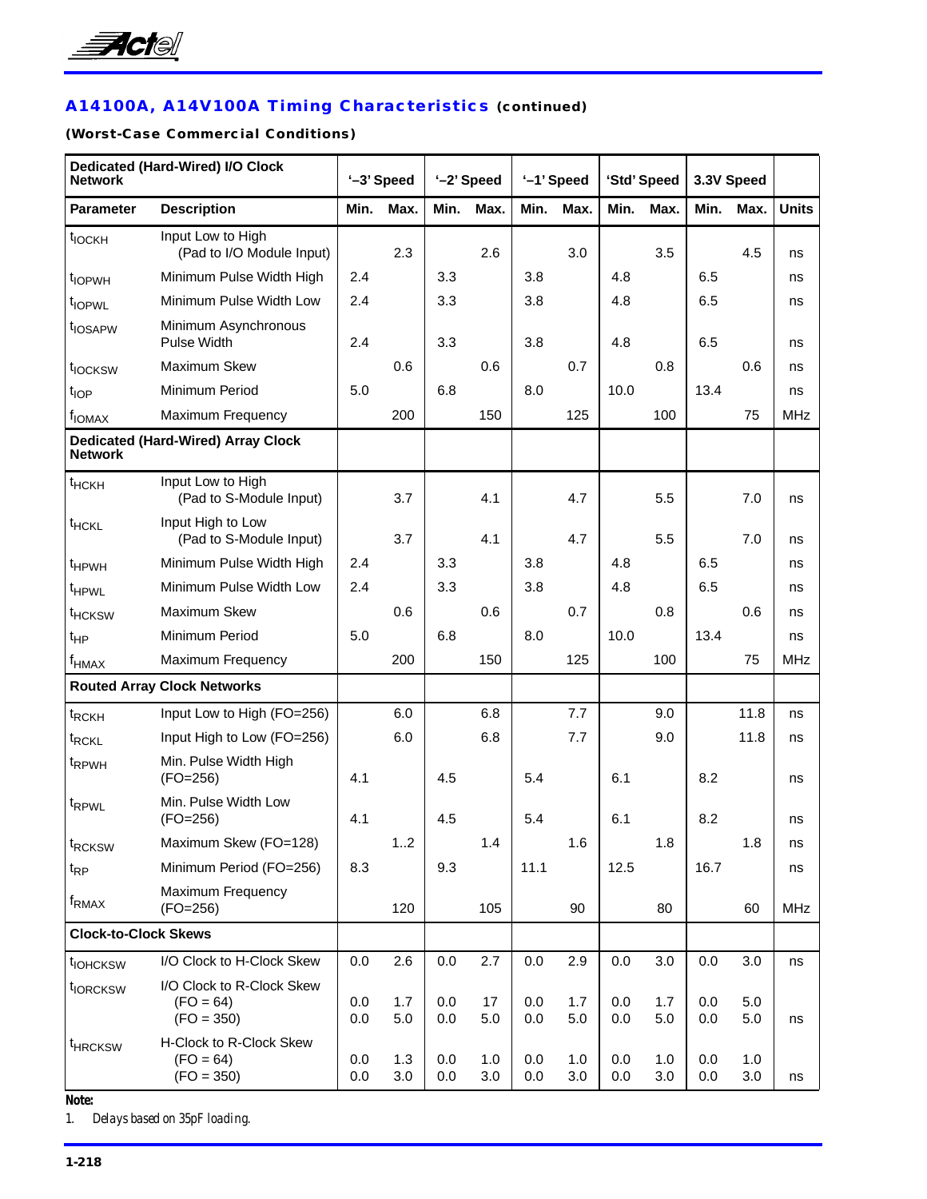## A14100A, A14V100A Timing Characteristics (continued)

**(Worst-Case Commercial Conditions)**

| Dedicated (Hard-Wired) I/O Clock Network | | '–3' Speed | | '–2' Speed | | '–1' Speed | | 'Std' Speed | | 3.3V Speed | | |
|---|---|---|---|---|---|---|---|---|---|---|---|---|
| **Parameter** | **Description** | **Min.** | **Max.** | **Min.** | **Max.** | **Min.** | **Max.** | **Min.** | **Max.** | **Min.** | **Max.** | **Units** |
| $t_{IOCKH}$ | Input Low to High (Pad to I/O Module Input) | | 2.3 | | 2.6 | | 3.0 | | 3.5 | | 4.5 | ns |
| $t_{IOPWH}$ | Minimum Pulse Width High | 2.4 | | 3.3 | | 3.8 | | 4.8 | | 6.5 | | ns |
| $t_{IOPWL}$ | Minimum Pulse Width Low | 2.4 | | 3.3 | | 3.8 | | 4.8 | | 6.5 | | ns |
| $t_{IOSAPW}$ | Minimum Asynchronous Pulse Width | 2.4 | | 3.3 | | 3.8 | | 4.8 | | 6.5 | | ns |
| $t_{IOCKSW}$ | Maximum Skew | | 0.6 | | 0.6 | | 0.7 | | 0.8 | | 0.6 | ns |
| $t_{IOP}$ | Minimum Period | 5.0 | | 6.8 | | 8.0 | | 10.0 | | 13.4 | | ns |
| $f_{IOMAX}$ | Maximum Frequency | | 200 | | 150 | | 125 | | 100 | | 75 | MHz |
| **Dedicated (Hard-Wired) Array Clock Network** | | | | | | | | | | | | |
| $t_{HCKH}$ | Input Low to High (Pad to S-Module Input) | | 3.7 | | 4.1 | | 4.7 | | 5.5 | | 7.0 | ns |
| $t_{HCKL}$ | Input High to Low (Pad to S-Module Input) | | 3.7 | | 4.1 | | 4.7 | | 5.5 | | 7.0 | ns |
| $t_{HPWH}$ | Minimum Pulse Width High | 2.4 | | 3.3 | | 3.8 | | 4.8 | | 6.5 | | ns |
| $t_{HPWL}$ | Minimum Pulse Width Low | 2.4 | | 3.3 | | 3.8 | | 4.8 | | 6.5 | | ns |
| $t_{HCKSW}$ | Maximum Skew | | 0.6 | | 0.6 | | 0.7 | | 0.8 | | 0.6 | ns |
| $t_{HP}$ | Minimum Period | 5.0 | | 6.8 | | 8.0 | | 10.0 | | 13.4 | | ns |
| $f_{HMAX}$ | Maximum Frequency | | 200 | | 150 | | 125 | | 100 | | 75 | MHz |
| **Routed Array Clock Networks** | | | | | | | | | | | | |
| $t_{RCKH}$ | Input Low to High (FO=256) | | 6.0 | | 6.8 | | 7.7 | | 9.0 | | 11.8 | ns |
| $t_{RCKL}$ | Input High to Low (FO=256) | | 6.0 | | 6.8 | | 7.7 | | 9.0 | | 11.8 | ns |
| $t_{RPWH}$ | Min. Pulse Width High (FO=256) | 4.1 | | 4.5 | | 5.4 | | 6.1 | | 8.2 | | ns |
| $t_{RPWL}$ | Min. Pulse Width Low (FO=256) | 4.1 | | 4.5 | | 5.4 | | 6.1 | | 8.2 | | ns |
| $t_{RCKSW}$ | Maximum Skew (FO=128) | | 1..2 | | 1.4 | | 1.6 | | 1.8 | | 1.8 | ns |
| $t_{RP}$ | Minimum Period (FO=256) | 8.3 | | 9.3 | | 11.1 | | 12.5 | | 16.7 | | ns |
| $f_{RMAX}$ | Maximum Frequency (FO=256) | | 120 | | 105 | | 90 | | 80 | | 60 | MHz |
| **Clock-to-Clock Skews** | | | | | | | | | | | | |
| $t_{IOHCKSW}$ | I/O Clock to H-Clock Skew | 0.0 | 2.6 | 0.0 | 2.7 | 0.0 | 2.9 | 0.0 | 3.0 | 0.0 | 3.0 | ns |
| $t_{IORCKSW}$ | I/O Clock to R-Clock Skew (FO = 64) | 0.0 | 1.7 | 0.0 | 17 | 0.0 | 1.7 | 0.0 | 1.7 | 0.0 | 5.0 | |
| | (FO = 350) | 0.0 | 5.0 | 0.0 | 5.0 | 0.0 | 5.0 | 0.0 | 5.0 | 0.0 | 5.0 | ns |
| $t_{HRCKSW}$ | H-Clock to R-Clock Skew (FO = 64) | 0.0 | 1.3 | 0.0 | 1.0 | 0.0 | 1.0 | 0.0 | 1.0 | 0.0 | 1.0 | |
| | (FO = 350) | 0.0 | 3.0 | 0.0 | 3.0 | 0.0 | 3.0 | 0.0 | 3.0 | 0.0 | 3.0 | ns |

**Note:**

1. *Delays based on 35pF loading.*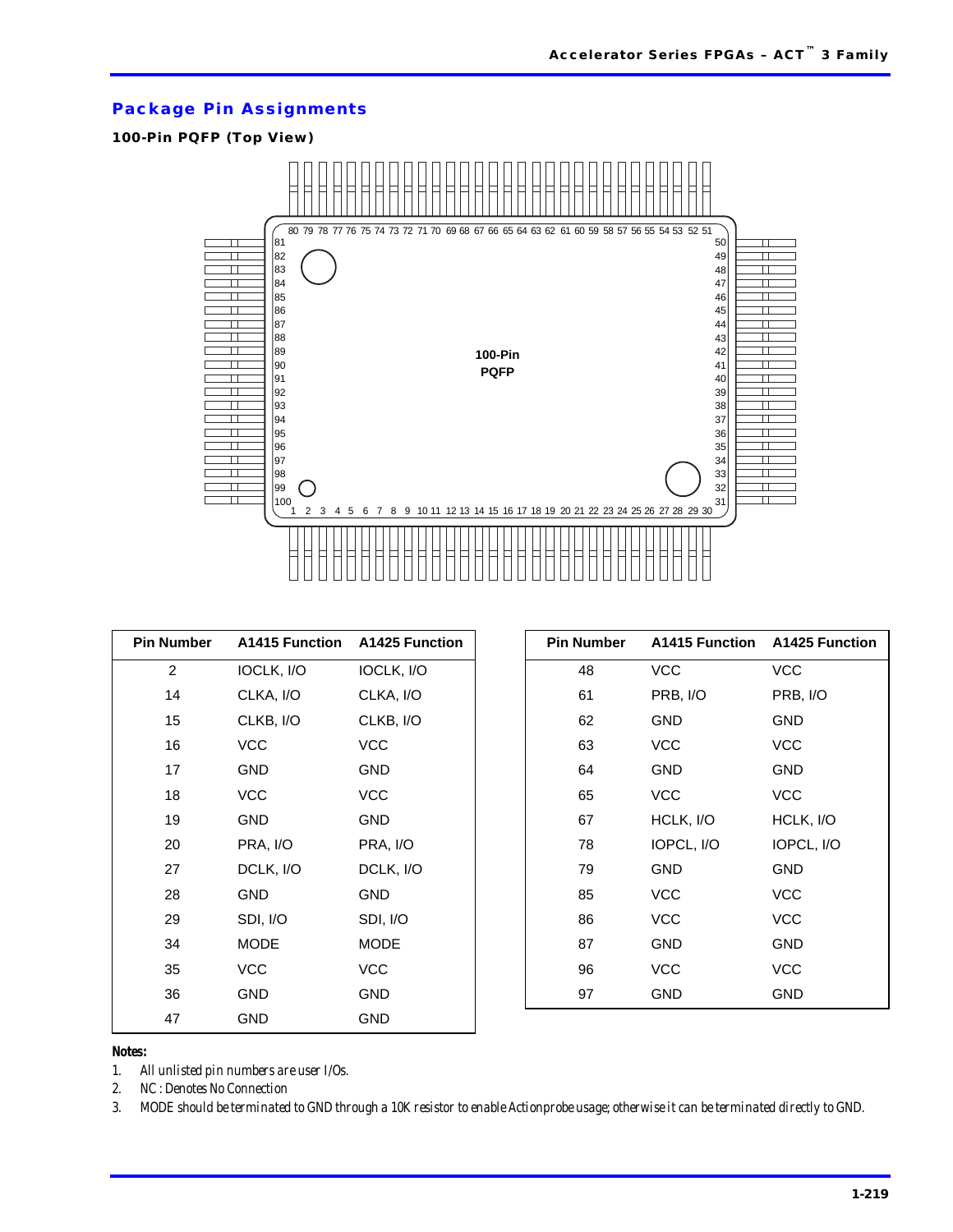## Package Pin Assignments

### 100-Pin PQFP (Top View)

100-Pin PQFP

| Pin Number | A1415 Function | A1425 Function |
|---|---|---|
| 2 | IOCLK, I/O | IOCLK, I/O |
| 14 | CLKA, I/O | CLKA, I/O |
| 15 | CLKB, I/O | CLKB, I/O |
| 16 | VCC | VCC |
| 17 | GND | GND |
| 18 | VCC | VCC |
| 19 | GND | GND |
| 20 | PRA, I/O | PRA, I/O |
| 27 | DCLK, I/O | DCLK, I/O |
| 28 | GND | GND |
| 29 | SDI, I/O | SDI, I/O |
| 34 | MODE | MODE |
| 35 | VCC | VCC |
| 36 | GND | GND |
| 47 | GND | GND |
| 48 | VCC | VCC |
| 61 | PRB, I/O | PRB, I/O |
| 62 | GND | GND |
| 63 | VCC | VCC |
| 64 | GND | GND |
| 65 | VCC | VCC |
| 67 | HCLK, I/O | HCLK, I/O |
| 78 | IOPCL, I/O | IOPCL, I/O |
| 79 | GND | GND |
| 85 | VCC | VCC |
| 86 | VCC | VCC |
| 87 | GND | GND |
| 96 | VCC | VCC |
| 97 | GND | GND |

**Notes:**

1. *All unlisted pin numbers are user I/Os.*
2. *NC : Denotes No Connection*
3. *MODE should be terminated to GND through a 10K resistor to enable Actionprobe usage; otherwise it can be terminated directly to GND.*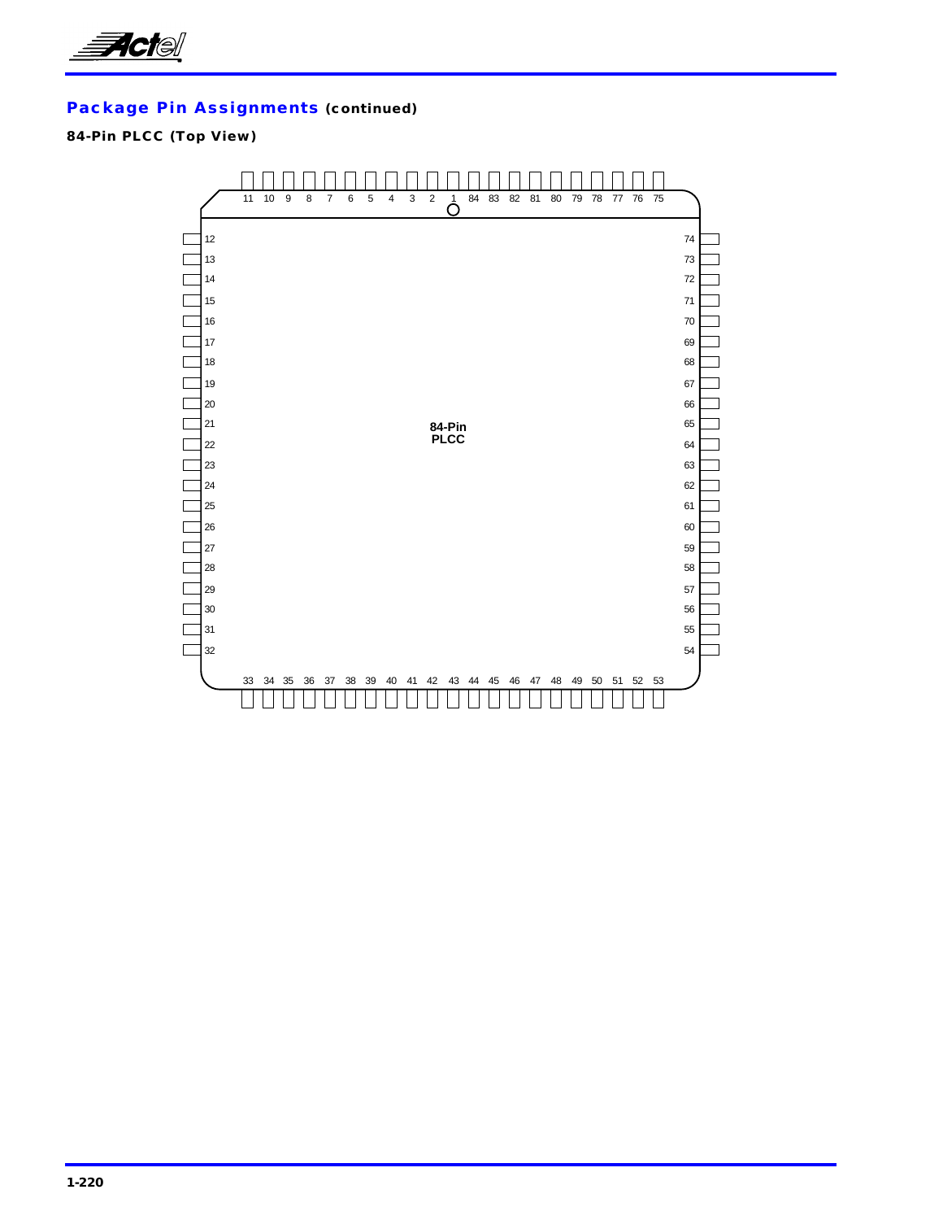## Package Pin Assignments (continued)

### 84-Pin PLCC (Top View)

11 10 9 8 7 6 5 4 3 2 1 84 83 82 81 80 79 78 77 76 75

12
13
14
15
16
17
18
19
20
21
22
23
24
25
26
27
28
29
30
31
32

74
73
72
71
70
69
68
67
66
65
64
63
62
61
60
59
58
57
56
55
54

**84-Pin PLCC**

33 34 35 36 37 38 39 40 41 42 43 44 45 46 47 48 49 50 51 52 53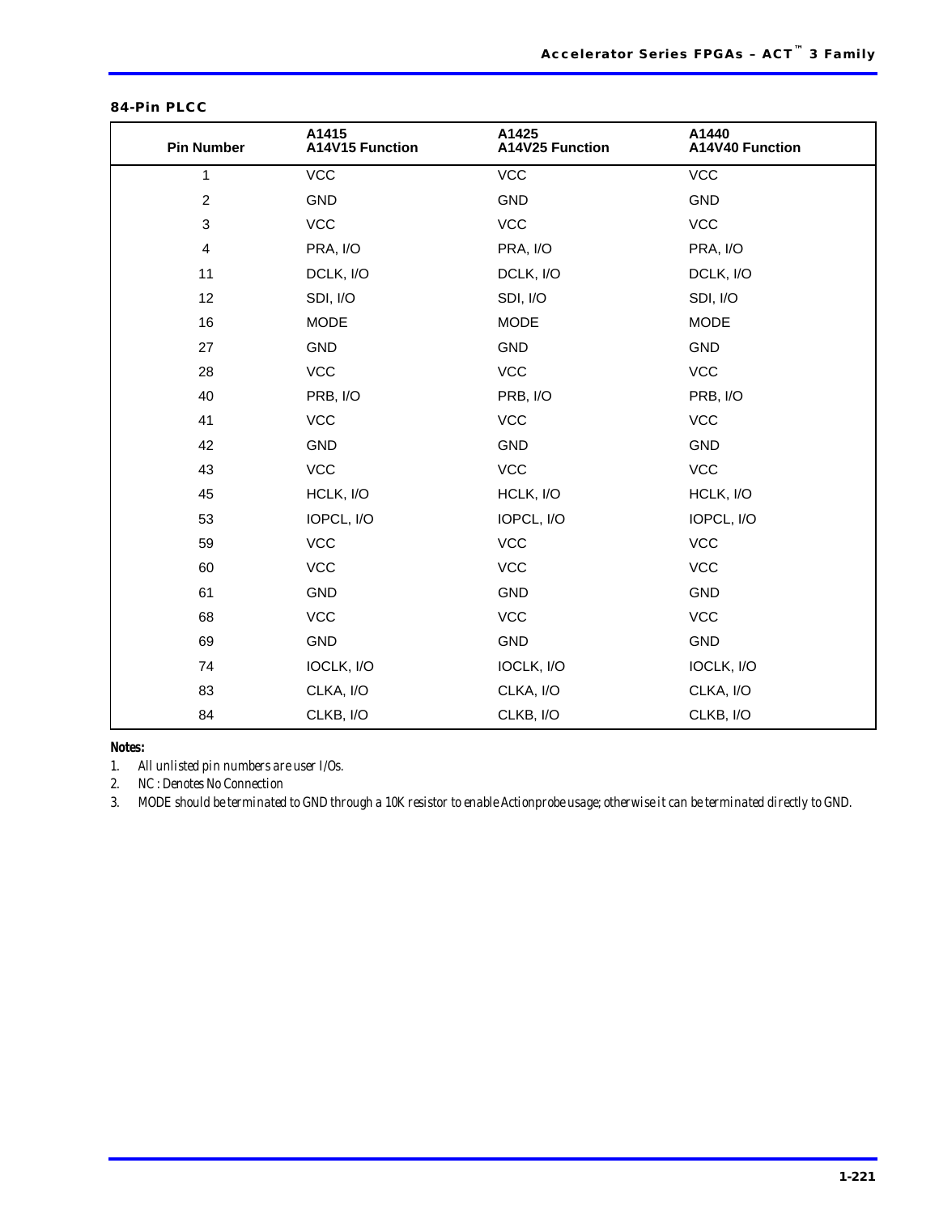### 84-Pin PLCC

| Pin Number | A1415 A14V15 Function | A1425 A14V25 Function | A1440 A14V40 Function |
|---|---|---|---|
| 1 | VCC | VCC | VCC |
| 2 | GND | GND | GND |
| 3 | VCC | VCC | VCC |
| 4 | PRA, I/O | PRA, I/O | PRA, I/O |
| 11 | DCLK, I/O | DCLK, I/O | DCLK, I/O |
| 12 | SDI, I/O | SDI, I/O | SDI, I/O |
| 16 | MODE | MODE | MODE |
| 27 | GND | GND | GND |
| 28 | VCC | VCC | VCC |
| 40 | PRB, I/O | PRB, I/O | PRB, I/O |
| 41 | VCC | VCC | VCC |
| 42 | GND | GND | GND |
| 43 | VCC | VCC | VCC |
| 45 | HCLK, I/O | HCLK, I/O | HCLK, I/O |
| 53 | IOPCL, I/O | IOPCL, I/O | IOPCL, I/O |
| 59 | VCC | VCC | VCC |
| 60 | VCC | VCC | VCC |
| 61 | GND | GND | GND |
| 68 | VCC | VCC | VCC |
| 69 | GND | GND | GND |
| 74 | IOCLK, I/O | IOCLK, I/O | IOCLK, I/O |
| 83 | CLKA, I/O | CLKA, I/O | CLKA, I/O |
| 84 | CLKB, I/O | CLKB, I/O | CLKB, I/O |

**Notes:**

1. *All unlisted pin numbers are user I/Os.*
2. *NC : Denotes No Connection*
3. *MODE should be terminated to GND through a 10K resistor to enable Actionprobe usage; otherwise it can be terminated directly to GND.*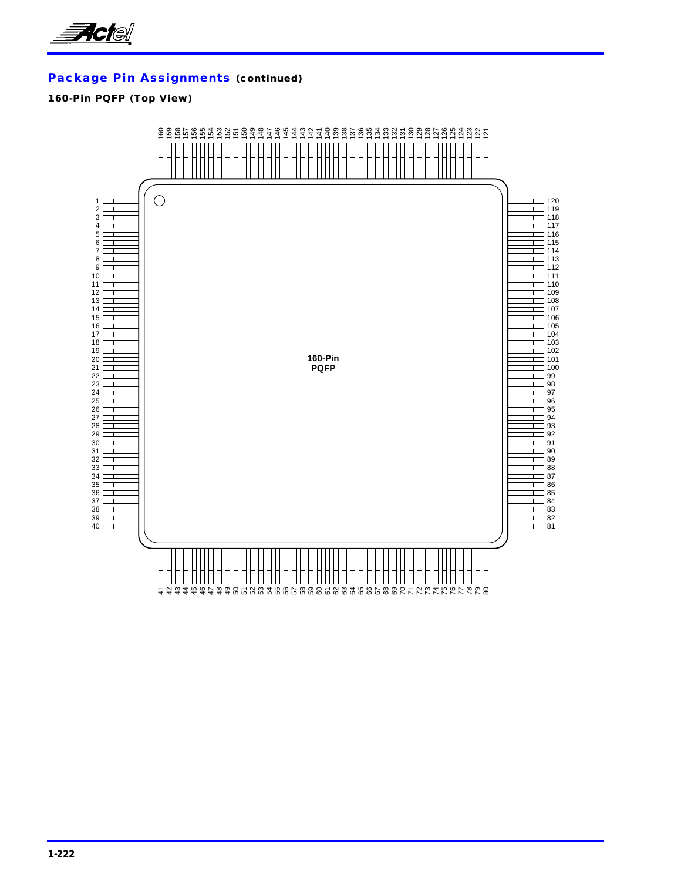## Package Pin Assignments (continued)

### 160-Pin PQFP (Top View)

160-Pin PQFP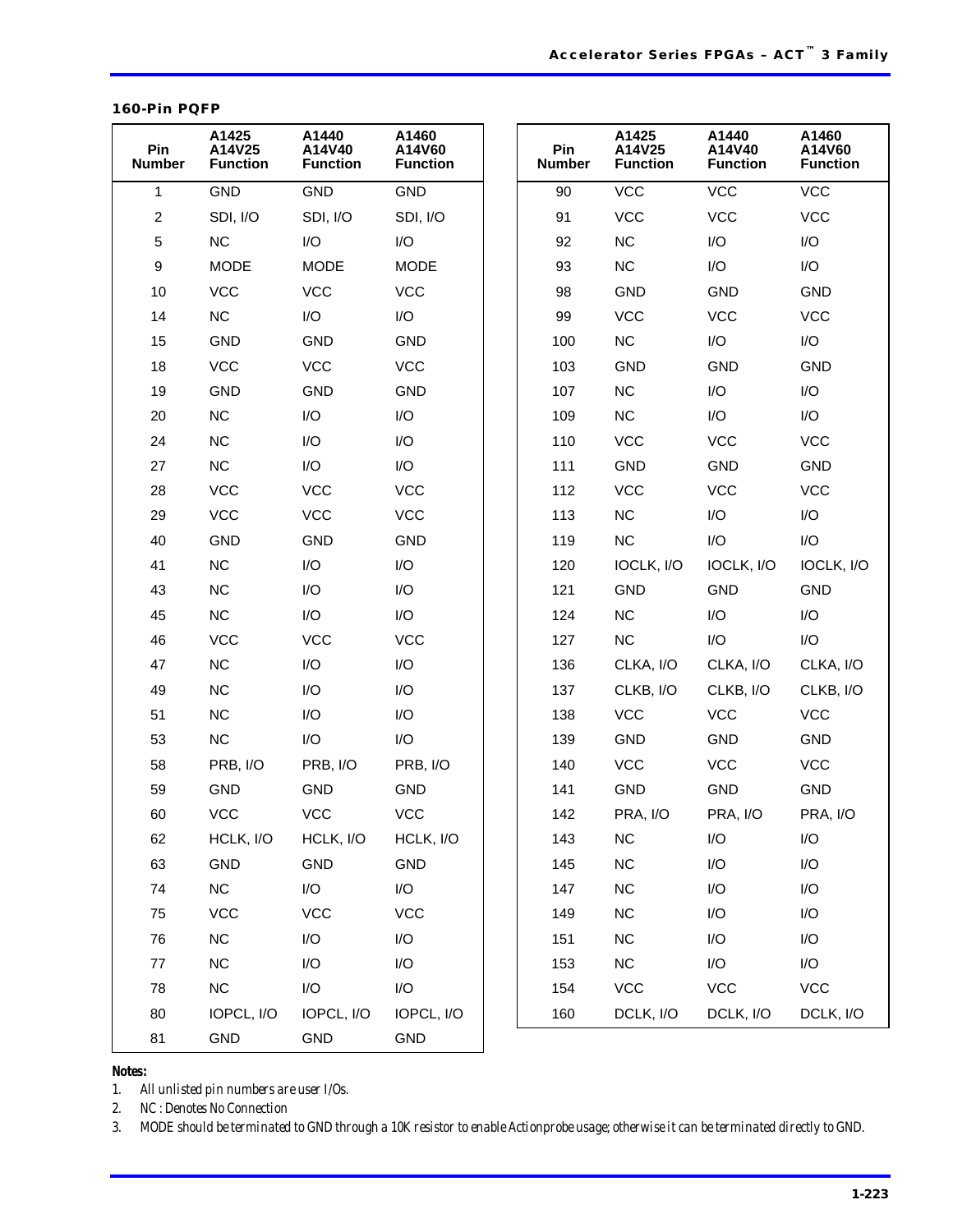### 160-Pin PQFP

| Pin Number | A1425 A14V25 Function | A1440 A14V40 Function | A1460 A14V60 Function |
|---|---|---|---|
| 1 | GND | GND | GND |
| 2 | SDI, I/O | SDI, I/O | SDI, I/O |
| 5 | NC | I/O | I/O |
| 9 | MODE | MODE | MODE |
| 10 | VCC | VCC | VCC |
| 14 | NC | I/O | I/O |
| 15 | GND | GND | GND |
| 18 | VCC | VCC | VCC |
| 19 | GND | GND | GND |
| 20 | NC | I/O | I/O |
| 24 | NC | I/O | I/O |
| 27 | NC | I/O | I/O |
| 28 | VCC | VCC | VCC |
| 29 | VCC | VCC | VCC |
| 40 | GND | GND | GND |
| 41 | NC | I/O | I/O |
| 43 | NC | I/O | I/O |
| 45 | NC | I/O | I/O |
| 46 | VCC | VCC | VCC |
| 47 | NC | I/O | I/O |
| 49 | NC | I/O | I/O |
| 51 | NC | I/O | I/O |
| 53 | NC | I/O | I/O |
| 58 | PRB, I/O | PRB, I/O | PRB, I/O |
| 59 | GND | GND | GND |
| 60 | VCC | VCC | VCC |
| 62 | HCLK, I/O | HCLK, I/O | HCLK, I/O |
| 63 | GND | GND | GND |
| 74 | NC | I/O | I/O |
| 75 | VCC | VCC | VCC |
| 76 | NC | I/O | I/O |
| 77 | NC | I/O | I/O |
| 78 | NC | I/O | I/O |
| 80 | IOPCL, I/O | IOPCL, I/O | IOPCL, I/O |
| 81 | GND | GND | GND |
| 90 | VCC | VCC | VCC |
| 91 | VCC | VCC | VCC |
| 92 | NC | I/O | I/O |
| 93 | NC | I/O | I/O |
| 98 | GND | GND | GND |
| 99 | VCC | VCC | VCC |
| 100 | NC | I/O | I/O |
| 103 | GND | GND | GND |
| 107 | NC | I/O | I/O |
| 109 | NC | I/O | I/O |
| 110 | VCC | VCC | VCC |
| 111 | GND | GND | GND |
| 112 | VCC | VCC | VCC |
| 113 | NC | I/O | I/O |
| 119 | NC | I/O | I/O |
| 120 | IOCLK, I/O | IOCLK, I/O | IOCLK, I/O |
| 121 | GND | GND | GND |
| 124 | NC | I/O | I/O |
| 127 | NC | I/O | I/O |
| 136 | CLKA, I/O | CLKA, I/O | CLKA, I/O |
| 137 | CLKB, I/O | CLKB, I/O | CLKB, I/O |
| 138 | VCC | VCC | VCC |
| 139 | GND | GND | GND |
| 140 | VCC | VCC | VCC |
| 141 | GND | GND | GND |
| 142 | PRA, I/O | PRA, I/O | PRA, I/O |
| 143 | NC | I/O | I/O |
| 145 | NC | I/O | I/O |
| 147 | NC | I/O | I/O |
| 149 | NC | I/O | I/O |
| 151 | NC | I/O | I/O |
| 153 | NC | I/O | I/O |
| 154 | VCC | VCC | VCC |
| 160 | DCLK, I/O | DCLK, I/O | DCLK, I/O |

**Notes:**

1. *All unlisted pin numbers are user I/Os.*
2. *NC : Denotes No Connection*
3. *MODE should be terminated to GND through a 10K resistor to enable Actionprobe usage; otherwise it can be terminated directly to GND.*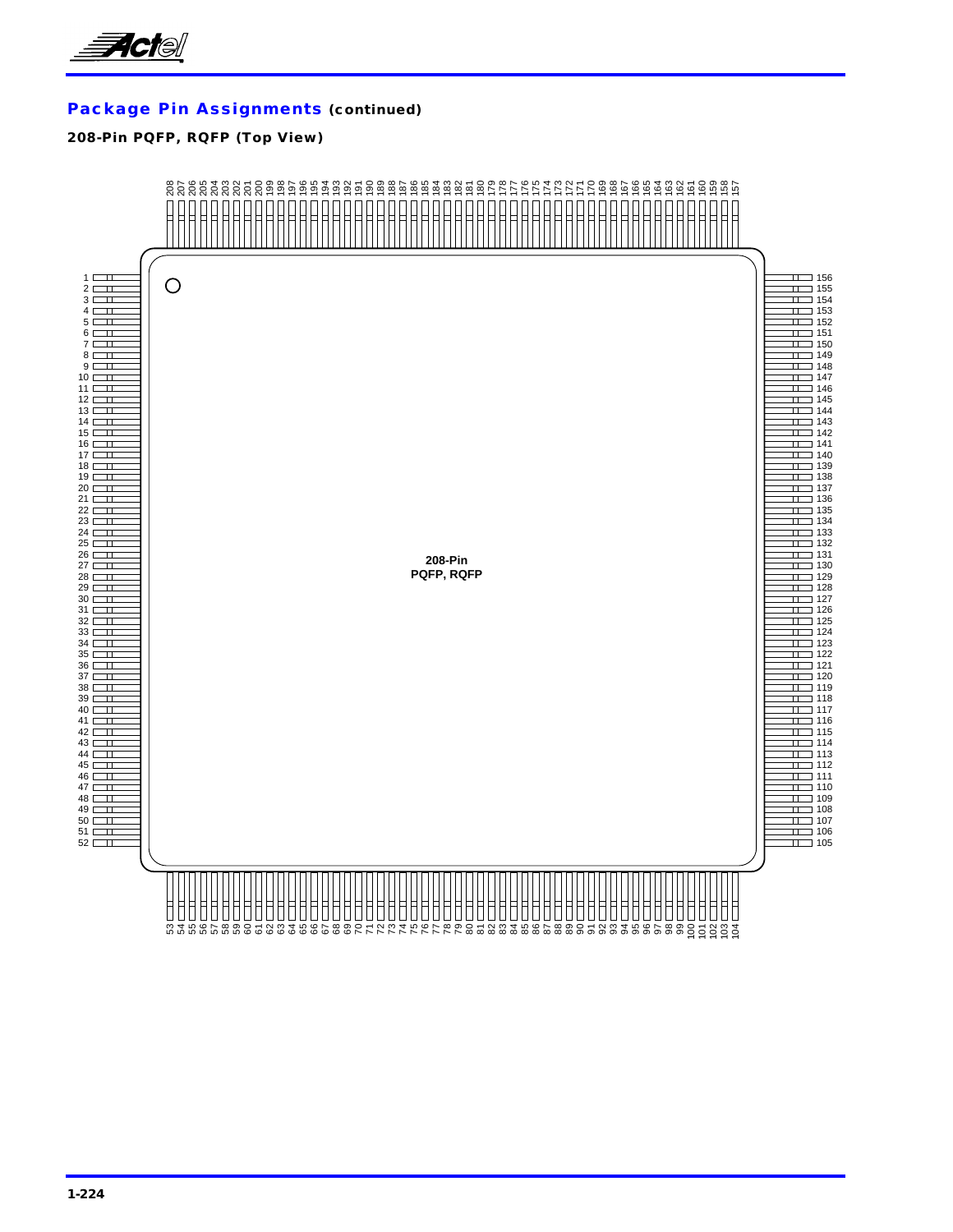## Package Pin Assignments (continued)

### 208-Pin PQFP, RQFP (Top View)

208-Pin
PQFP, RQFP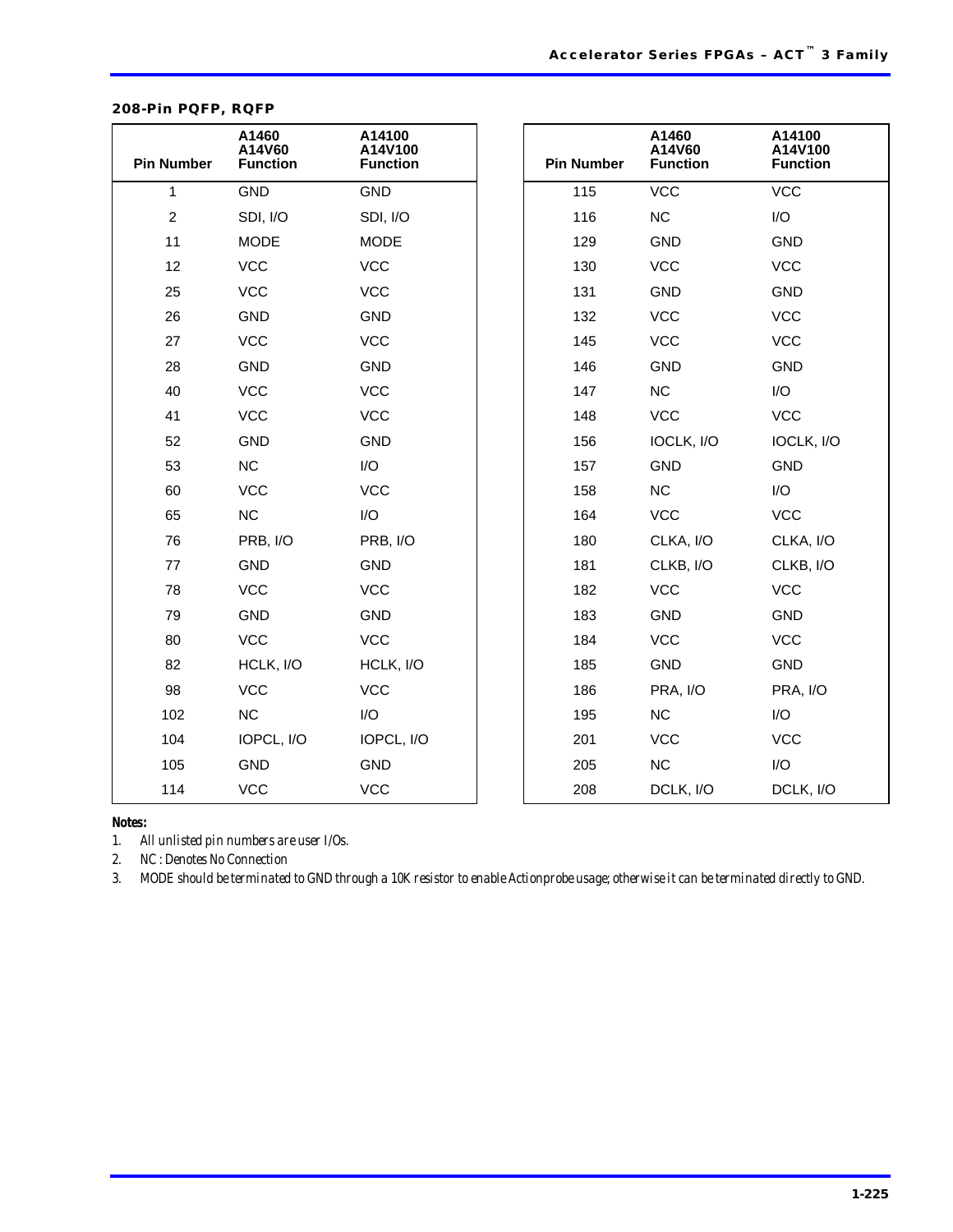### 208-Pin PQFP, RQFP

| Pin Number | A1460 A14V60 Function | A14100 A14V100 Function |
|---|---|---|
| 1 | GND | GND |
| 2 | SDI, I/O | SDI, I/O |
| 11 | MODE | MODE |
| 12 | VCC | VCC |
| 25 | VCC | VCC |
| 26 | GND | GND |
| 27 | VCC | VCC |
| 28 | GND | GND |
| 40 | VCC | VCC |
| 41 | VCC | VCC |
| 52 | GND | GND |
| 53 | NC | I/O |
| 60 | VCC | VCC |
| 65 | NC | I/O |
| 76 | PRB, I/O | PRB, I/O |
| 77 | GND | GND |
| 78 | VCC | VCC |
| 79 | GND | GND |
| 80 | VCC | VCC |
| 82 | HCLK, I/O | HCLK, I/O |
| 98 | VCC | VCC |
| 102 | NC | I/O |
| 104 | IOPCL, I/O | IOPCL, I/O |
| 105 | GND | GND |
| 114 | VCC | VCC |

| Pin Number | A1460 A14V60 Function | A14100 A14V100 Function |
|---|---|---|
| 115 | VCC | VCC |
| 116 | NC | I/O |
| 129 | GND | GND |
| 130 | VCC | VCC |
| 131 | GND | GND |
| 132 | VCC | VCC |
| 145 | VCC | VCC |
| 146 | GND | GND |
| 147 | NC | I/O |
| 148 | VCC | VCC |
| 156 | IOCLK, I/O | IOCLK, I/O |
| 157 | GND | GND |
| 158 | NC | I/O |
| 164 | VCC | VCC |
| 180 | CLKA, I/O | CLKA, I/O |
| 181 | CLKB, I/O | CLKB, I/O |
| 182 | VCC | VCC |
| 183 | GND | GND |
| 184 | VCC | VCC |
| 185 | GND | GND |
| 186 | PRA, I/O | PRA, I/O |
| 195 | NC | I/O |
| 201 | VCC | VCC |
| 205 | NC | I/O |
| 208 | DCLK, I/O | DCLK, I/O |

**Notes:**

1. *All unlisted pin numbers are user I/Os.*
2. *NC : Denotes No Connection*
3. *MODE should be terminated to GND through a 10K resistor to enable Actionprobe usage; otherwise it can be terminated directly to GND.*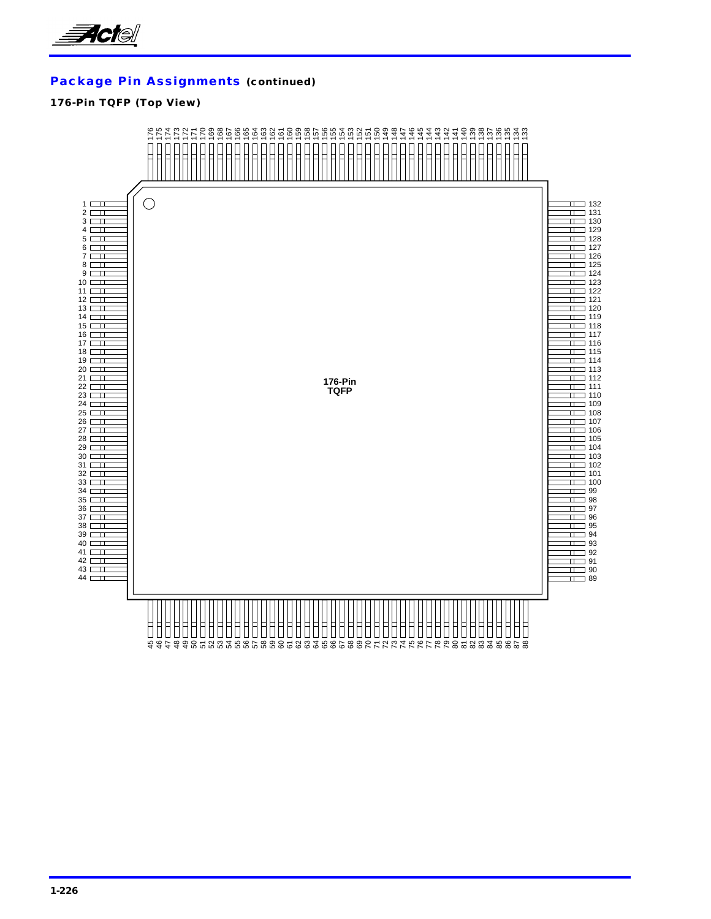## Package Pin Assignments (continued)

### 176-Pin TQFP (Top View)

176-Pin TQFP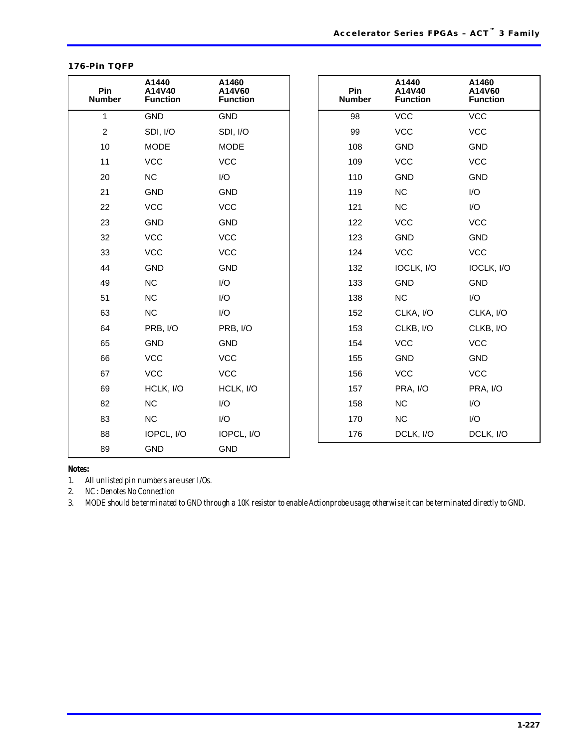### 176-Pin TQFP

| Pin Number | A1440 A14V40 Function | A1460 A14V60 Function |
|---|---|---|
| 1 | GND | GND |
| 2 | SDI, I/O | SDI, I/O |
| 10 | MODE | MODE |
| 11 | VCC | VCC |
| 20 | NC | I/O |
| 21 | GND | GND |
| 22 | VCC | VCC |
| 23 | GND | GND |
| 32 | VCC | VCC |
| 33 | VCC | VCC |
| 44 | GND | GND |
| 49 | NC | I/O |
| 51 | NC | I/O |
| 63 | NC | I/O |
| 64 | PRB, I/O | PRB, I/O |
| 65 | GND | GND |
| 66 | VCC | VCC |
| 67 | VCC | VCC |
| 69 | HCLK, I/O | HCLK, I/O |
| 82 | NC | I/O |
| 83 | NC | I/O |
| 88 | IOPCL, I/O | IOPCL, I/O |
| 89 | GND | GND |
| 98 | VCC | VCC |
| 99 | VCC | VCC |
| 108 | GND | GND |
| 109 | VCC | VCC |
| 110 | GND | GND |
| 119 | NC | I/O |
| 121 | NC | I/O |
| 122 | VCC | VCC |
| 123 | GND | GND |
| 124 | VCC | VCC |
| 132 | IOCLK, I/O | IOCLK, I/O |
| 133 | GND | GND |
| 138 | NC | I/O |
| 152 | CLKA, I/O | CLKA, I/O |
| 153 | CLKB, I/O | CLKB, I/O |
| 154 | VCC | VCC |
| 155 | GND | GND |
| 156 | VCC | VCC |
| 157 | PRA, I/O | PRA, I/O |
| 158 | NC | I/O |
| 170 | NC | I/O |
| 176 | DCLK, I/O | DCLK, I/O |

**Notes:**

1. *All unlisted pin numbers are user I/Os.*
2. *NC : Denotes No Connection*
3. *MODE should be terminated to GND through a 10K resistor to enable Actionprobe usage; otherwise it can be terminated directly to GND.*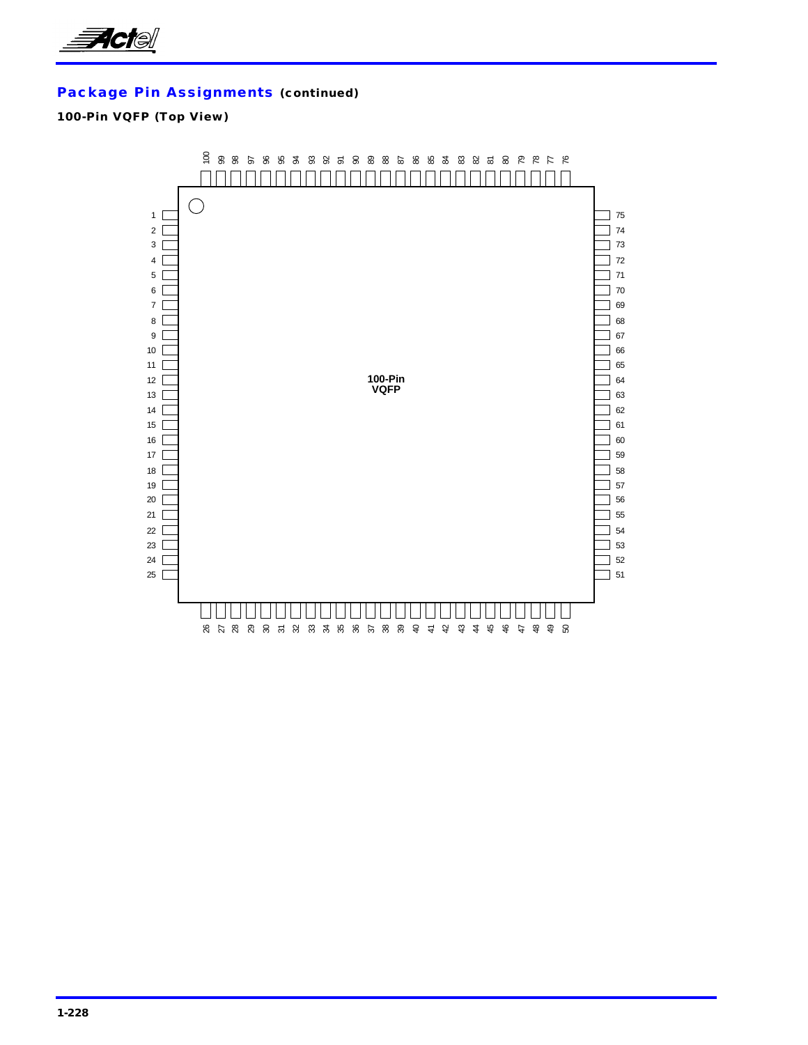## Package Pin Assignments (continued)

### 100-Pin VQFP (Top View)

100-Pin
VQFP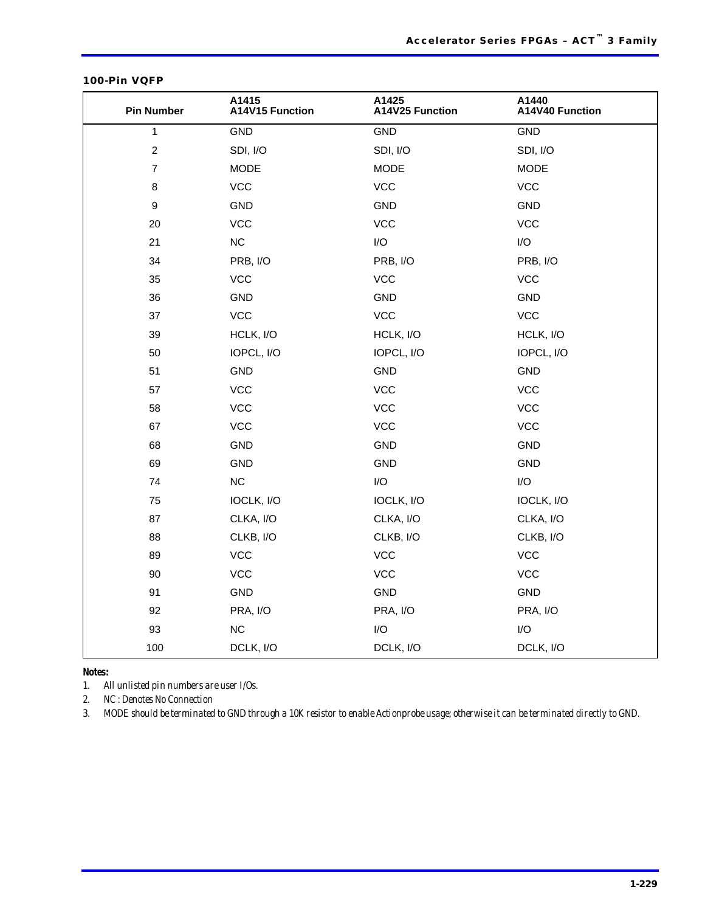### 100-Pin VQFP

| Pin Number | A1415 A14V15 Function | A1425 A14V25 Function | A1440 A14V40 Function |
|---|---|---|---|
| 1 | GND | GND | GND |
| 2 | SDI, I/O | SDI, I/O | SDI, I/O |
| 7 | MODE | MODE | MODE |
| 8 | VCC | VCC | VCC |
| 9 | GND | GND | GND |
| 20 | VCC | VCC | VCC |
| 21 | NC | I/O | I/O |
| 34 | PRB, I/O | PRB, I/O | PRB, I/O |
| 35 | VCC | VCC | VCC |
| 36 | GND | GND | GND |
| 37 | VCC | VCC | VCC |
| 39 | HCLK, I/O | HCLK, I/O | HCLK, I/O |
| 50 | IOPCL, I/O | IOPCL, I/O | IOPCL, I/O |
| 51 | GND | GND | GND |
| 57 | VCC | VCC | VCC |
| 58 | VCC | VCC | VCC |
| 67 | VCC | VCC | VCC |
| 68 | GND | GND | GND |
| 69 | GND | GND | GND |
| 74 | NC | I/O | I/O |
| 75 | IOCLK, I/O | IOCLK, I/O | IOCLK, I/O |
| 87 | CLKA, I/O | CLKA, I/O | CLKA, I/O |
| 88 | CLKB, I/O | CLKB, I/O | CLKB, I/O |
| 89 | VCC | VCC | VCC |
| 90 | VCC | VCC | VCC |
| 91 | GND | GND | GND |
| 92 | PRA, I/O | PRA, I/O | PRA, I/O |
| 93 | NC | I/O | I/O |
| 100 | DCLK, I/O | DCLK, I/O | DCLK, I/O |

**Notes:**

1. *All unlisted pin numbers are user I/Os.*
2. *NC : Denotes No Connection*
3. *MODE should be terminated to GND through a 10K resistor to enable Actionprobe usage; otherwise it can be terminated directly to GND.*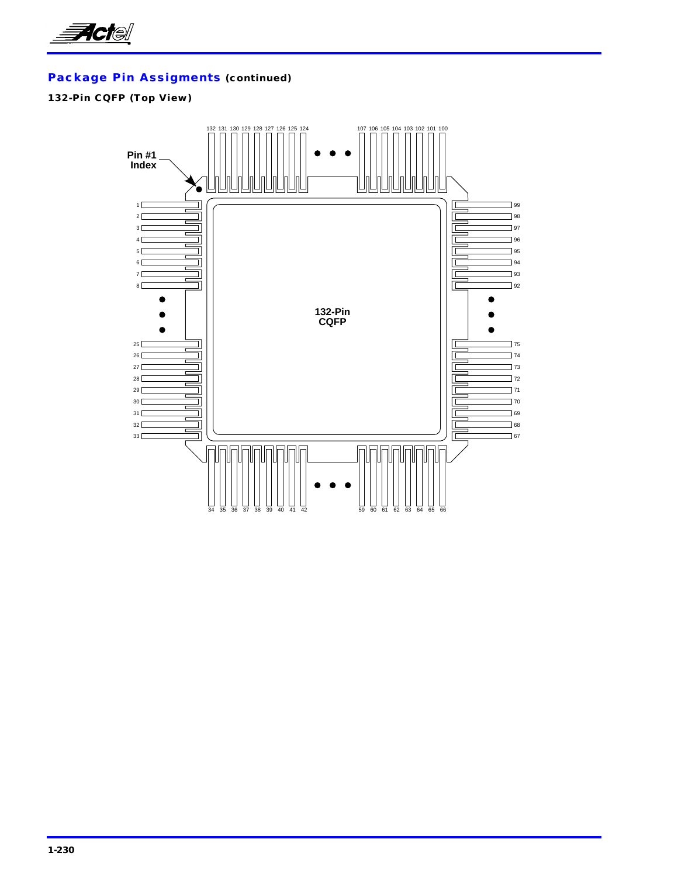## Package Pin Assigments (continued)

### 132-Pin CQFP (Top View)

Pin #1 Index

132-Pin CQFP

132 131 130 129 128 127 126 125 124 ... 107 106 105 104 103 102 101 100

1 2 3 4 5 6 7 8 ... 25 26 27 28 29 30 31 32 33

99 98 97 96 95 94 93 92 ... 75 74 73 72 71 70 69 68 67

34 35 36 37 38 39 40 41 42 ... 59 60 61 62 63 64 65 66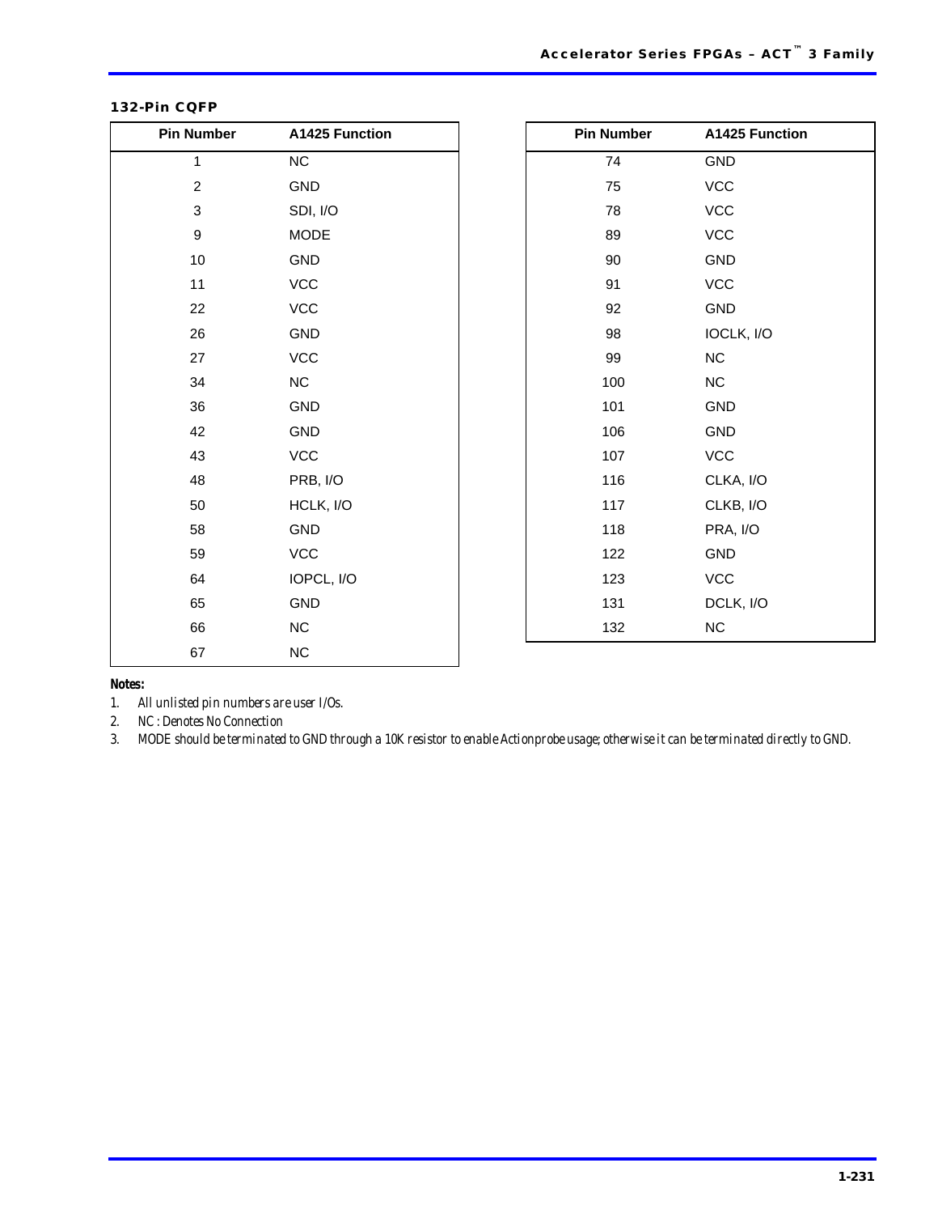### 132-Pin CQFP

| Pin Number | A1425 Function |
|---|---|
| 1 | NC |
| 2 | GND |
| 3 | SDI, I/O |
| 9 | MODE |
| 10 | GND |
| 11 | VCC |
| 22 | VCC |
| 26 | GND |
| 27 | VCC |
| 34 | NC |
| 36 | GND |
| 42 | GND |
| 43 | VCC |
| 48 | PRB, I/O |
| 50 | HCLK, I/O |
| 58 | GND |
| 59 | VCC |
| 64 | IOPCL, I/O |
| 65 | GND |
| 66 | NC |
| 67 | NC |

| Pin Number | A1425 Function |
|---|---|
| 74 | GND |
| 75 | VCC |
| 78 | VCC |
| 89 | VCC |
| 90 | GND |
| 91 | VCC |
| 92 | GND |
| 98 | IOCLK, I/O |
| 99 | NC |
| 100 | NC |
| 101 | GND |
| 106 | GND |
| 107 | VCC |
| 116 | CLKA, I/O |
| 117 | CLKB, I/O |
| 118 | PRA, I/O |
| 122 | GND |
| 123 | VCC |
| 131 | DCLK, I/O |
| 132 | NC |

**Notes:**

1. *All unlisted pin numbers are user I/Os.*
2. *NC : Denotes No Connection*
3. *MODE should be terminated to GND through a 10K resistor to enable Actionprobe usage; otherwise it can be terminated directly to GND.*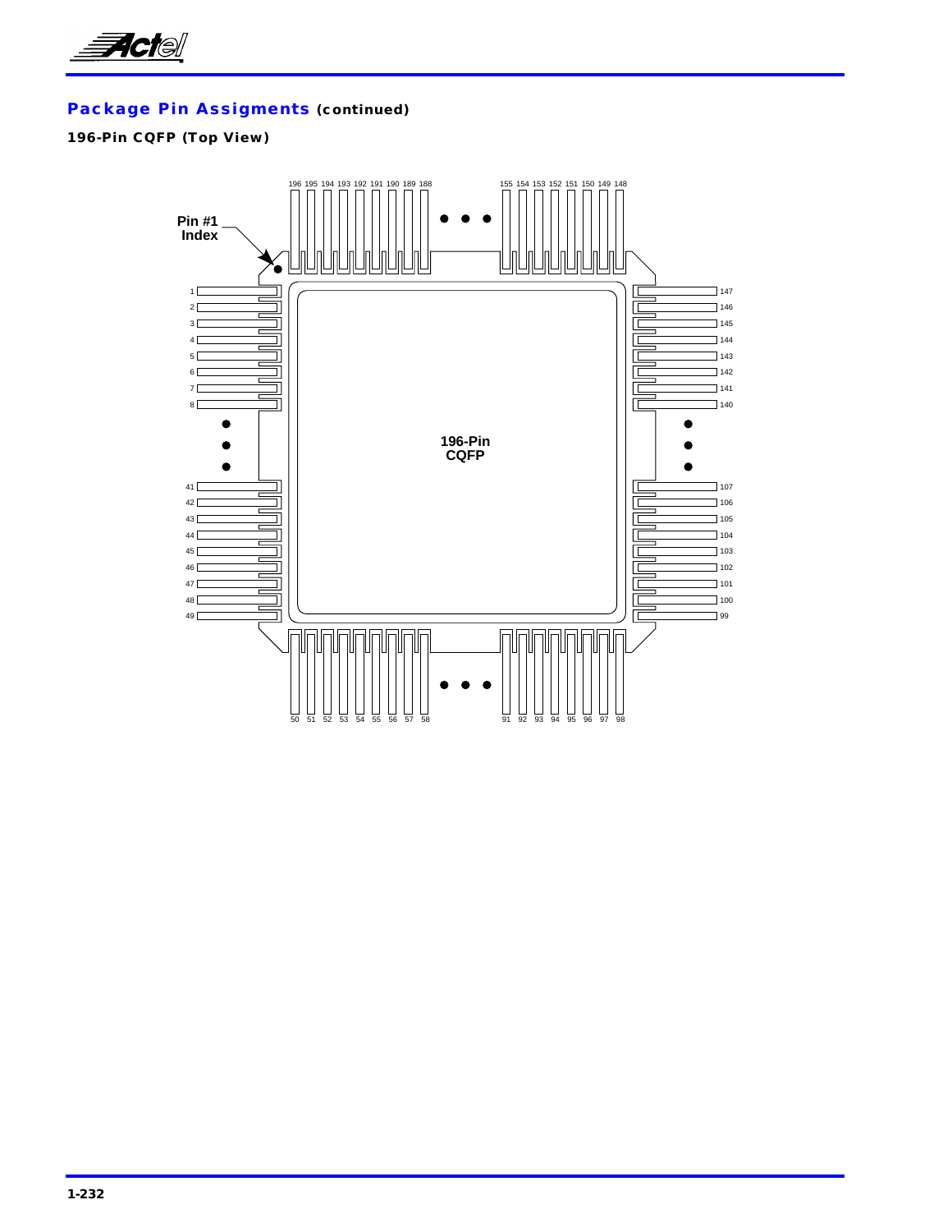## Package Pin Assigments (continued)

### 196-Pin CQFP (Top View)

Pin #1 Index

196 195 194 193 192 191 190 189 188 ... 155 154 153 152 151 150 149 148

1, 2, 3, 4, 5, 6, 7, 8 ... 41, 42, 43, 44, 45, 46, 47, 48, 49

196-Pin CQFP

147, 146, 145, 144, 143, 142, 141, 140 ... 107, 106, 105, 104, 103, 102, 101, 100, 99

50 51 52 53 54 55 56 57 58 ... 91 92 93 94 95 96 97 98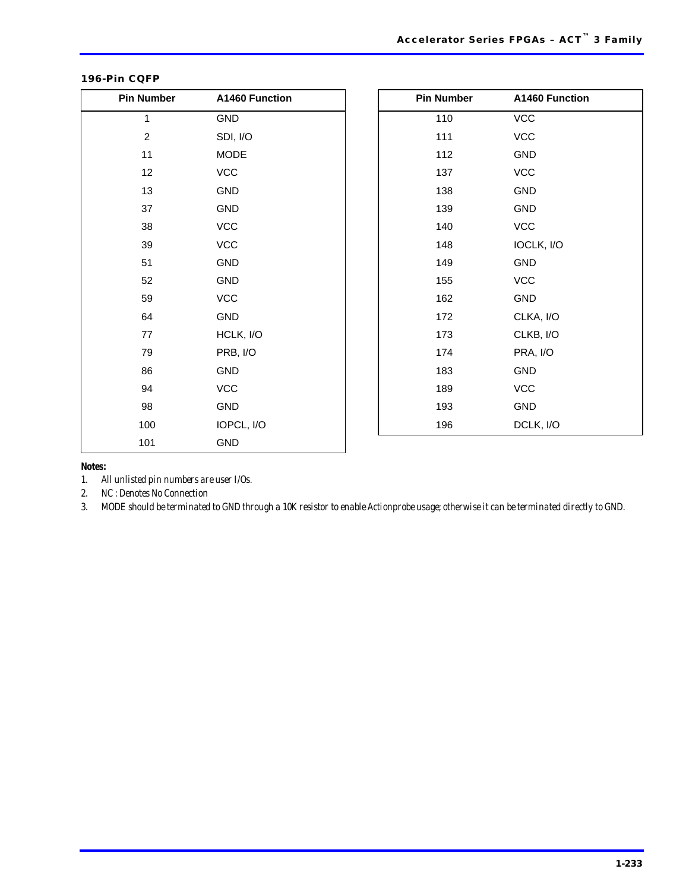### 196-Pin CQFP

| Pin Number | A1460 Function |
|---|---|
| 1 | GND |
| 2 | SDI, I/O |
| 11 | MODE |
| 12 | VCC |
| 13 | GND |
| 37 | GND |
| 38 | VCC |
| 39 | VCC |
| 51 | GND |
| 52 | GND |
| 59 | VCC |
| 64 | GND |
| 77 | HCLK, I/O |
| 79 | PRB, I/O |
| 86 | GND |
| 94 | VCC |
| 98 | GND |
| 100 | IOPCL, I/O |
| 101 | GND |
| 110 | VCC |
| 111 | VCC |
| 112 | GND |
| 137 | VCC |
| 138 | GND |
| 139 | GND |
| 140 | VCC |
| 148 | IOCLK, I/O |
| 149 | GND |
| 155 | VCC |
| 162 | GND |
| 172 | CLKA, I/O |
| 173 | CLKB, I/O |
| 174 | PRA, I/O |
| 183 | GND |
| 189 | VCC |
| 193 | GND |
| 196 | DCLK, I/O |

**Notes:**

1. *All unlisted pin numbers are user I/Os.*
2. *NC : Denotes No Connection*
3. *MODE should be terminated to GND through a 10K resistor to enable Actionprobe usage; otherwise it can be terminated directly to GND.*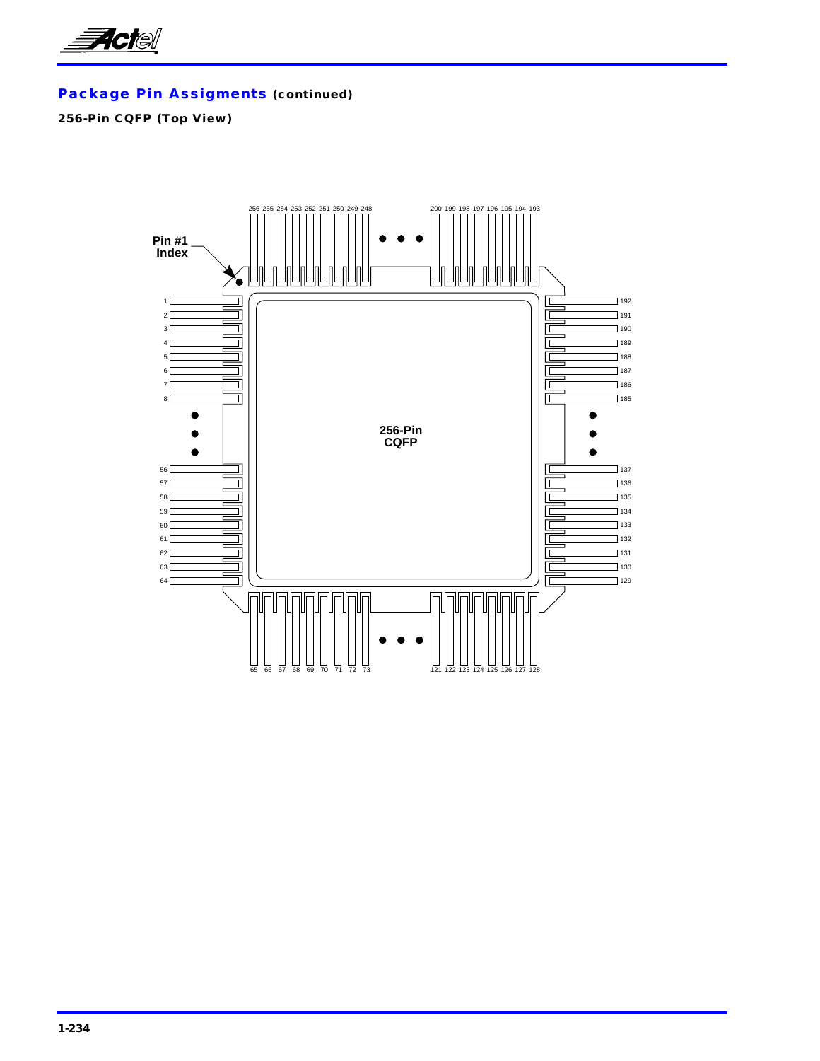## Package Pin Assigments (continued)

### 256-Pin CQFP (Top View)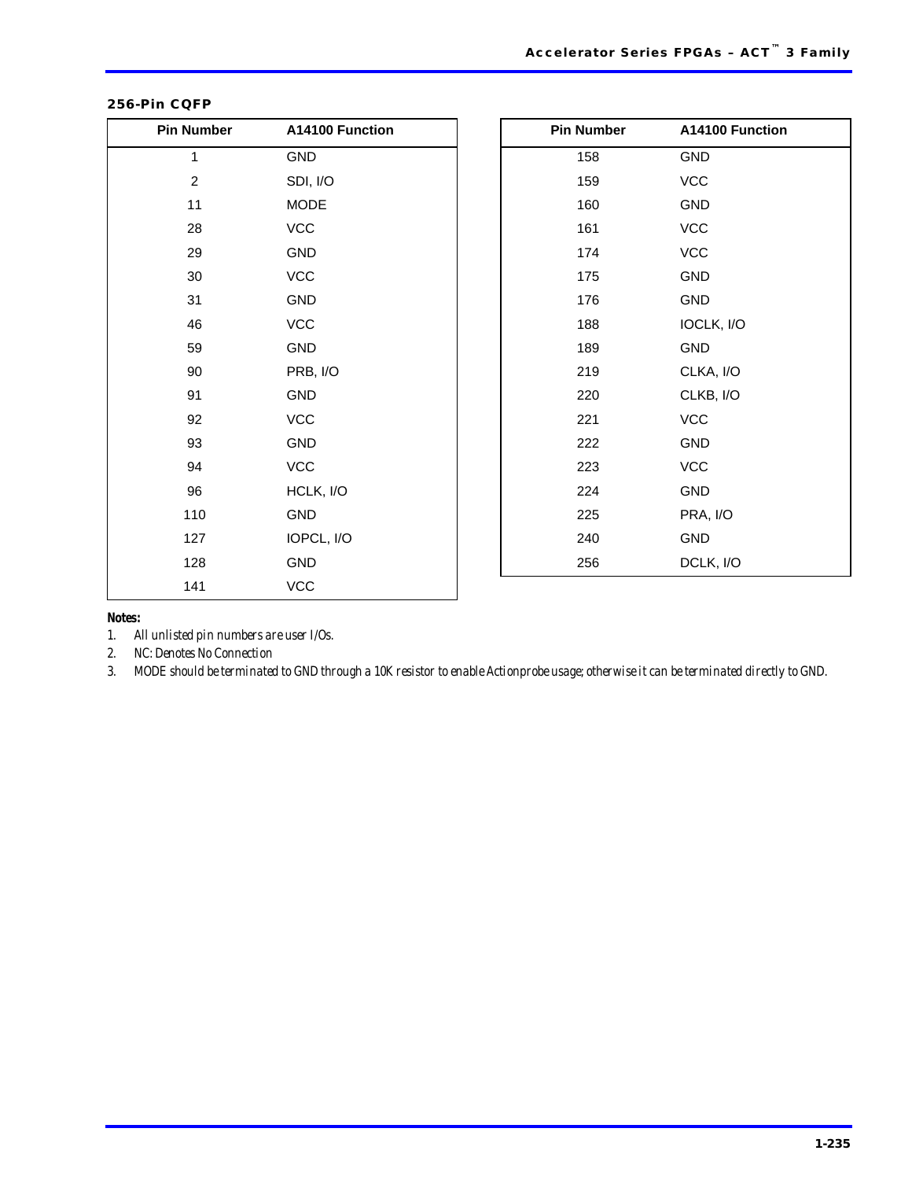### 256-Pin CQFP

| Pin Number | A14100 Function |
|---|---|
| 1 | GND |
| 2 | SDI, I/O |
| 11 | MODE |
| 28 | VCC |
| 29 | GND |
| 30 | VCC |
| 31 | GND |
| 46 | VCC |
| 59 | GND |
| 90 | PRB, I/O |
| 91 | GND |
| 92 | VCC |
| 93 | GND |
| 94 | VCC |
| 96 | HCLK, I/O |
| 110 | GND |
| 127 | IOPCL, I/O |
| 128 | GND |
| 141 | VCC |

| Pin Number | A14100 Function |
|---|---|
| 158 | GND |
| 159 | VCC |
| 160 | GND |
| 161 | VCC |
| 174 | VCC |
| 175 | GND |
| 176 | GND |
| 188 | IOCLK, I/O |
| 189 | GND |
| 219 | CLKA, I/O |
| 220 | CLKB, I/O |
| 221 | VCC |
| 222 | GND |
| 223 | VCC |
| 224 | GND |
| 225 | PRA, I/O |
| 240 | GND |
| 256 | DCLK, I/O |

**Notes:**

1. *All unlisted pin numbers are user I/Os.*
2. *NC: Denotes No Connection*
3. *MODE should be terminated to GND through a 10K resistor to enable Actionprobe usage; otherwise it can be terminated directly to GND.*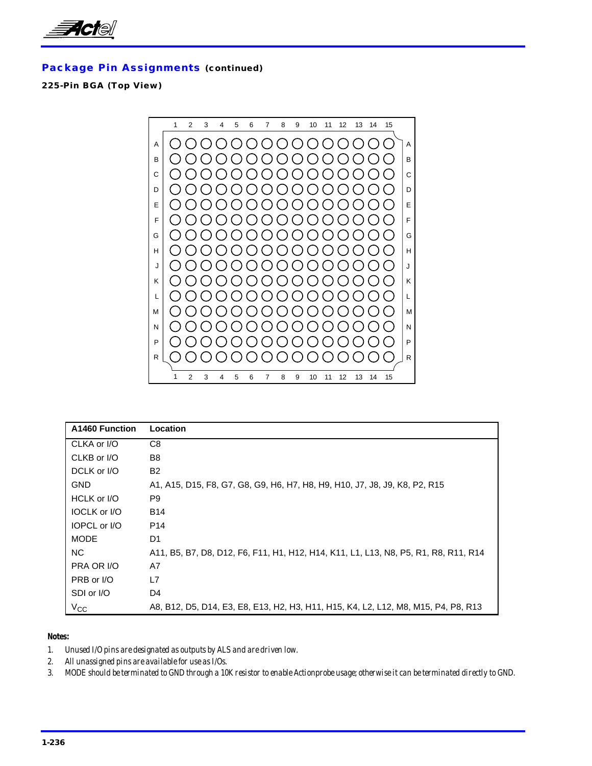## Package Pin Assignments (continued)

### 225-Pin BGA (Top View)

| A1460 Function | Location |
|---|---|
| CLKA or I/O | C8 |
| CLKB or I/O | B8 |
| DCLK or I/O | B2 |
| GND | A1, A15, D15, F8, G7, G8, G9, H6, H7, H8, H9, H10, J7, J8, J9, K8, P2, R15 |
| HCLK or I/O | P9 |
| IOCLK or I/O | B14 |
| IOPCL or I/O | P14 |
| MODE | D1 |
| NC | A11, B5, B7, D8, D12, F6, F11, H1, H12, H14, K11, L1, L13, N8, P5, R1, R8, R11, R14 |
| PRA OR I/O | A7 |
| PRB or I/O | L7 |
| SDI or I/O | D4 |
| $V_{CC}$ | A8, B12, D5, D14, E3, E8, E13, H2, H3, H11, H15, K4, L2, L12, M8, M15, P4, P8, R13 |

**Notes:**

1. *Unused I/O pins are designated as outputs by ALS and are driven low.*
2. *All unassigned pins are available for use as I/Os.*
3. *MODE should be terminated to GND through a 10K resistor to enable Actionprobe usage; otherwise it can be terminated directly to GND.*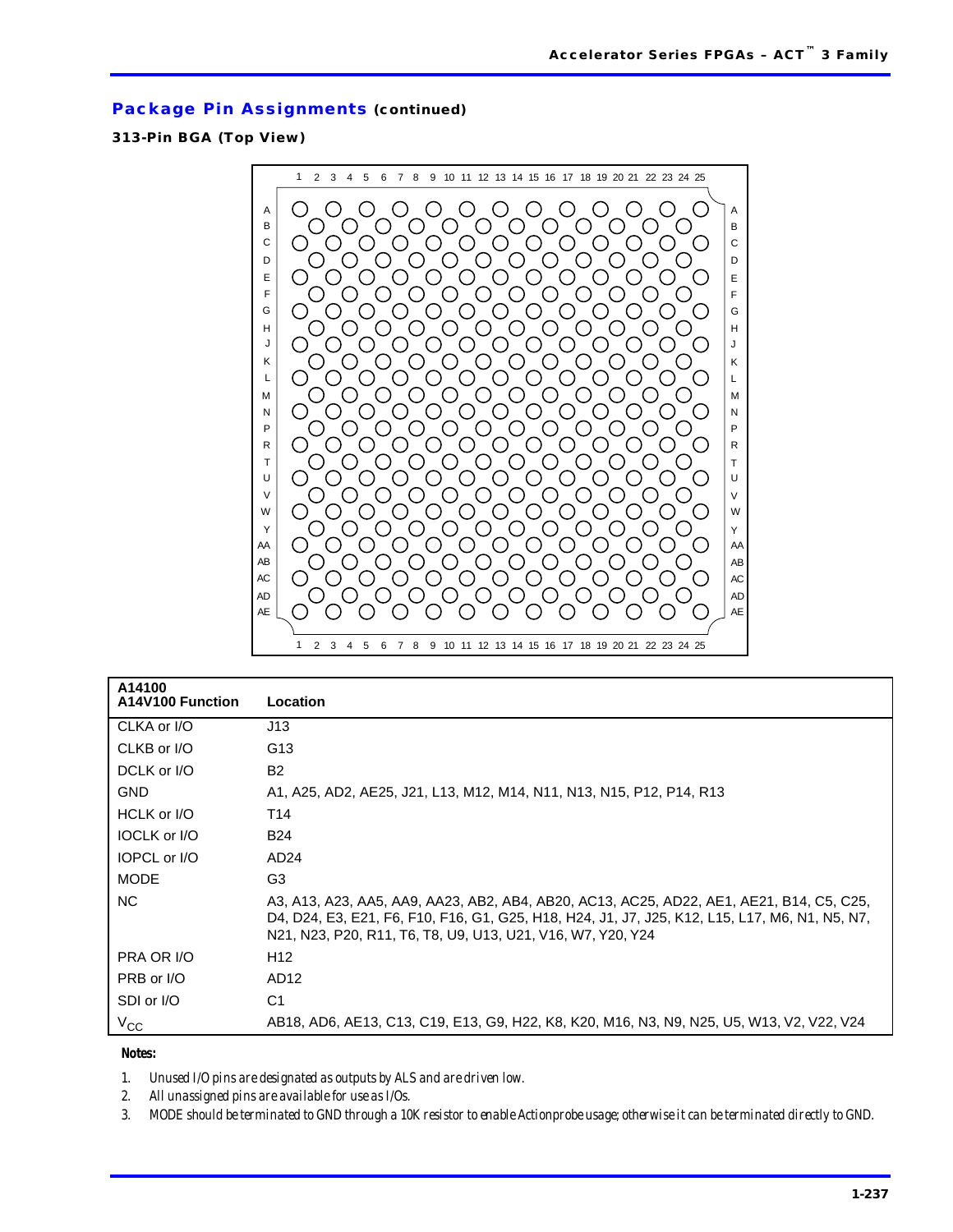## Package Pin Assignments (continued)

### 313-Pin BGA (Top View)

| A14100 A14V100 Function | Location |
|---|---|
| CLKA or I/O | J13 |
| CLKB or I/O | G13 |
| DCLK or I/O | B2 |
| GND | A1, A25, AD2, AE25, J21, L13, M12, M14, N11, N13, N15, P12, P14, R13 |
| HCLK or I/O | T14 |
| IOCLK or I/O | B24 |
| IOPCL or I/O | AD24 |
| MODE | G3 |
| NC | A3, A13, A23, AA5, AA9, AA23, AB2, AB4, AB20, AC13, AC25, AD22, AE1, AE21, B14, C5, C25, D4, D24, E3, E21, F6, F10, F16, G1, G25, H18, H24, J1, J7, J25, K12, L15, L17, M6, N1, N5, N7, N21, N23, P20, R11, T6, T8, U9, U13, U21, V16, W7, Y20, Y24 |
| PRA OR I/O | H12 |
| PRB or I/O | AD12 |
| SDI or I/O | C1 |
| $V_{CC}$ | AB18, AD6, AE13, C13, C19, E13, G9, H22, K8, K20, M16, N3, N9, N25, U5, W13, V2, V22, V24 |

**Notes:**

1. *Unused I/O pins are designated as outputs by ALS and are driven low.*
2. *All unassigned pins are available for use as I/Os.*
3. *MODE should be terminated to GND through a 10K resistor to enable Actionprobe usage; otherwise it can be terminated directly to GND.*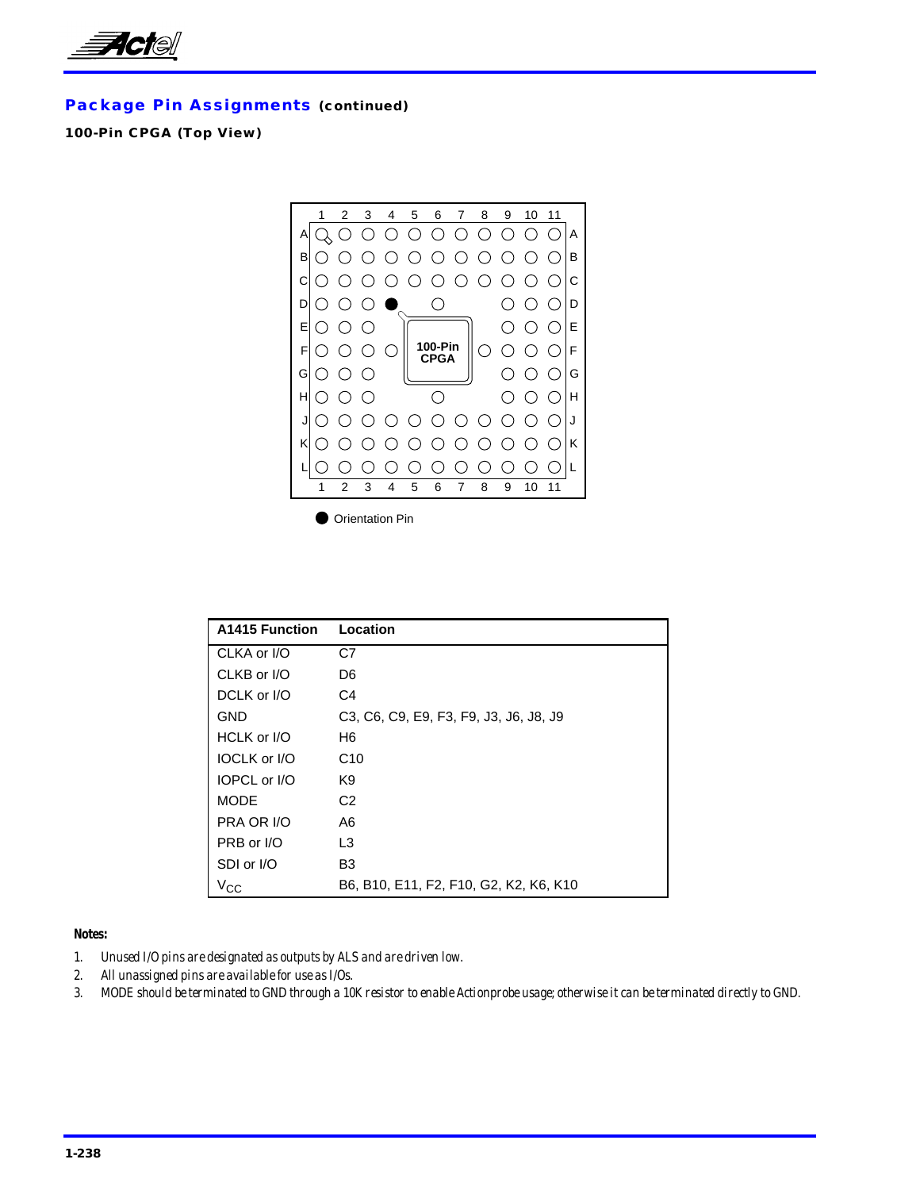## Package Pin Assignments (continued)

### 100-Pin CPGA (Top View)

Orientation Pin

| A1415 Function | Location |
|---|---|
| CLKA or I/O | C7 |
| CLKB or I/O | D6 |
| DCLK or I/O | C4 |
| GND | C3, C6, C9, E9, F3, F9, J3, J6, J8, J9 |
| HCLK or I/O | H6 |
| IOCLK or I/O | C10 |
| IOPCL or I/O | K9 |
| MODE | C2 |
| PRA OR I/O | A6 |
| PRB or I/O | L3 |
| SDI or I/O | B3 |
| $V_{CC}$ | B6, B10, E11, F2, F10, G2, K2, K6, K10 |

**Notes:**

1. *Unused I/O pins are designated as outputs by ALS and are driven low.*
2. *All unassigned pins are available for use as I/Os.*
3. *MODE should be terminated to GND through a 10K resistor to enable Actionprobe usage; otherwise it can be terminated directly to GND.*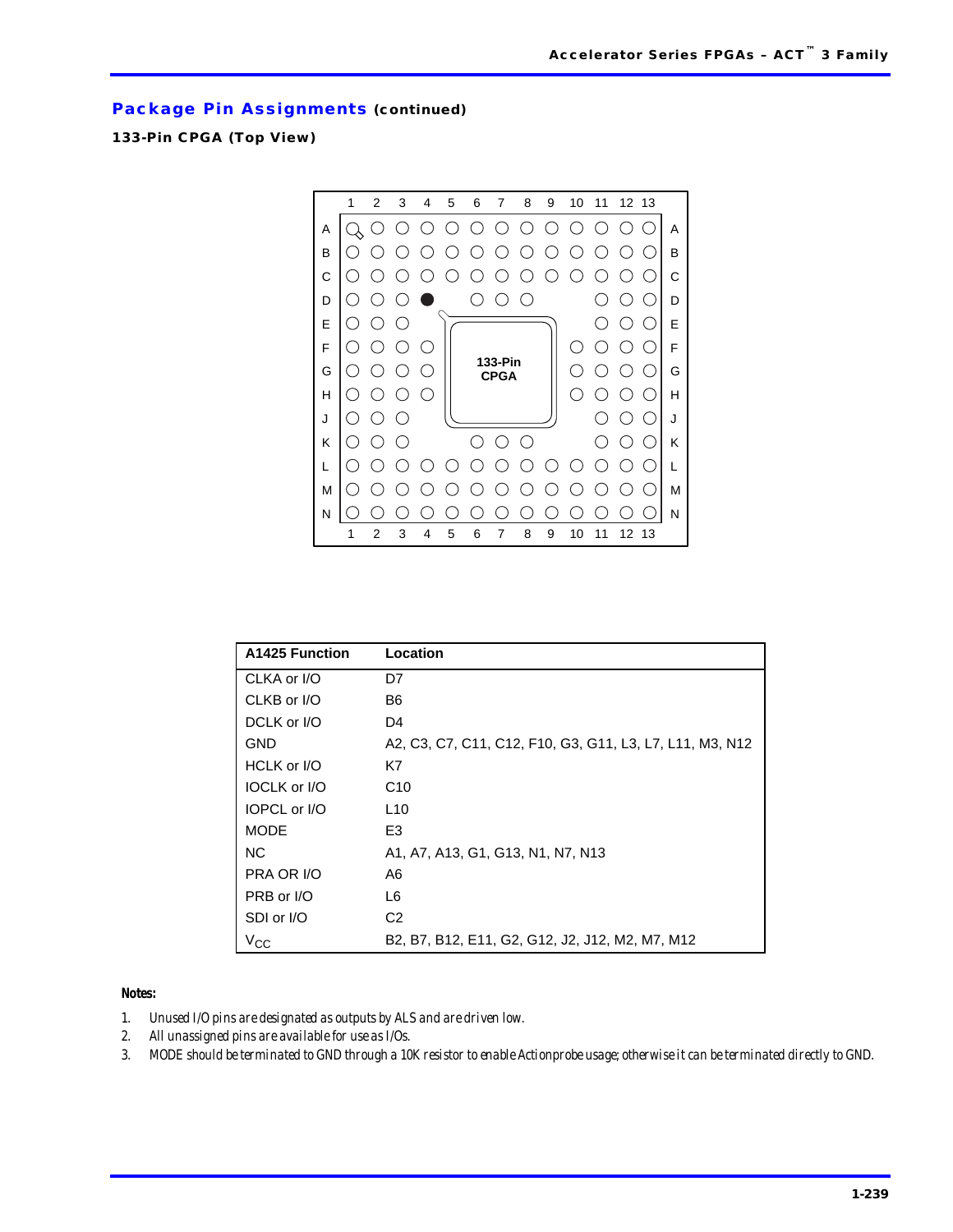## Package Pin Assignments (continued)

### 133-Pin CPGA (Top View)

| A1425 Function | Location |
|---|---|
| CLKA or I/O | D7 |
| CLKB or I/O | B6 |
| DCLK or I/O | D4 |
| GND | A2, C3, C7, C11, C12, F10, G3, G11, L3, L7, L11, M3, N12 |
| HCLK or I/O | K7 |
| IOCLK or I/O | C10 |
| IOPCL or I/O | L10 |
| MODE | E3 |
| NC | A1, A7, A13, G1, G13, N1, N7, N13 |
| PRA OR I/O | A6 |
| PRB or I/O | L6 |
| SDI or I/O | C2 |
| $V_{CC}$ | B2, B7, B12, E11, G2, G12, J2, J12, M2, M7, M12 |

**Notes:**

1. *Unused I/O pins are designated as outputs by ALS and are driven low.*
2. *All unassigned pins are available for use as I/Os.*
3. *MODE should be terminated to GND through a 10K resistor to enable Actionprobe usage; otherwise it can be terminated directly to GND.*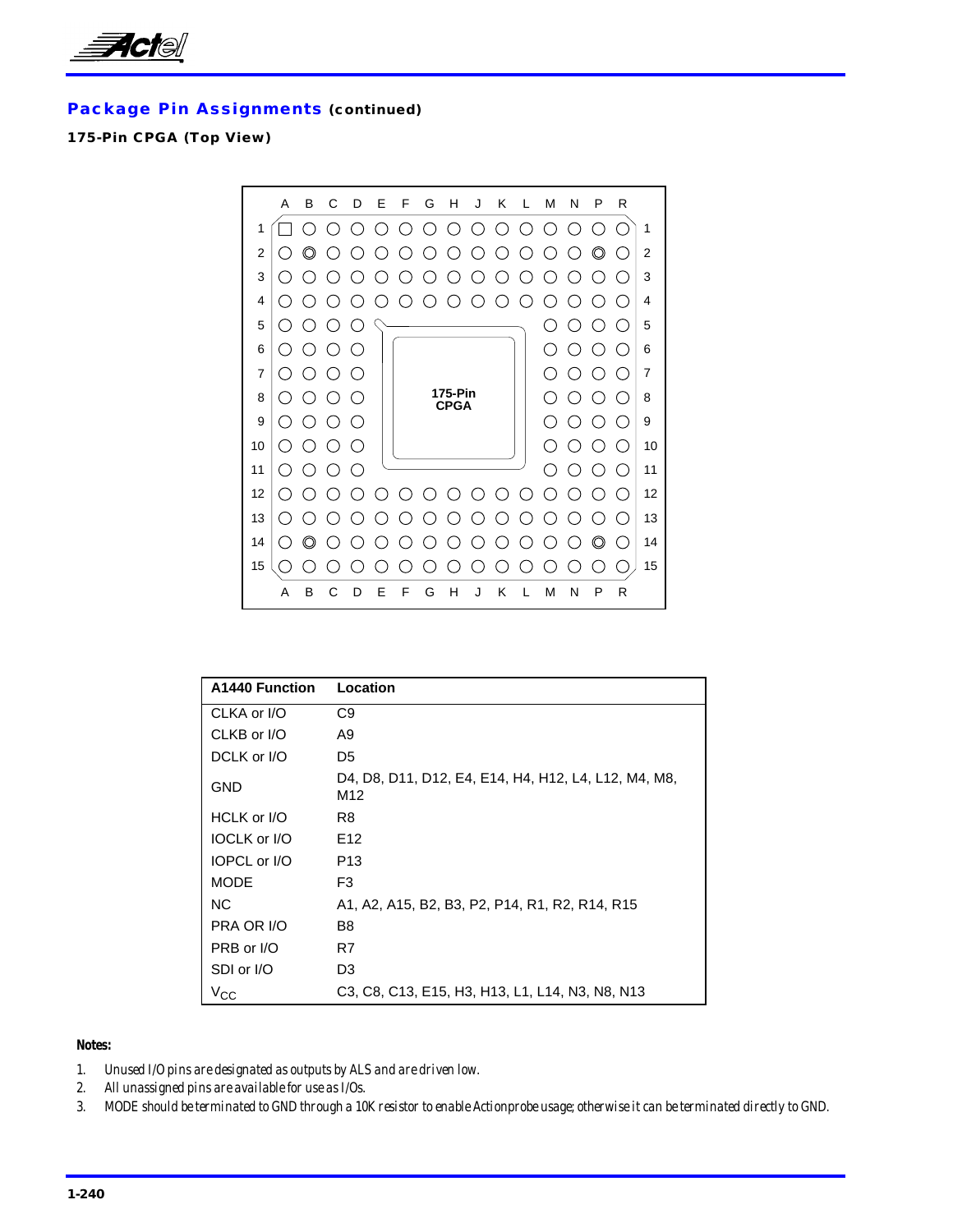## Package Pin Assignments (continued)

### 175-Pin CPGA (Top View)

| A1440 Function | Location |
| --- | --- |
| CLKA or I/O | C9 |
| CLKB or I/O | A9 |
| DCLK or I/O | D5 |
| GND | D4, D8, D11, D12, E4, E14, H4, H12, L4, L12, M4, M8, M12 |
| HCLK or I/O | R8 |
| IOCLK or I/O | E12 |
| IOPCL or I/O | P13 |
| MODE | F3 |
| NC | A1, A2, A15, B2, B3, P2, P14, R1, R2, R14, R15 |
| PRA OR I/O | B8 |
| PRB or I/O | R7 |
| SDI or I/O | D3 |
| $V_{CC}$ | C3, C8, C13, E15, H3, H13, L1, L14, N3, N8, N13 |

**Notes:**

1. *Unused I/O pins are designated as outputs by ALS and are driven low.*
2. *All unassigned pins are available for use as I/Os.*
3. *MODE should be terminated to GND through a 10K resistor to enable Actionprobe usage; otherwise it can be terminated directly to GND.*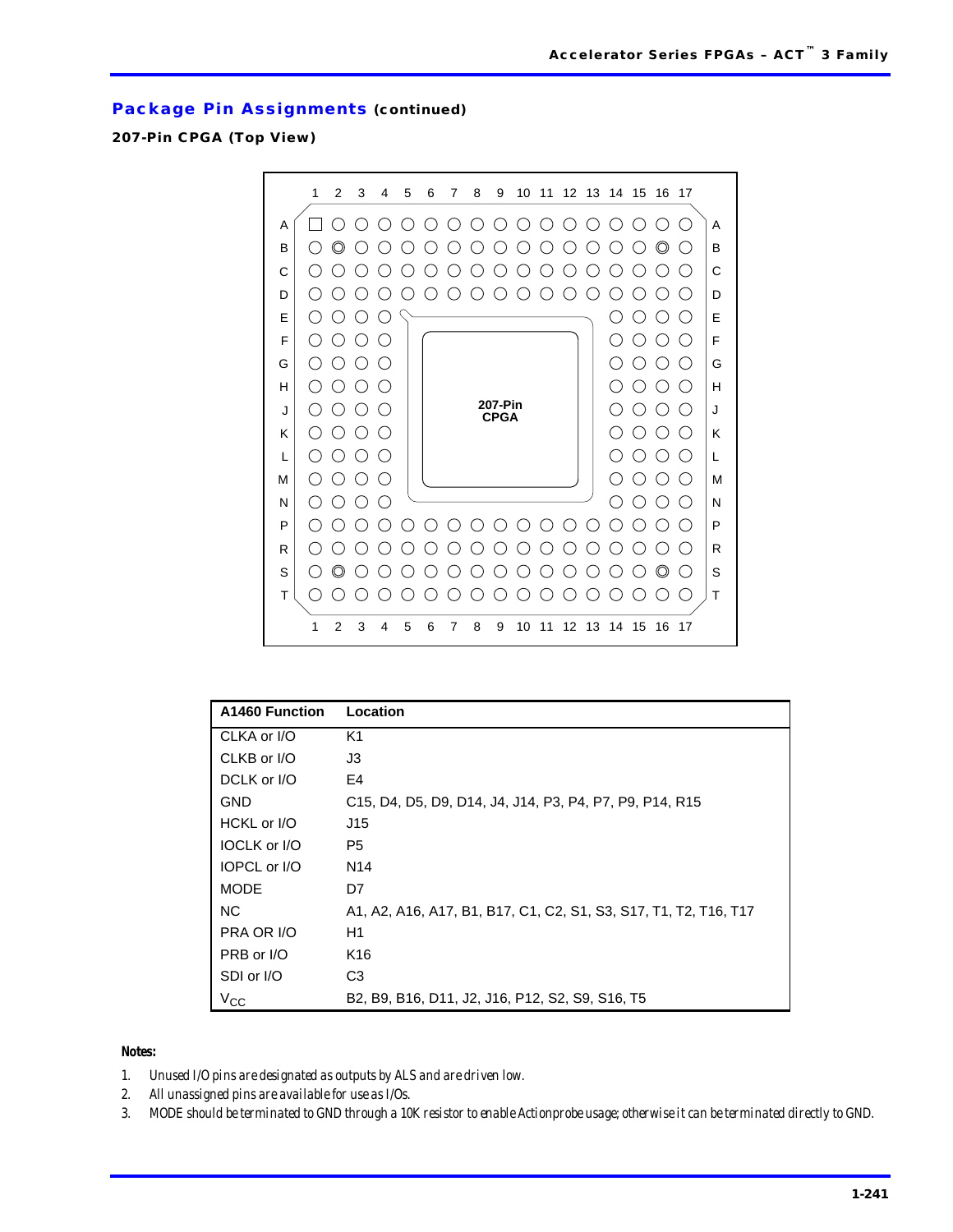## Package Pin Assignments (continued)

### 207-Pin CPGA (Top View)

| A1460 Function | Location |
|---|---|
| CLKA or I/O | K1 |
| CLKB or I/O | J3 |
| DCLK or I/O | E4 |
| GND | C15, D4, D5, D9, D14, J4, J14, P3, P4, P7, P9, P14, R15 |
| HCKL or I/O | J15 |
| IOCLK or I/O | P5 |
| IOPCL or I/O | N14 |
| MODE | D7 |
| NC | A1, A2, A16, A17, B1, B17, C1, C2, S1, S3, S17, T1, T2, T16, T17 |
| PRA OR I/O | H1 |
| PRB or I/O | K16 |
| SDI or I/O | C3 |
| $V_{CC}$ | B2, B9, B16, D11, J2, J16, P12, S2, S9, S16, T5 |

**Notes:**

1. *Unused I/O pins are designated as outputs by ALS and are driven low.*
2. *All unassigned pins are available for use as I/Os.*
3. *MODE should be terminated to GND through a 10K resistor to enable Actionprobe usage; otherwise it can be terminated directly to GND.*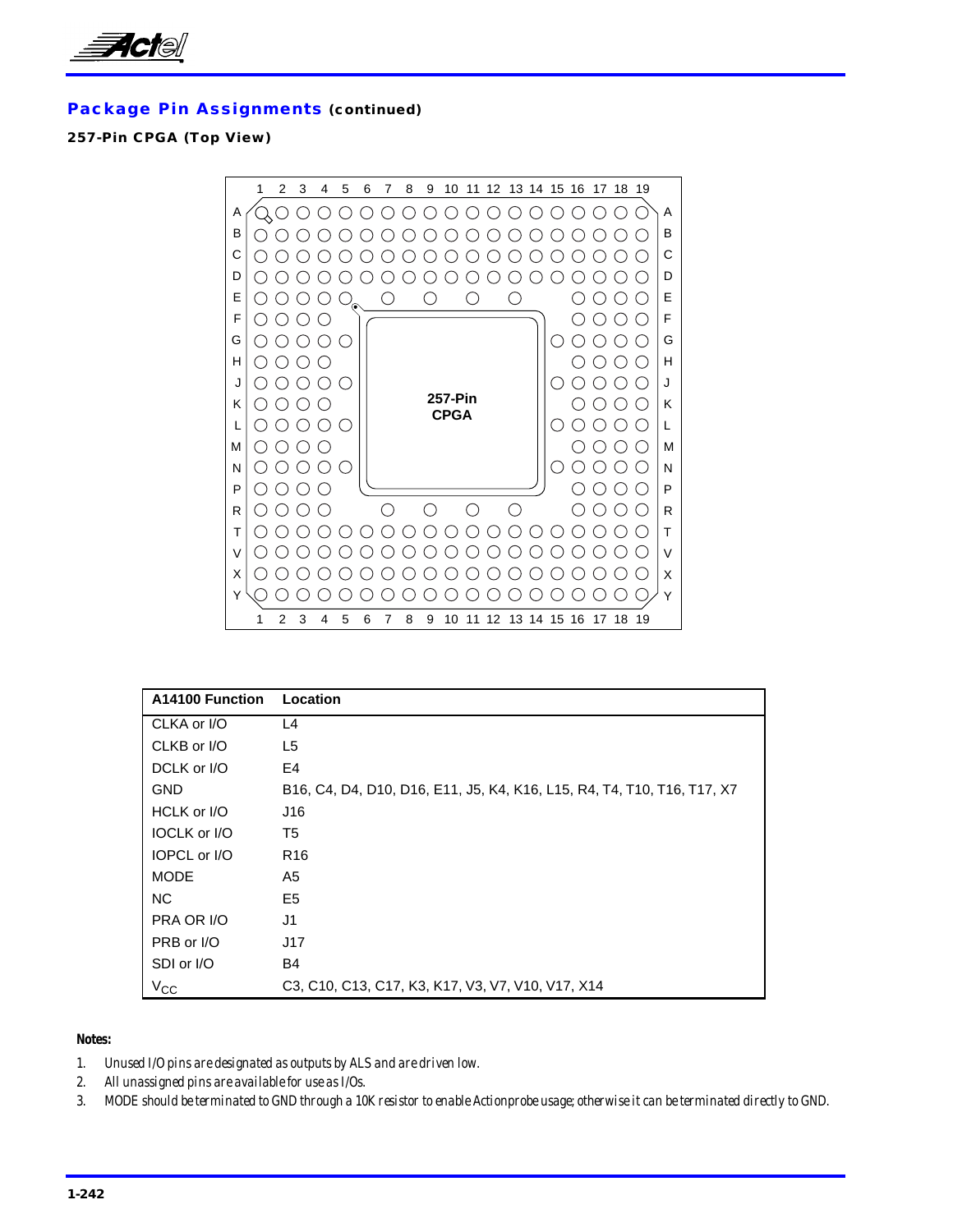## Package Pin Assignments (continued)

### 257-Pin CPGA (Top View)

257-Pin
CPGA

| A14100 Function | Location |
|---|---|
| CLKA or I/O | L4 |
| CLKB or I/O | L5 |
| DCLK or I/O | E4 |
| GND | B16, C4, D4, D10, D16, E11, J5, K4, K16, L15, R4, T4, T10, T16, T17, X7 |
| HCLK or I/O | J16 |
| IOCLK or I/O | T5 |
| IOPCL or I/O | R16 |
| MODE | A5 |
| NC | E5 |
| PRA OR I/O | J1 |
| PRB or I/O | J17 |
| SDI or I/O | B4 |
| $V_{CC}$ | C3, C10, C13, C17, K3, K17, V3, V7, V10, V17, X14 |

**Notes:**

1. *Unused I/O pins are designated as outputs by ALS and are driven low.*
2. *All unassigned pins are available for use as I/Os.*
3. *MODE should be terminated to GND through a 10K resistor to enable Actionprobe usage; otherwise it can be terminated directly to GND.*